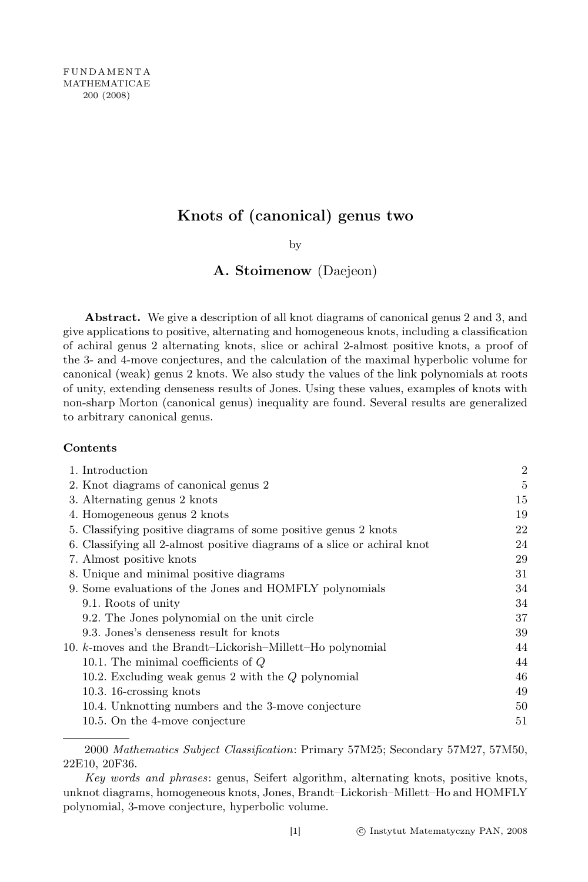# Knots of (canonical) genus two

by

**A. Stoimenow** (Daejeon)

**Abstract.** We give a description of all knot diagrams of canonical genus 2 and 3, and give applications to positive, alternating and homogeneous knots, including a classification of achiral genus 2 alternating knots, slice or achiral 2-almost positive knots, a proof of the 3- and 4-move conjectures, and the calculation of the maximal hyperbolic volume for canonical (weak) genus 2 knots. We also study the values of the link polynomials at roots of unity, extending denseness results of Jones. Using these values, examples of knots with non-sharp Morton (canonical genus) inequality are found. Several results are generalized to arbitrary canonical genus.

**Contents**

| | |
|---|---|
| 1. Introduction | 2 |
| 2. Knot diagrams of canonical genus 2 | 5 |
| 3. Alternating genus 2 knots | 15 |
| 4. Homogeneous genus 2 knots | 19 |
| 5. Classifying positive diagrams of some positive genus 2 knots | 22 |
| 6. Classifying all 2-almost positive diagrams of a slice or achiral knot | 24 |
| 7. Almost positive knots | 29 |
| 8. Unique and minimal positive diagrams | 31 |
| 9. Some evaluations of the Jones and HOMFLY polynomials | 34 |
| 9.1. Roots of unity | 34 |
| 9.2. The Jones polynomial on the unit circle | 37 |
| 9.3. Jones's denseness result for knots | 39 |
| 10. $k$-moves and the Brandt–Lickorish–Millett–Ho polynomial | 44 |
| 10.1. The minimal coefficients of $Q$ | 44 |
| 10.2. Excluding weak genus 2 with the $Q$ polynomial | 46 |
| 10.3. 16-crossing knots | 49 |
| 10.4. Unknotting numbers and the 3-move conjecture | 50 |
| 10.5. On the 4-move conjecture | 51 |

2000 *Mathematics Subject Classification*: Primary 57M25; Secondary 57M27, 57M50, 22E10, 20F36.

*Key words and phrases*: genus, Seifert algorithm, alternating knots, positive knots, unknot diagrams, homogeneous knots, Jones, Brandt–Lickorish–Millett–Ho and HOMFLY polynomial, 3-move conjecture, hyperbolic volume.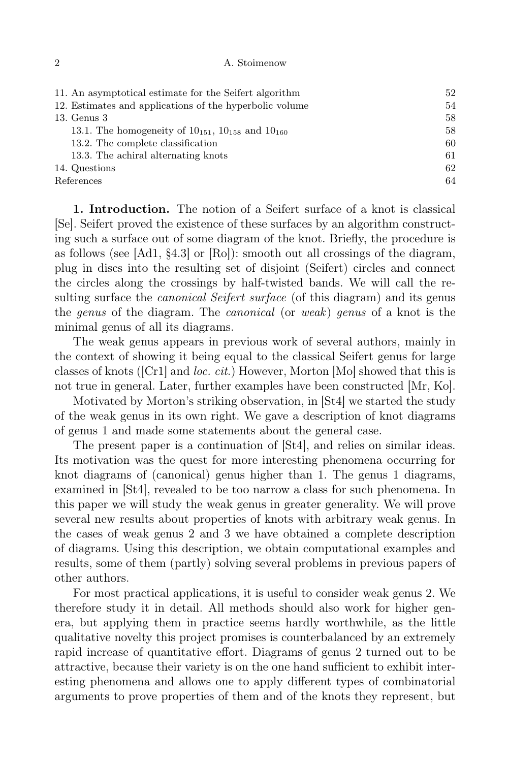11. An asymptotical estimate for the Seifert algorithm 52
12. Estimates and applications of the hyperbolic volume 54
13. Genus 3 58
  13.1. The homogeneity of $10_{151}$, $10_{158}$ and $10_{160}$ 58
  13.2. The complete classification 60
  13.3. The achiral alternating knots 61
14. Questions 62
References 64

**1. Introduction.** The notion of a Seifert surface of a knot is classical [Se]. Seifert proved the existence of these surfaces by an algorithm constructing such a surface out of some diagram of the knot. Briefly, the procedure is as follows (see [Ad1, §4.3] or [Ro]): smooth out all crossings of the diagram, plug in discs into the resulting set of disjoint (Seifert) circles and connect the circles along the crossings by half-twisted bands. We will call the resulting surface the *canonical Seifert surface* (of this diagram) and its genus the *genus* of the diagram. The *canonical* (or *weak*) *genus* of a knot is the minimal genus of all its diagrams.

The weak genus appears in previous work of several authors, mainly in the context of showing it being equal to the classical Seifert genus for large classes of knots ([Cr1] and *loc. cit.*) However, Morton [Mo] showed that this is not true in general. Later, further examples have been constructed [Mr, Ko].

Motivated by Morton's striking observation, in [St4] we started the study of the weak genus in its own right. We gave a description of knot diagrams of genus 1 and made some statements about the general case.

The present paper is a continuation of [St4], and relies on similar ideas. Its motivation was the quest for more interesting phenomena occurring for knot diagrams of (canonical) genus higher than 1. The genus 1 diagrams, examined in [St4], revealed to be too narrow a class for such phenomena. In this paper we will study the weak genus in greater generality. We will prove several new results about properties of knots with arbitrary weak genus. In the cases of weak genus 2 and 3 we have obtained a complete description of diagrams. Using this description, we obtain computational examples and results, some of them (partly) solving several problems in previous papers of other authors.

For most practical applications, it is useful to consider weak genus 2. We therefore study it in detail. All methods should also work for higher genera, but applying them in practice seems hardly worthwhile, as the little qualitative novelty this project promises is counterbalanced by an extremely rapid increase of quantitative effort. Diagrams of genus 2 turned out to be attractive, because their variety is on the one hand sufficient to exhibit interesting phenomena and allows one to apply different types of combinatorial arguments to prove properties of them and of the knots they represent, but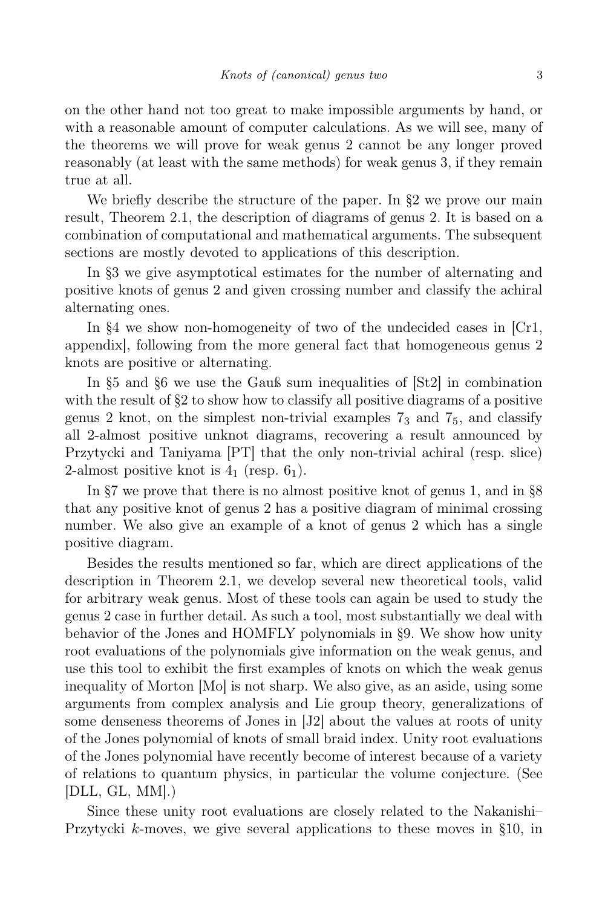on the other hand not too great to make impossible arguments by hand, or with a reasonable amount of computer calculations. As we will see, many of the theorems we will prove for weak genus 2 cannot be any longer proved reasonably (at least with the same methods) for weak genus 3, if they remain true at all.

We briefly describe the structure of the paper. In §2 we prove our main result, Theorem 2.1, the description of diagrams of genus 2. It is based on a combination of computational and mathematical arguments. The subsequent sections are mostly devoted to applications of this description.

In §3 we give asymptotical estimates for the number of alternating and positive knots of genus 2 and given crossing number and classify the achiral alternating ones.

In §4 we show non-homogeneity of two of the undecided cases in [Cr1, appendix], following from the more general fact that homogeneous genus 2 knots are positive or alternating.

In §5 and §6 we use the Gauß sum inequalities of [St2] in combination with the result of §2 to show how to classify all positive diagrams of a positive genus 2 knot, on the simplest non-trivial examples $7_3$ and $7_5$, and classify all 2-almost positive unknot diagrams, recovering a result announced by Przytycki and Taniyama [PT] that the only non-trivial achiral (resp. slice) 2-almost positive knot is $4_1$ (resp. $6_1$).

In §7 we prove that there is no almost positive knot of genus 1, and in §8 that any positive knot of genus 2 has a positive diagram of minimal crossing number. We also give an example of a knot of genus 2 which has a single positive diagram.

Besides the results mentioned so far, which are direct applications of the description in Theorem 2.1, we develop several new theoretical tools, valid for arbitrary weak genus. Most of these tools can again be used to study the genus 2 case in further detail. As such a tool, most substantially we deal with behavior of the Jones and HOMFLY polynomials in §9. We show how unity root evaluations of the polynomials give information on the weak genus, and use this tool to exhibit the first examples of knots on which the weak genus inequality of Morton [Mo] is not sharp. We also give, as an aside, using some arguments from complex analysis and Lie group theory, generalizations of some denseness theorems of Jones in [J2] about the values at roots of unity of the Jones polynomial of knots of small braid index. Unity root evaluations of the Jones polynomial have recently become of interest because of a variety of relations to quantum physics, in particular the volume conjecture. (See [DLL, GL, MM].)

Since these unity root evaluations are closely related to the Nakanishi–Przytycki $k$-moves, we give several applications to these moves in §10, in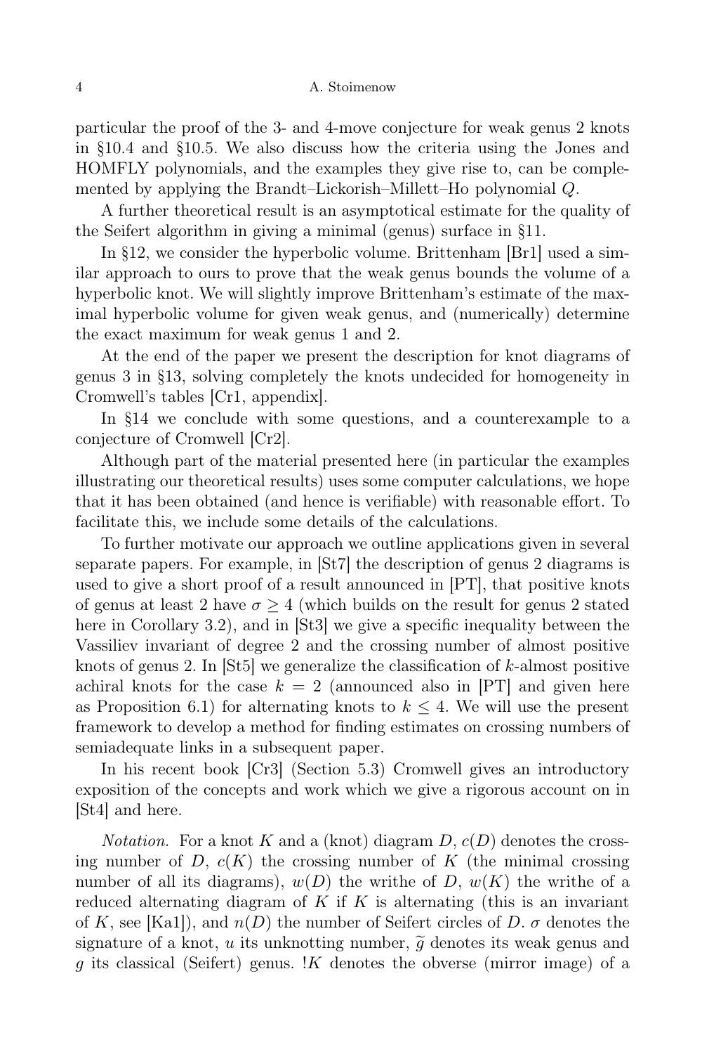particular the proof of the 3- and 4-move conjecture for weak genus 2 knots in §10.4 and §10.5. We also discuss how the criteria using the Jones and HOMFLY polynomials, and the examples they give rise to, can be complemented by applying the Brandt–Lickorish–Millett–Ho polynomial $Q$.

A further theoretical result is an asymptotical estimate for the quality of the Seifert algorithm in giving a minimal (genus) surface in §11.

In §12, we consider the hyperbolic volume. Brittenham [Br1] used a similar approach to ours to prove that the weak genus bounds the volume of a hyperbolic knot. We will slightly improve Brittenham's estimate of the maximal hyperbolic volume for given weak genus, and (numerically) determine the exact maximum for weak genus 1 and 2.

At the end of the paper we present the description for knot diagrams of genus 3 in §13, solving completely the knots undecided for homogeneity in Cromwell's tables [Cr1, appendix].

In §14 we conclude with some questions, and a counterexample to a conjecture of Cromwell [Cr2].

Although part of the material presented here (in particular the examples illustrating our theoretical results) uses some computer calculations, we hope that it has been obtained (and hence is verifiable) with reasonable effort. To facilitate this, we include some details of the calculations.

To further motivate our approach we outline applications given in several separate papers. For example, in [St7] the description of genus 2 diagrams is used to give a short proof of a result announced in [PT], that positive knots of genus at least 2 have $\sigma \geq 4$ (which builds on the result for genus 2 stated here in Corollary 3.2), and in [St3] we give a specific inequality between the Vassiliev invariant of degree 2 and the crossing number of almost positive knots of genus 2. In [St5] we generalize the classification of $k$-almost positive achiral knots for the case $k = 2$ (announced also in [PT] and given here as Proposition 6.1) for alternating knots to $k \leq 4$. We will use the present framework to develop a method for finding estimates on crossing numbers of semiadequate links in a subsequent paper.

In his recent book [Cr3] (Section 5.3) Cromwell gives an introductory exposition of the concepts and work which we give a rigorous account on in [St4] and here.

*Notation.* For a knot $K$ and a (knot) diagram $D$, $c(D)$ denotes the crossing number of $D$, $c(K)$ the crossing number of $K$ (the minimal crossing number of all its diagrams), $w(D)$ the writhe of $D$, $w(K)$ the writhe of a reduced alternating diagram of $K$ if $K$ is alternating (this is an invariant of $K$, see [Ka1]), and $n(D)$ the number of Seifert circles of $D$. $\sigma$ denotes the signature of a knot, $u$ its unknotting number, $\widetilde{g}$ denotes its weak genus and $g$ its classical (Seifert) genus. $!K$ denotes the obverse (mirror image) of a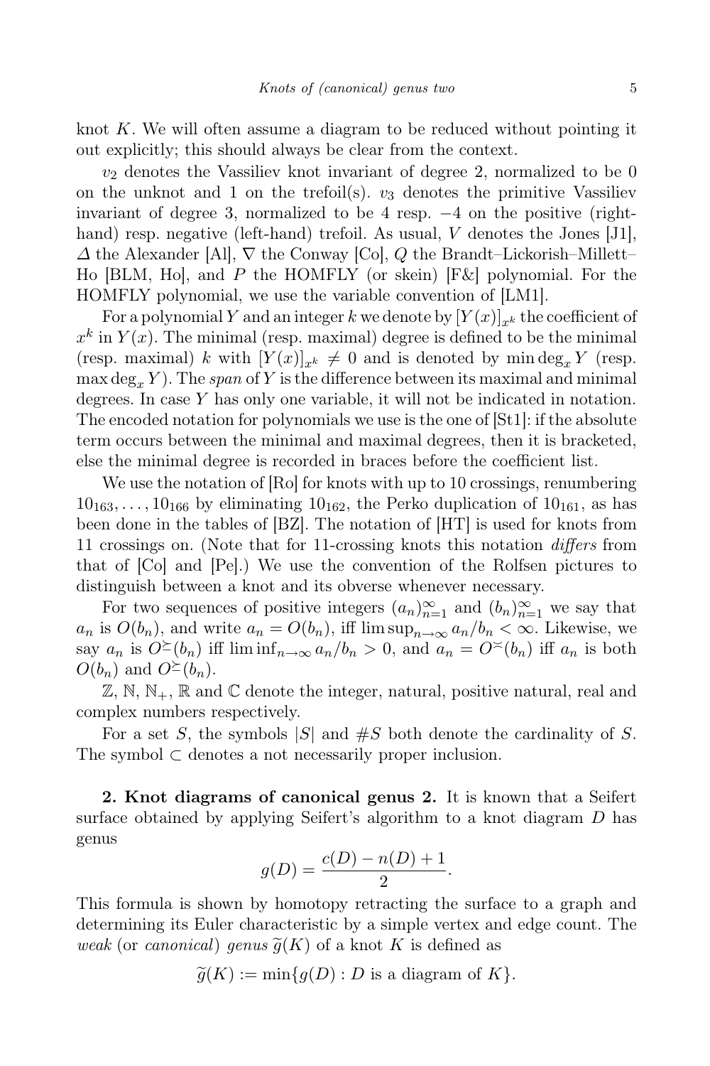knot $K$. We will often assume a diagram to be reduced without pointing it out explicitly; this should always be clear from the context.

$v_2$ denotes the Vassiliev knot invariant of degree 2, normalized to be 0 on the unknot and 1 on the trefoil(s). $v_3$ denotes the primitive Vassiliev invariant of degree 3, normalized to be 4 resp. $-4$ on the positive (right-hand) resp. negative (left-hand) trefoil. As usual, $V$ denotes the Jones [J1], $\Delta$ the Alexander [Al], $\nabla$ the Conway [Co], $Q$ the Brandt–Lickorish–Millett–Ho [BLM, Ho], and $P$ the HOMFLY (or skein) [F&] polynomial. For the HOMFLY polynomial, we use the variable convention of [LM1].

For a polynomial $Y$ and an integer $k$ we denote by $[Y(x)]_{x^k}$ the coefficient of $x^k$ in $Y(x)$. The minimal (resp. maximal) degree is defined to be the minimal (resp. maximal) $k$ with $[Y(x)]_{x^k} \neq 0$ and is denoted by $\min\deg_x Y$ (resp. $\max\deg_x Y$). The *span* of $Y$ is the difference between its maximal and minimal degrees. In case $Y$ has only one variable, it will not be indicated in notation. The encoded notation for polynomials we use is the one of [St1]: if the absolute term occurs between the minimal and maximal degrees, then it is bracketed, else the minimal degree is recorded in braces before the coefficient list.

We use the notation of [Ro] for knots with up to 10 crossings, renumbering $10_{163}, \dots, 10_{166}$ by eliminating $10_{162}$, the Perko duplication of $10_{161}$, as has been done in the tables of [BZ]. The notation of [HT] is used for knots from 11 crossings on. (Note that for 11-crossing knots this notation *differs* from that of [Co] and [Pe].) We use the convention of the Rolfsen pictures to distinguish between a knot and its obverse whenever necessary.

For two sequences of positive integers $(a_n)_{n=1}^{\infty}$ and $(b_n)_{n=1}^{\infty}$ we say that $a_n$ is $O(b_n)$, and write $a_n = O(b_n)$, iff $\limsup_{n\to\infty} a_n/b_n < \infty$. Likewise, we say $a_n$ is $O^{\succeq}(b_n)$ iff $\liminf_{n\to\infty} a_n/b_n > 0$, and $a_n = O^{\asymp}(b_n)$ iff $a_n$ is both $O(b_n)$ and $O^{\succeq}(b_n)$.

$\mathbb{Z}$, $\mathbb{N}$, $\mathbb{N}_+$, $\mathbb{R}$ and $\mathbb{C}$ denote the integer, natural, positive natural, real and complex numbers respectively.

For a set $S$, the symbols $|S|$ and $\#S$ both denote the cardinality of $S$. The symbol $\subset$ denotes a not necessarily proper inclusion.

**2. Knot diagrams of canonical genus 2.** It is known that a Seifert surface obtained by applying Seifert's algorithm to a knot diagram $D$ has genus

$$g(D) = \frac{c(D) - n(D) + 1}{2}.$$

This formula is shown by homotopy retracting the surface to a graph and determining its Euler characteristic by a simple vertex and edge count. The *weak* (or *canonical*) *genus* $\widetilde{g}(K)$ of a knot $K$ is defined as

$$\widetilde{g}(K) := \min\{g(D) : D \text{ is a diagram of } K\}.$$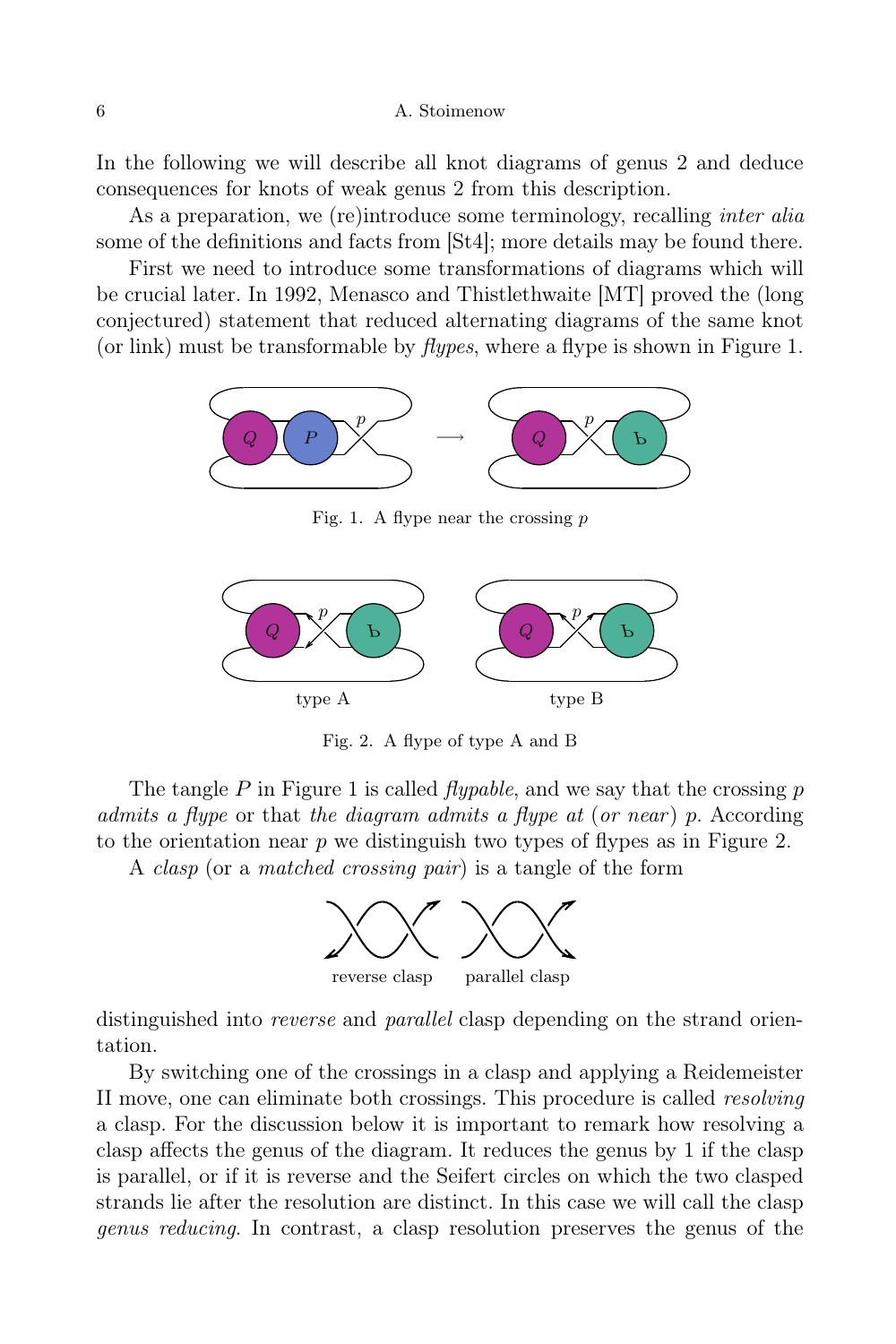In the following we will describe all knot diagrams of genus 2 and deduce consequences for knots of weak genus 2 from this description.

As a preparation, we (re)introduce some terminology, recalling *inter alia* some of the definitions and facts from [St4]; more details may be found there.

First we need to introduce some transformations of diagrams which will be crucial later. In 1992, Menasco and Thistlethwaite [MT] proved the (long conjectured) statement that reduced alternating diagrams of the same knot (or link) must be transformable by *flypes*, where a flype is shown in Figure 1.

Fig. 1. A flype near the crossing $p$

Fig. 2. A flype of type A and B

The tangle $P$ in Figure 1 is called *flypable*, and we say that the crossing $p$ *admits a flype* or that *the diagram admits a flype at* (*or near*) $p$. According to the orientation near $p$ we distinguish two types of flypes as in Figure 2.

A *clasp* (or a *matched crossing pair*) is a tangle of the form

reverse clasp parallel clasp

distinguished into *reverse* and *parallel* clasp depending on the strand orientation.

By switching one of the crossings in a clasp and applying a Reidemeister II move, one can eliminate both crossings. This procedure is called *resolving* a clasp. For the discussion below it is important to remark how resolving a clasp affects the genus of the diagram. It reduces the genus by 1 if the clasp is parallel, or if it is reverse and the Seifert circles on which the two clasped strands lie after the resolution are distinct. In this case we will call the clasp *genus reducing*. In contrast, a clasp resolution preserves the genus of the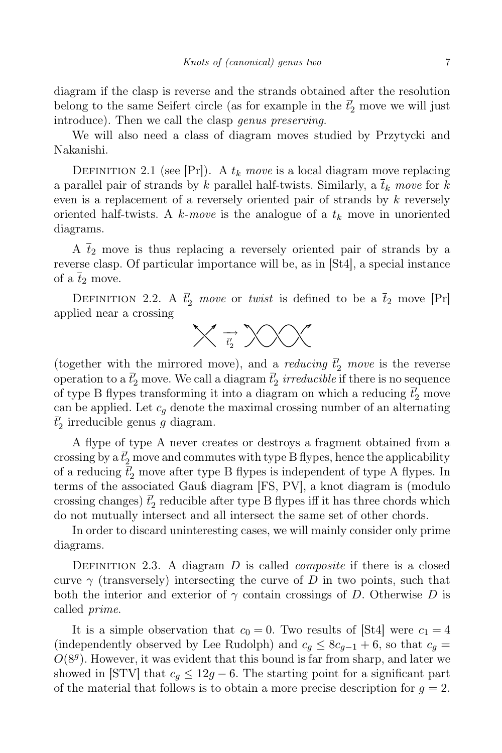diagram if the clasp is reverse and the strands obtained after the resolution belong to the same Seifert circle (as for example in the $\bar{t}'_2$ move we will just introduce). Then we call the clasp *genus preserving*.

We will also need a class of diagram moves studied by Przytycki and Nakanishi.

Definition 2.1 (see [Pr]). A $t_k$ *move* is a local diagram move replacing a parallel pair of strands by $k$ parallel half-twists. Similarly, a $\bar{t}_k$ *move* for $k$ even is a replacement of a reversely oriented pair of strands by $k$ reversely oriented half-twists. A $k$*-move* is the analogue of a $t_k$ move in unoriented diagrams.

A $\bar{t}_2$ move is thus replacing a reversely oriented pair of strands by a reverse clasp. Of particular importance will be, as in [St4], a special instance of a $\bar{t}_2$ move.

Definition 2.2. A $\bar{t}'_2$ *move* or *twist* is defined to be a $\bar{t}_2$ move [Pr] applied near a crossing

$$\times \underset{\bar{t}'_2}{\longrightarrow} \rangle\!\!\times\!\!\times\!\!\times\!\!\langle$$

(together with the mirrored move), and a *reducing* $\bar{t}'_2$ *move* is the reverse operation to a $\bar{t}'_2$ move. We call a diagram $\bar{t}'_2$ *irreducible* if there is no sequence of type B flypes transforming it into a diagram on which a reducing $\bar{t}'_2$ move can be applied. Let $c_g$ denote the maximal crossing number of an alternating $\bar{t}'_2$ irreducible genus $g$ diagram.

A flype of type A never creates or destroys a fragment obtained from a crossing by a $\bar{t}'_2$ move and commutes with type B flypes, hence the applicability of a reducing $\bar{t}'_2$ move after type B flypes is independent of type A flypes. In terms of the associated Gauß diagram [FS, PV], a knot diagram is (modulo crossing changes) $\bar{t}'_2$ reducible after type B flypes iff it has three chords which do not mutually intersect and all intersect the same set of other chords.

In order to discard uninteresting cases, we will mainly consider only prime diagrams.

Definition 2.3. A diagram $D$ is called *composite* if there is a closed curve $\gamma$ (transversely) intersecting the curve of $D$ in two points, such that both the interior and exterior of $\gamma$ contain crossings of $D$. Otherwise $D$ is called *prime*.

It is a simple observation that $c_0 = 0$. Two results of [St4] were $c_1 = 4$ (independently observed by Lee Rudolph) and $c_g \le 8c_{g-1} + 6$, so that $c_g = O(8^g)$. However, it was evident that this bound is far from sharp, and later we showed in [STV] that $c_g \le 12g - 6$. The starting point for a significant part of the material that follows is to obtain a more precise description for $g = 2$.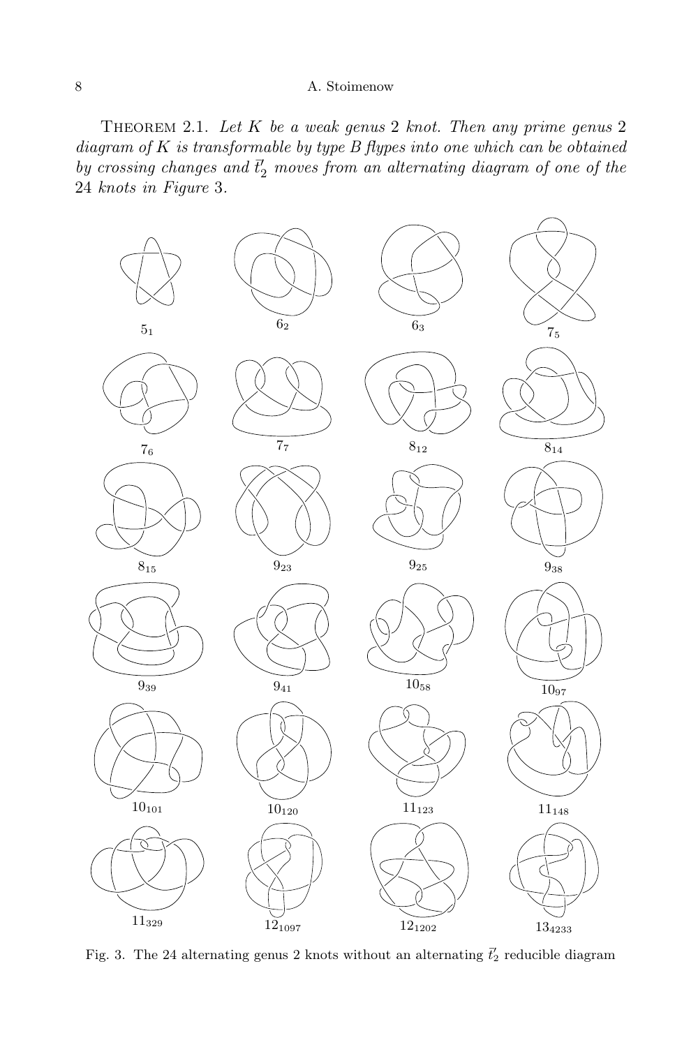THEOREM 2.1. *Let $K$ be a weak genus 2 knot. Then any prime genus 2 diagram of $K$ is transformable by type B flypes into one which can be obtained by crossing changes and $\bar{t}'_2$ moves from an alternating diagram of one of the 24 knots in Figure 3.*

$5_1$ $6_2$ $6_3$ $7_5$

$7_6$ $7_7$ $8_{12}$ $8_{14}$

$8_{15}$ $9_{23}$ $9_{25}$ $9_{38}$

$9_{39}$ $9_{41}$ $10_{58}$ $10_{97}$

$10_{101}$ $10_{120}$ $11_{123}$ $11_{148}$

$11_{329}$ $12_{1097}$ $12_{1202}$ $13_{4233}$

Fig. 3. The 24 alternating genus 2 knots without an alternating $\bar{t}'_2$ reducible diagram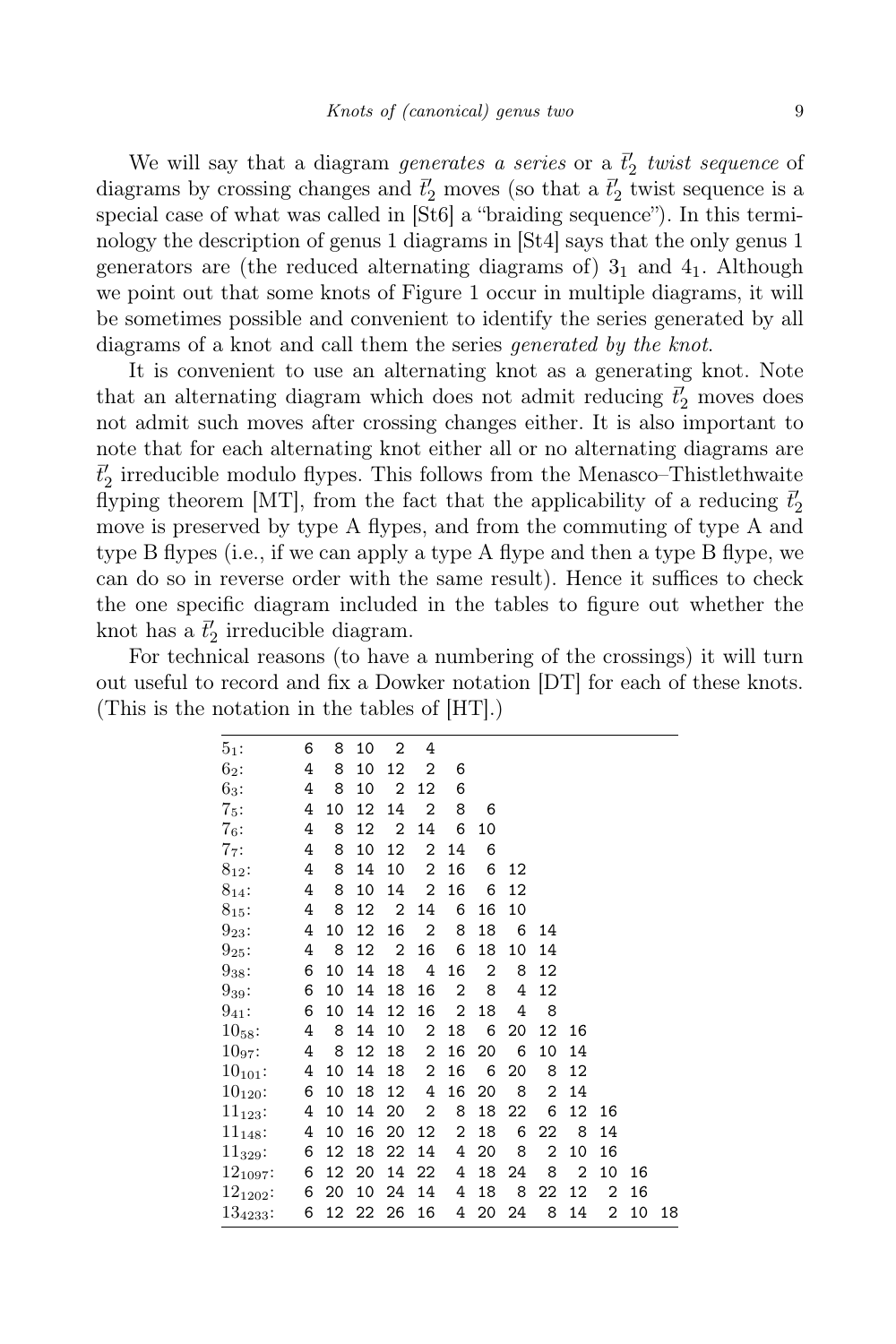We will say that a diagram *generates a series* or a $\bar{t}'_2$ *twist sequence* of diagrams by crossing changes and $\bar{t}'_2$ moves (so that a $\bar{t}'_2$ twist sequence is a special case of what was called in [St6] a "braiding sequence"). In this terminology the description of genus 1 diagrams in [St4] says that the only genus 1 generators are (the reduced alternating diagrams of) $3_1$ and $4_1$. Although we point out that some knots of Figure 1 occur in multiple diagrams, it will be sometimes possible and convenient to identify the series generated by all diagrams of a knot and call them the series *generated by the knot*.

It is convenient to use an alternating knot as a generating knot. Note that an alternating diagram which does not admit reducing $\bar{t}'_2$ moves does not admit such moves after crossing changes either. It is also important to note that for each alternating knot either all or no alternating diagrams are $\bar{t}'_2$ irreducible modulo flypes. This follows from the Menasco–Thistlethwaite flyping theorem [MT], from the fact that the applicability of a reducing $\bar{t}'_2$ move is preserved by type A flypes, and from the commuting of type A and type B flypes (i.e., if we can apply a type A flype and then a type B flype, we can do so in reverse order with the same result). Hence it suffices to check the one specific diagram included in the tables to figure out whether the knot has a $\bar{t}'_2$ irreducible diagram.

For technical reasons (to have a numbering of the crossings) it will turn out useful to record and fix a Dowker notation [DT] for each of these knots. (This is the notation in the tables of [HT].)

| | | | | | | | | | | | | | |
|---|---|---|---|---|---|---|---|---|---|---|---|---|---|
| $5_1$: | 6 | 8 | 10 | 2 | 4 | | | | | | | | |
| $6_2$: | 4 | 8 | 10 | 12 | 2 | 6 | | | | | | | |
| $6_3$: | 4 | 8 | 10 | 2 | 12 | 6 | | | | | | | |
| $7_5$: | 4 | 10 | 12 | 14 | 2 | 8 | 6 | | | | | | |
| $7_6$: | 4 | 8 | 12 | 2 | 14 | 6 | 10 | | | | | | |
| $7_7$: | 4 | 8 | 10 | 12 | 2 | 14 | 6 | | | | | | |
| $8_{12}$: | 4 | 8 | 14 | 10 | 2 | 16 | 6 | 12 | | | | | |
| $8_{14}$: | 4 | 8 | 10 | 14 | 2 | 16 | 6 | 12 | | | | | |
| $8_{15}$: | 4 | 8 | 12 | 2 | 14 | 6 | 16 | 10 | | | | | |
| $9_{23}$: | 4 | 10 | 12 | 16 | 2 | 8 | 18 | 6 | 14 | | | | |
| $9_{25}$: | 4 | 8 | 12 | 2 | 16 | 6 | 18 | 10 | 14 | | | | |
| $9_{38}$: | 6 | 10 | 14 | 18 | 4 | 16 | 2 | 8 | 12 | | | | |
| $9_{39}$: | 6 | 10 | 14 | 18 | 16 | 2 | 8 | 4 | 12 | | | | |
| $9_{41}$: | 6 | 10 | 14 | 12 | 16 | 2 | 18 | 4 | 8 | | | | |
| $10_{58}$: | 4 | 8 | 14 | 10 | 2 | 18 | 6 | 20 | 12 | 16 | | | |
| $10_{97}$: | 4 | 8 | 12 | 18 | 2 | 16 | 20 | 6 | 10 | 14 | | | |
| $10_{101}$: | 4 | 10 | 14 | 18 | 2 | 16 | 6 | 20 | 8 | 12 | | | |
| $10_{120}$: | 6 | 10 | 18 | 12 | 4 | 16 | 20 | 8 | 2 | 14 | | | |
| $11_{123}$: | 4 | 10 | 14 | 20 | 2 | 8 | 18 | 22 | 6 | 12 | 16 | | |
| $11_{148}$: | 4 | 10 | 16 | 20 | 12 | 2 | 18 | 6 | 22 | 8 | 14 | | |
| $11_{329}$: | 6 | 12 | 18 | 22 | 14 | 4 | 20 | 8 | 2 | 10 | 16 | | |
| $12_{1097}$: | 6 | 12 | 20 | 14 | 22 | 4 | 18 | 24 | 8 | 2 | 10 | 16 | |
| $12_{1202}$: | 6 | 20 | 10 | 24 | 14 | 4 | 18 | 8 | 22 | 12 | 2 | 16 | |
| $13_{4233}$: | 6 | 12 | 22 | 26 | 16 | 4 | 20 | 24 | 8 | 14 | 2 | 10 | 18 |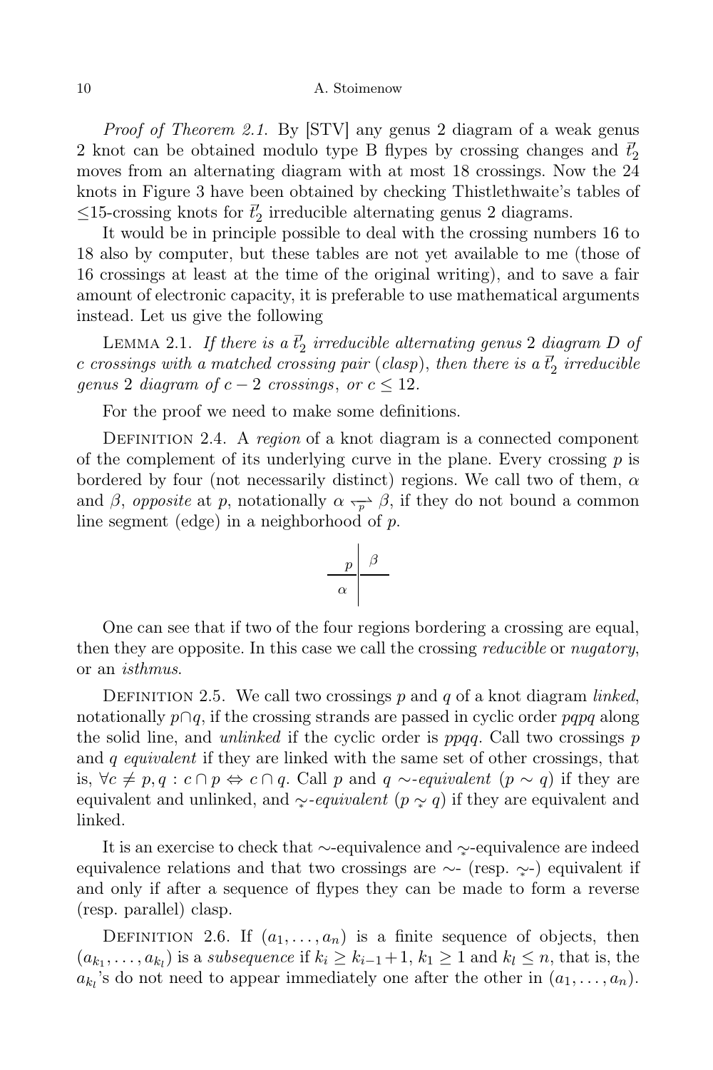*Proof of Theorem 2.1.* By [STV] any genus 2 diagram of a weak genus 2 knot can be obtained modulo type B flypes by crossing changes and $\bar{t}'_2$ moves from an alternating diagram with at most 18 crossings. Now the 24 knots in Figure 3 have been obtained by checking Thistlethwaite's tables of $\le$15-crossing knots for $\bar{t}'_2$ irreducible alternating genus 2 diagrams.

It would be in principle possible to deal with the crossing numbers 16 to 18 also by computer, but these tables are not yet available to me (those of 16 crossings at least at the time of the original writing), and to save a fair amount of electronic capacity, it is preferable to use mathematical arguments instead. Let us give the following

LEMMA 2.1. *If there is a $\bar{t}'_2$ irreducible alternating genus 2 diagram $D$ of $c$ crossings with a matched crossing pair* (*clasp*), *then there is a $\bar{t}'_2$ irreducible genus 2 diagram of $c-2$ crossings*, *or $c \le 12$.*

For the proof we need to make some definitions.

DEFINITION 2.4. A *region* of a knot diagram is a connected component of the complement of its underlying curve in the plane. Every crossing $p$ is bordered by four (not necessarily distinct) regions. We call two of them, $\alpha$ and $\beta$, *opposite* at $p$, notationally $\alpha \underset{p}{\leftrightarrow} \beta$, if they do not bound a common line segment (edge) in a neighborhood of $p$.

One can see that if two of the four regions bordering a crossing are equal, then they are opposite. In this case we call the crossing *reducible* or *nugatory*, or an *isthmus*.

DEFINITION 2.5. We call two crossings $p$ and $q$ of a knot diagram *linked*, notationally $p \cap q$, if the crossing strands are passed in cyclic order $pqpq$ along the solid line, and *unlinked* if the cyclic order is $ppqq$. Call two crossings $p$ and $q$ *equivalent* if they are linked with the same set of other crossings, that is, $\forall c \ne p, q : c \cap p \Leftrightarrow c \cap q$. Call $p$ and $q$ $\sim$*-equivalent* ($p \sim q$) if they are equivalent and unlinked, and $\underset{*}{\sim}$*-equivalent* ($p \underset{*}{\sim} q$) if they are equivalent and linked.

It is an exercise to check that $\sim$-equivalence and $\underset{*}{\sim}$-equivalence are indeed equivalence relations and that two crossings are $\sim$- (resp. $\underset{*}{\sim}$-) equivalent if and only if after a sequence of flypes they can be made to form a reverse (resp. parallel) clasp.

DEFINITION 2.6. If $(a_1, \dots, a_n)$ is a finite sequence of objects, then $(a_{k_1}, \dots, a_{k_l})$ is a *subsequence* if $k_i \ge k_{i-1}+1$, $k_1 \ge 1$ and $k_l \le n$, that is, the $a_{k_l}$'s do not need to appear immediately one after the other in $(a_1, \dots, a_n)$.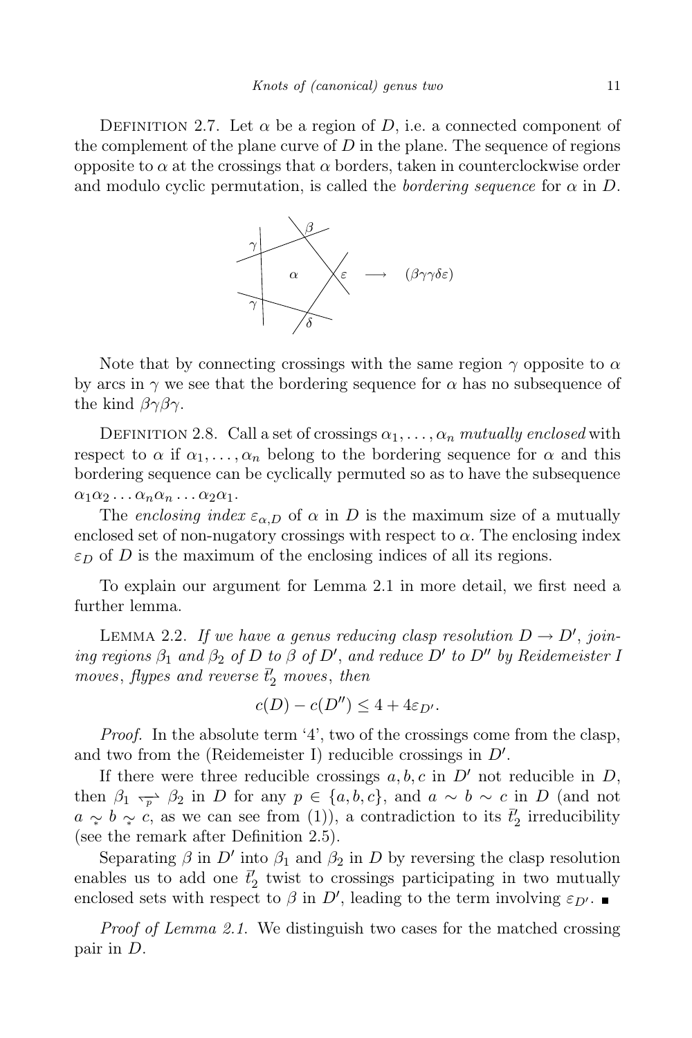Definition 2.7. Let $\alpha$ be a region of $D$, i.e. a connected component of the complement of the plane curve of $D$ in the plane. The sequence of regions opposite to $\alpha$ at the crossings that $\alpha$ borders, taken in counterclockwise order and modulo cyclic permutation, is called the *bordering sequence* for $\alpha$ in $D$.

$$\longrightarrow \quad (\beta\gamma\gamma\delta\varepsilon)$$

Note that by connecting crossings with the same region $\gamma$ opposite to $\alpha$ by arcs in $\gamma$ we see that the bordering sequence for $\alpha$ has no subsequence of the kind $\beta\gamma\beta\gamma$.

Definition 2.8. Call a set of crossings $\alpha_1, \ldots, \alpha_n$ *mutually enclosed* with respect to $\alpha$ if $\alpha_1, \ldots, \alpha_n$ belong to the bordering sequence for $\alpha$ and this bordering sequence can be cyclically permuted so as to have the subsequence $\alpha_1\alpha_2\ldots\alpha_n\alpha_n\ldots\alpha_2\alpha_1$.

The *enclosing index* $\varepsilon_{\alpha,D}$ of $\alpha$ in $D$ is the maximum size of a mutually enclosed set of non-nugatory crossings with respect to $\alpha$. The enclosing index $\varepsilon_D$ of $D$ is the maximum of the enclosing indices of all its regions.

To explain our argument for Lemma 2.1 in more detail, we first need a further lemma.

Lemma 2.2. *If we have a genus reducing clasp resolution $D \to D'$, joining regions $\beta_1$ and $\beta_2$ of $D$ to $\beta$ of $D'$, and reduce $D'$ to $D''$ by Reidemeister I moves, flypes and reverse $\bar{t}'_2$ moves, then*

$$c(D) - c(D'') \leq 4 + 4\varepsilon_{D'}.$$

*Proof.* In the absolute term '4', two of the crossings come from the clasp, and two from the (Reidemeister I) reducible crossings in $D'$.

If there were three reducible crossings $a, b, c$ in $D'$ not reducible in $D$, then $\beta_1 \underset{p}{\leftrightharpoons} \beta_2$ in $D$ for any $p \in \{a, b, c\}$, and $a \sim b \sim c$ in $D$ (and not $a \underset{*}{\sim} b \underset{*}{\sim} c$, as we can see from (1)), a contradiction to its $\bar{t}'_2$ irreducibility (see the remark after Definition 2.5).

Separating $\beta$ in $D'$ into $\beta_1$ and $\beta_2$ in $D$ by reversing the clasp resolution enables us to add one $\bar{t}'_2$ twist to crossings participating in two mutually enclosed sets with respect to $\beta$ in $D'$, leading to the term involving $\varepsilon_{D'}$. ∎

*Proof of Lemma 2.1.* We distinguish two cases for the matched crossing pair in $D$.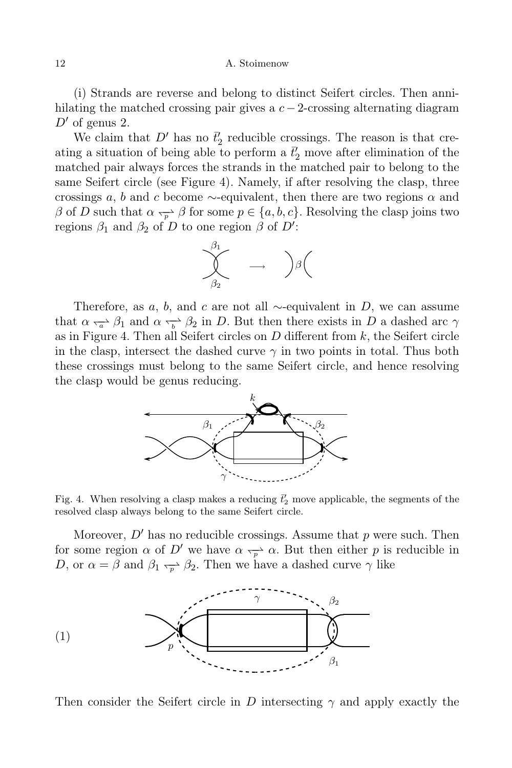(i) Strands are reverse and belong to distinct Seifert circles. Then annihilating the matched crossing pair gives a $c-2$-crossing alternating diagram $D'$ of genus 2.

We claim that $D'$ has no $\bar{t}'_2$ reducible crossings. The reason is that creating a situation of being able to perform a $\bar{t}'_2$ move after elimination of the matched pair always forces the strands in the matched pair to belong to the same Seifert circle (see Figure 4). Namely, if after resolving the clasp, three crossings $a$, $b$ and $c$ become $\sim$-equivalent, then there are two regions $\alpha$ and $\beta$ of $D$ such that $\alpha \underset{p}{\leftrightharpoons} \beta$ for some $p \in \{a, b, c\}$. Resolving the clasp joins two regions $\beta_1$ and $\beta_2$ of $D$ to one region $\beta$ of $D'$:

Therefore, as $a$, $b$, and $c$ are not all $\sim$-equivalent in $D$, we can assume that $\alpha \underset{a}{\leftrightharpoons} \beta_1$ and $\alpha \underset{b}{\leftrightharpoons} \beta_2$ in $D$. But then there exists in $D$ a dashed arc $\gamma$ as in Figure 4. Then all Seifert circles on $D$ different from $k$, the Seifert circle in the clasp, intersect the dashed curve $\gamma$ in two points in total. Thus both these crossings must belong to the same Seifert circle, and hence resolving the clasp would be genus reducing.

Fig. 4. When resolving a clasp makes a reducing $\bar{t}'_2$ move applicable, the segments of the resolved clasp always belong to the same Seifert circle.

Moreover, $D'$ has no reducible crossings. Assume that $p$ were such. Then for some region $\alpha$ of $D'$ we have $\alpha \underset{p}{\leftrightharpoons} \alpha$. But then either $p$ is reducible in $D$, or $\alpha = \beta$ and $\beta_1 \underset{p}{\leftrightharpoons} \beta_2$. Then we have a dashed curve $\gamma$ like

(1)

Then consider the Seifert circle in $D$ intersecting $\gamma$ and apply exactly the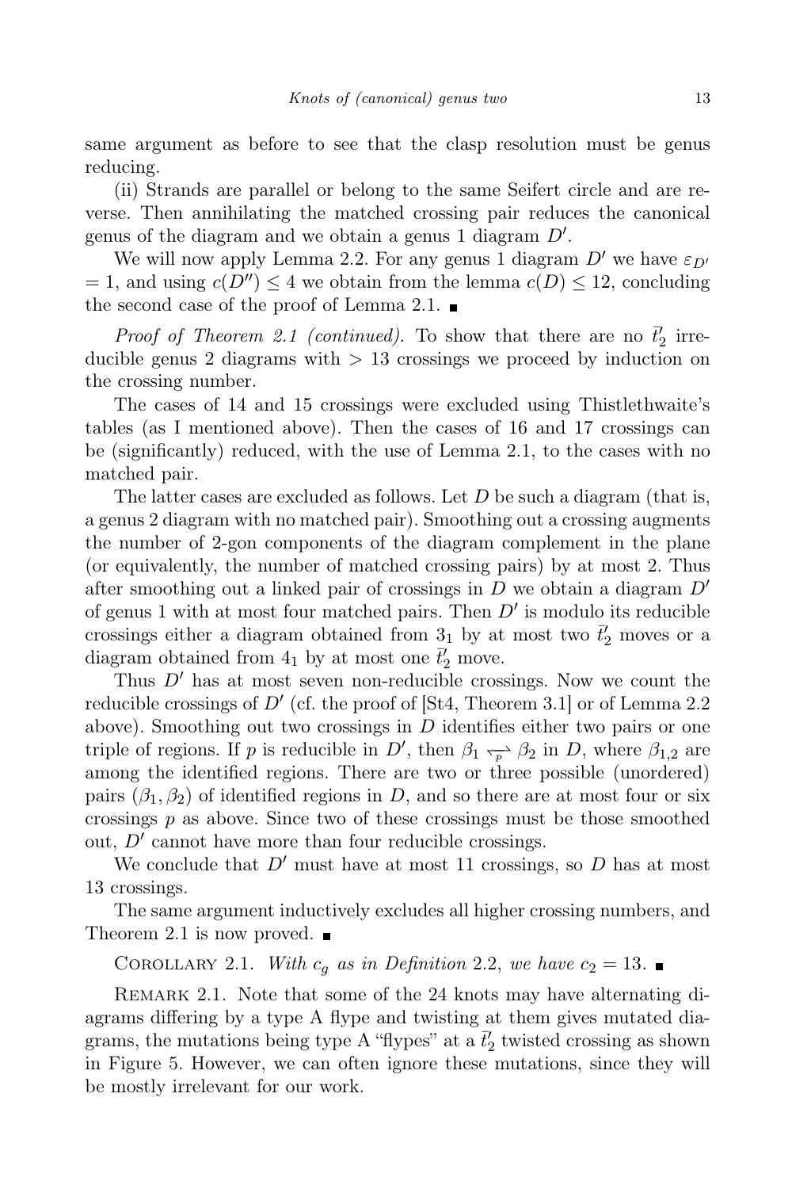same argument as before to see that the clasp resolution must be genus reducing.

(ii) Strands are parallel or belong to the same Seifert circle and are reverse. Then annihilating the matched crossing pair reduces the canonical genus of the diagram and we obtain a genus 1 diagram $D'$.

We will now apply Lemma 2.2. For any genus 1 diagram $D'$ we have $\varepsilon_{D'} = 1$, and using $c(D'') \leq 4$ we obtain from the lemma $c(D) \leq 12$, concluding the second case of the proof of Lemma 2.1. ∎

*Proof of Theorem 2.1 (continued).* To show that there are no $\bar{t}'_2$ irreducible genus 2 diagrams with $> 13$ crossings we proceed by induction on the crossing number.

The cases of 14 and 15 crossings were excluded using Thistlethwaite's tables (as I mentioned above). Then the cases of 16 and 17 crossings can be (significantly) reduced, with the use of Lemma 2.1, to the cases with no matched pair.

The latter cases are excluded as follows. Let $D$ be such a diagram (that is, a genus 2 diagram with no matched pair). Smoothing out a crossing augments the number of 2-gon components of the diagram complement in the plane (or equivalently, the number of matched crossing pairs) by at most 2. Thus after smoothing out a linked pair of crossings in $D$ we obtain a diagram $D'$ of genus 1 with at most four matched pairs. Then $D'$ is modulo its reducible crossings either a diagram obtained from $3_1$ by at most two $\bar{t}'_2$ moves or a diagram obtained from $4_1$ by at most one $\bar{t}'_2$ move.

Thus $D'$ has at most seven non-reducible crossings. Now we count the reducible crossings of $D'$ (cf. the proof of [St4, Theorem 3.1] or of Lemma 2.2 above). Smoothing out two crossings in $D$ identifies either two pairs or one triple of regions. If $p$ is reducible in $D'$, then $\beta_1 \underset{p}{\frown} \beta_2$ in $D$, where $\beta_{1,2}$ are among the identified regions. There are two or three possible (unordered) pairs $(\beta_1, \beta_2)$ of identified regions in $D$, and so there are at most four or six crossings $p$ as above. Since two of these crossings must be those smoothed out, $D'$ cannot have more than four reducible crossings.

We conclude that $D'$ must have at most 11 crossings, so $D$ has at most 13 crossings.

The same argument inductively excludes all higher crossing numbers, and Theorem 2.1 is now proved. ∎

Corollary 2.1. *With $c_g$ as in Definition* 2.2, *we have $c_2 = 13$.* ∎

Remark 2.1. Note that some of the 24 knots may have alternating diagrams differing by a type A flype and twisting at them gives mutated diagrams, the mutations being type A "flypes" at a $\bar{t}'_2$ twisted crossing as shown in Figure 5. However, we can often ignore these mutations, since they will be mostly irrelevant for our work.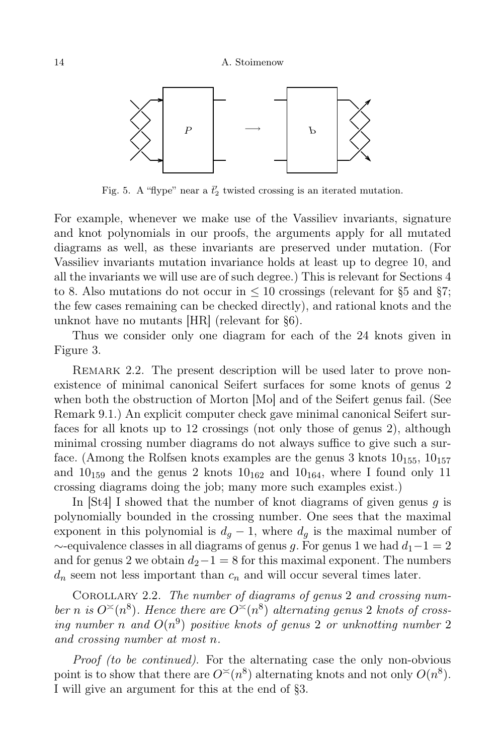Fig. 5. A "flype" near a $\bar{t}_2'$ twisted crossing is an iterated mutation.

For example, whenever we make use of the Vassiliev invariants, signature and knot polynomials in our proofs, the arguments apply for all mutated diagrams as well, as these invariants are preserved under mutation. (For Vassiliev invariants mutation invariance holds at least up to degree 10, and all the invariants we will use are of such degree.) This is relevant for Sections 4 to 8. Also mutations do not occur in $\leq 10$ crossings (relevant for §5 and §7; the few cases remaining can be checked directly), and rational knots and the unknot have no mutants [HR] (relevant for §6).

Thus we consider only one diagram for each of the 24 knots given in Figure 3.

REMARK 2.2. The present description will be used later to prove non-existence of minimal canonical Seifert surfaces for some knots of genus 2 when both the obstruction of Morton [Mo] and of the Seifert genus fail. (See Remark 9.1.) An explicit computer check gave minimal canonical Seifert surfaces for all knots up to 12 crossings (not only those of genus 2), although minimal crossing number diagrams do not always suffice to give such a surface. (Among the Rolfsen knots examples are the genus 3 knots $10_{155}$, $10_{157}$ and $10_{159}$ and the genus 2 knots $10_{162}$ and $10_{164}$, where I found only 11 crossing diagrams doing the job; many more such examples exist.)

In [St4] I showed that the number of knot diagrams of given genus $g$ is polynomially bounded in the crossing number. One sees that the maximal exponent in this polynomial is $d_g - 1$, where $d_g$ is the maximal number of $\sim$-equivalence classes in all diagrams of genus $g$. For genus 1 we had $d_1 - 1 = 2$ and for genus 2 we obtain $d_2 - 1 = 8$ for this maximal exponent. The numbers $d_n$ seem not less important than $c_n$ and will occur several times later.

COROLLARY 2.2. *The number of diagrams of genus* 2 *and crossing number* $n$ *is* $O^{\asymp}(n^8)$. *Hence there are* $O^{\asymp}(n^8)$ *alternating genus* 2 *knots of crossing number* $n$ *and* $O(n^9)$ *positive knots of genus* 2 *or unknotting number* 2 *and crossing number at most* $n$.

*Proof (to be continued).* For the alternating case the only non-obvious point is to show that there are $O^{\asymp}(n^8)$ alternating knots and not only $O(n^8)$. I will give an argument for this at the end of §3.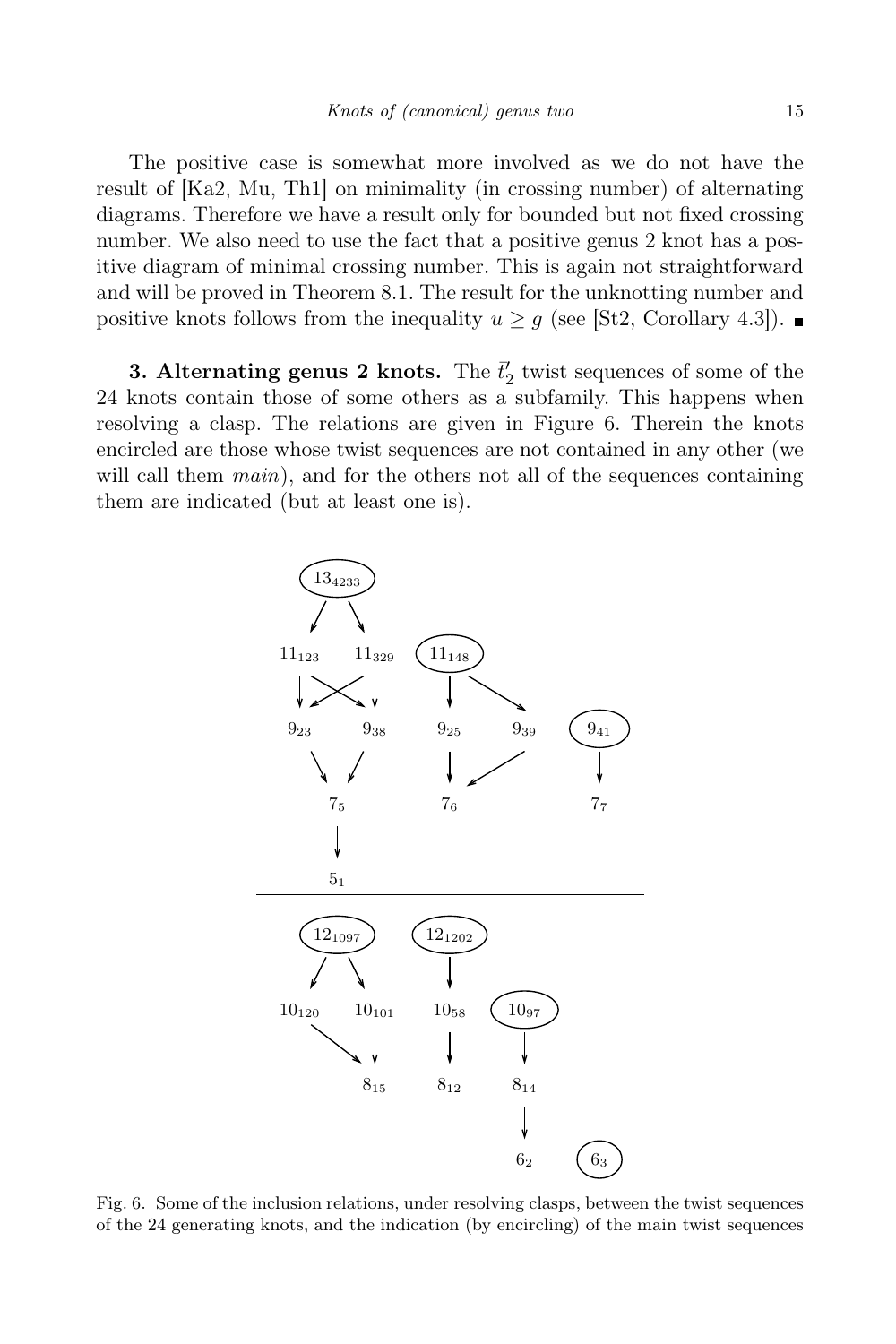The positive case is somewhat more involved as we do not have the result of [Ka2, Mu, Th1] on minimality (in crossing number) of alternating diagrams. Therefore we have a result only for bounded but not fixed crossing number. We also need to use the fact that a positive genus 2 knot has a positive diagram of minimal crossing number. This is again not straightforward and will be proved in Theorem 8.1. The result for the unknotting number and positive knots follows from the inequality $u \geq g$ (see [St2, Corollary 4.3]). ∎

**3. Alternating genus 2 knots.** The $\bar{t}_2'$ twist sequences of some of the 24 knots contain those of some others as a subfamily. This happens when resolving a clasp. The relations are given in Figure 6. Therein the knots encircled are those whose twist sequences are not contained in any other (we will call them *main*), and for the others not all of the sequences containing them are indicated (but at least one is).

Fig. 6. Some of the inclusion relations, under resolving clasps, between the twist sequences of the 24 generating knots, and the indication (by encircling) of the main twist sequences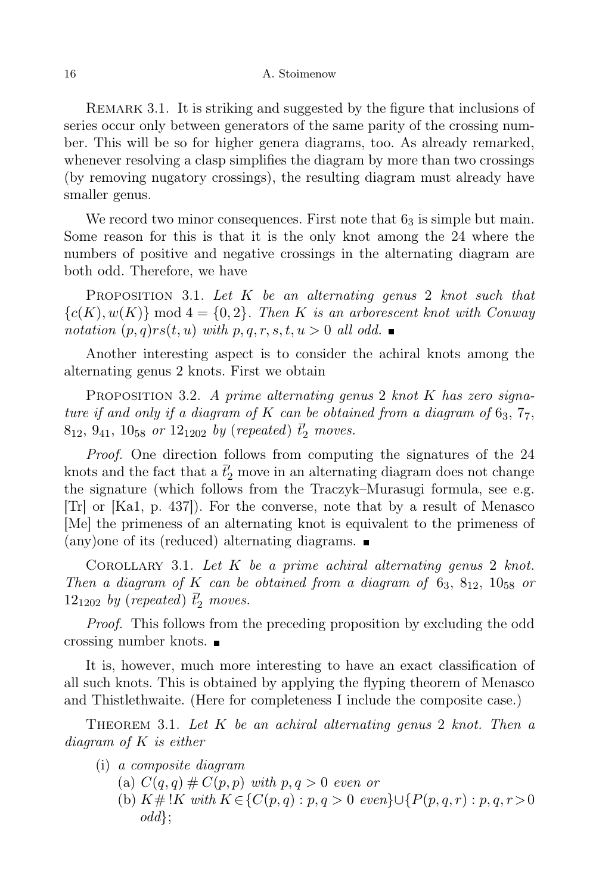Remark 3.1. It is striking and suggested by the figure that inclusions of series occur only between generators of the same parity of the crossing number. This will be so for higher genera diagrams, too. As already remarked, whenever resolving a clasp simplifies the diagram by more than two crossings (by removing nugatory crossings), the resulting diagram must already have smaller genus.

We record two minor consequences. First note that $6_3$ is simple but main. Some reason for this is that it is the only knot among the 24 where the numbers of positive and negative crossings in the alternating diagram are both odd. Therefore, we have

Proposition 3.1. *Let $K$ be an alternating genus 2 knot such that $\{c(K), w(K)\} \bmod 4 = \{0, 2\}$. Then $K$ is an arborescent knot with Conway notation $(p, q)rs(t, u)$ with $p, q, r, s, t, u > 0$ all odd.* ∎

Another interesting aspect is to consider the achiral knots among the alternating genus 2 knots. First we obtain

Proposition 3.2. *A prime alternating genus 2 knot $K$ has zero signature if and only if a diagram of $K$ can be obtained from a diagram of $6_3$, $7_7$, $8_{12}$, $9_{41}$, $10_{58}$ or $12_{1202}$ by (repeated) $\bar{t}'_2$ moves.*

*Proof.* One direction follows from computing the signatures of the 24 knots and the fact that a $\bar{t}'_2$ move in an alternating diagram does not change the signature (which follows from the Traczyk–Murasugi formula, see e.g. [Tr] or [Ka1, p. 437]). For the converse, note that by a result of Menasco [Me] the primeness of an alternating knot is equivalent to the primeness of (any)one of its (reduced) alternating diagrams. ∎

Corollary 3.1. *Let $K$ be a prime achiral alternating genus 2 knot. Then a diagram of $K$ can be obtained from a diagram of $6_3$, $8_{12}$, $10_{58}$ or $12_{1202}$ by (repeated) $\bar{t}'_2$ moves.*

*Proof.* This follows from the preceding proposition by excluding the odd crossing number knots. ∎

It is, however, much more interesting to have an exact classification of all such knots. This is obtained by applying the flyping theorem of Menasco and Thistlethwaite. (Here for completeness I include the composite case.)

Theorem 3.1. *Let $K$ be an achiral alternating genus 2 knot. Then a diagram of $K$ is either*

- (i) *a composite diagram*
  - (a) *$C(q, q) \# C(p, p)$ with $p, q > 0$ even or*
  - (b) *$K \# !K$ with $K \in \{C(p, q) : p, q > 0$ even$\} \cup \{P(p, q, r) : p, q, r > 0$ odd$\}$;*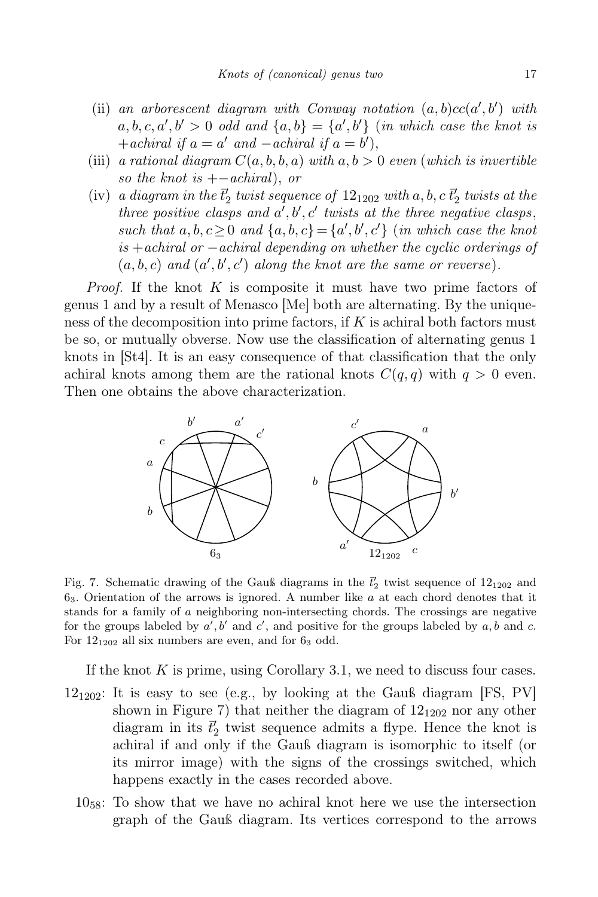(ii) *an arborescent diagram with Conway notation* $(a,b)cc(a',b')$ *with* $a,b,c,a',b' > 0$ *odd and* $\{a,b\} = \{a',b'\}$ (*in which case the knot is* $+$*achiral if* $a = a'$ *and* $-$*achiral if* $a = b'$),

(iii) *a rational diagram* $C(a,b,b,a)$ *with* $a,b > 0$ *even* (*which is invertible so the knot is* $+-$*achiral*), *or*

(iv) *a diagram in the* $\bar{t}'_2$ *twist sequence of* $12_{1202}$ *with* $a,b,c$ $\bar{t}'_2$ *twists at the three positive clasps and* $a',b',c'$ *twists at the three negative clasps, such that* $a,b,c \geq 0$ *and* $\{a,b,c\} = \{a',b',c'\}$ (*in which case the knot is* $+$*achiral or* $-$*achiral depending on whether the cyclic orderings of* $(a,b,c)$ *and* $(a',b',c')$ *along the knot are the same or reverse*).

*Proof.* If the knot $K$ is composite it must have two prime factors of genus 1 and by a result of Menasco [Me] both are alternating. By the uniqueness of the decomposition into prime factors, if $K$ is achiral both factors must be so, or mutually obverse. Now use the classification of alternating genus 1 knots in [St4]. It is an easy consequence of that classification that the only achiral knots among them are the rational knots $C(q,q)$ with $q > 0$ even. Then one obtains the above characterization.

Fig. 7. Schematic drawing of the Gauß diagrams in the $\bar{t}'_2$ twist sequence of $12_{1202}$ and $6_3$. Orientation of the arrows is ignored. A number like $a$ at each chord denotes that it stands for a family of $a$ neighboring non-intersecting chords. The crossings are negative for the groups labeled by $a',b'$ and $c'$, and positive for the groups labeled by $a,b$ and $c$. For $12_{1202}$ all six numbers are even, and for $6_3$ odd.

If the knot $K$ is prime, using Corollary 3.1, we need to discuss four cases.

$12_{1202}$: It is easy to see (e.g., by looking at the Gauß diagram [FS, PV] shown in Figure 7) that neither the diagram of $12_{1202}$ nor any other diagram in its $\bar{t}'_2$ twist sequence admits a flype. Hence the knot is achiral if and only if the Gauß diagram is isomorphic to itself (or its mirror image) with the signs of the crossings switched, which happens exactly in the cases recorded above.

$10_{58}$: To show that we have no achiral knot here we use the intersection graph of the Gauß diagram. Its vertices correspond to the arrows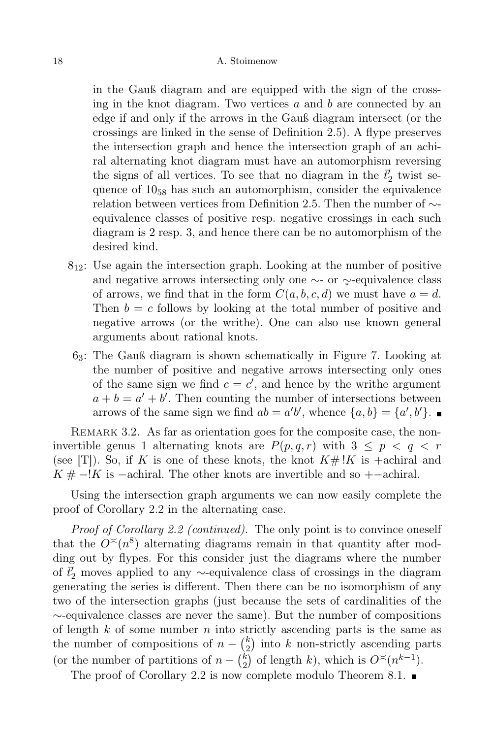in the Gauß diagram and are equipped with the sign of the crossing in the knot diagram. Two vertices $a$ and $b$ are connected by an edge if and only if the arrows in the Gauß diagram intersect (or the crossings are linked in the sense of Definition 2.5). A flype preserves the intersection graph and hence the intersection graph of an achiral alternating knot diagram must have an automorphism reversing the signs of all vertices. To see that no diagram in the $\bar{t}_2'$ twist sequence of $10_{58}$ has such an automorphism, consider the equivalence relation between vertices from Definition 2.5. Then the number of $\sim$-equivalence classes of positive resp. negative crossings in each such diagram is 2 resp. 3, and hence there can be no automorphism of the desired kind.

$8_{12}$: Use again the intersection graph. Looking at the number of positive and negative arrows intersecting only one $\sim$- or $\underset{*}{\sim}$-equivalence class of arrows, we find that in the form $C(a,b,c,d)$ we must have $a=d$. Then $b=c$ follows by looking at the total number of positive and negative arrows (or the writhe). One can also use known general arguments about rational knots.

$6_3$: The Gauß diagram is shown schematically in Figure 7. Looking at the number of positive and negative arrows intersecting only ones of the same sign we find $c=c'$, and hence by the writhe argument $a+b=a'+b'$. Then counting the number of intersections between arrows of the same sign we find $ab=a'b'$, whence $\{a,b\}=\{a',b'\}$. ■

Remark 3.2. As far as orientation goes for the composite case, the non-invertible genus 1 alternating knots are $P(p,q,r)$ with $3 \le p < q < r$ (see [T]). So, if $K$ is one of these knots, the knot $K\#!K$ is $+$achiral and $K\#-!K$ is $-$achiral. The other knots are invertible and so $+-$achiral.

Using the intersection graph arguments we can now easily complete the proof of Corollary 2.2 in the alternating case.

*Proof of Corollary 2.2 (continued).* The only point is to convince oneself that the $O^{\asymp}(n^8)$ alternating diagrams remain in that quantity after modding out by flypes. For this consider just the diagrams where the number of $\bar{t}_2'$ moves applied to any $\sim$-equivalence class of crossings in the diagram generating the series is different. Then there can be no isomorphism of any two of the intersection graphs (just because the sets of cardinalities of the $\sim$-equivalence classes are never the same). But the number of compositions of length $k$ of some number $n$ into strictly ascending parts is the same as the number of compositions of $n-\binom{k}{2}$ into $k$ non-strictly ascending parts (or the number of partitions of $n-\binom{k}{2}$ of length $k$), which is $O^{\asymp}(n^{k-1})$.

The proof of Corollary 2.2 is now complete modulo Theorem 8.1. ■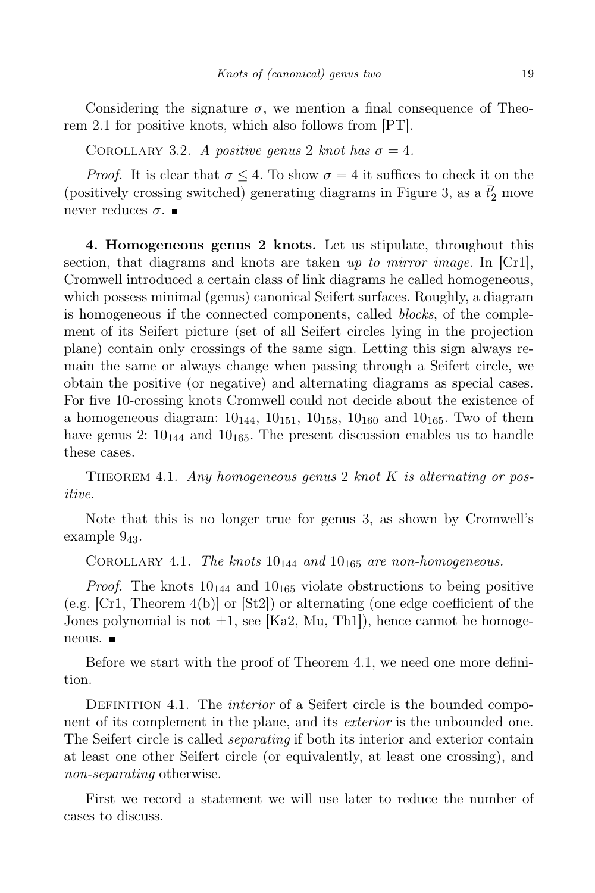Considering the signature $\sigma$, we mention a final consequence of Theorem 2.1 for positive knots, which also follows from [PT].

COROLLARY 3.2. *A positive genus* 2 *knot has* $\sigma = 4$.

*Proof.* It is clear that $\sigma \leq 4$. To show $\sigma = 4$ it suffices to check it on the (positively crossing switched) generating diagrams in Figure 3, as a $\bar{t}_2'$ move never reduces $\sigma$. ∎

**4. Homogeneous genus 2 knots.** Let us stipulate, throughout this section, that diagrams and knots are taken *up to mirror image*. In [Cr1], Cromwell introduced a certain class of link diagrams he called homogeneous, which possess minimal (genus) canonical Seifert surfaces. Roughly, a diagram is homogeneous if the connected components, called *blocks*, of the complement of its Seifert picture (set of all Seifert circles lying in the projection plane) contain only crossings of the same sign. Letting this sign always remain the same or always change when passing through a Seifert circle, we obtain the positive (or negative) and alternating diagrams as special cases. For five 10-crossing knots Cromwell could not decide about the existence of a homogeneous diagram: $10_{144}$, $10_{151}$, $10_{158}$, $10_{160}$ and $10_{165}$. Two of them have genus 2: $10_{144}$ and $10_{165}$. The present discussion enables us to handle these cases.

THEOREM 4.1. *Any homogeneous genus* 2 *knot* $K$ *is alternating or positive.*

Note that this is no longer true for genus 3, as shown by Cromwell's example $9_{43}$.

COROLLARY 4.1. *The knots* $10_{144}$ *and* $10_{165}$ *are non-homogeneous.*

*Proof.* The knots $10_{144}$ and $10_{165}$ violate obstructions to being positive (e.g. [Cr1, Theorem 4(b)] or [St2]) or alternating (one edge coefficient of the Jones polynomial is not $\pm 1$, see [Ka2, Mu, Th1]), hence cannot be homogeneous. ∎

Before we start with the proof of Theorem 4.1, we need one more definition.

DEFINITION 4.1. The *interior* of a Seifert circle is the bounded component of its complement in the plane, and its *exterior* is the unbounded one. The Seifert circle is called *separating* if both its interior and exterior contain at least one other Seifert circle (or equivalently, at least one crossing), and *non-separating* otherwise.

First we record a statement we will use later to reduce the number of cases to discuss.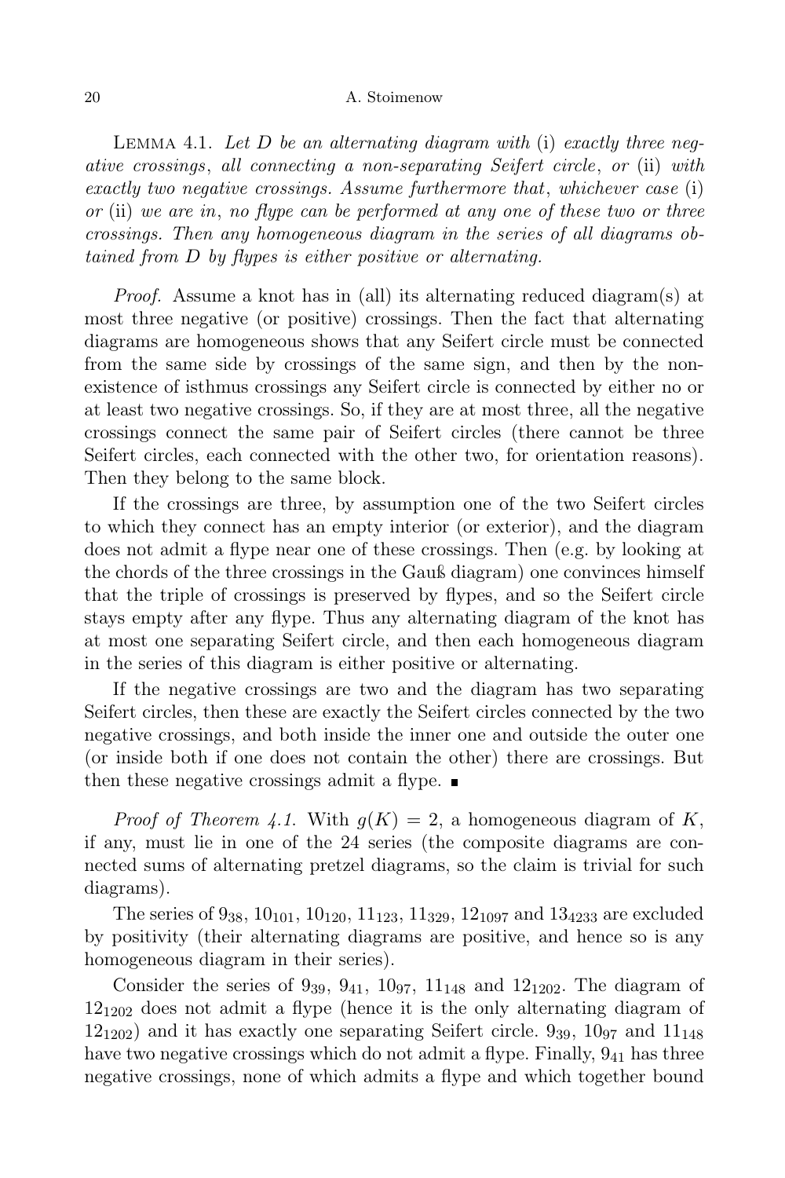Lemma 4.1. *Let $D$ be an alternating diagram with* (i) *exactly three negative crossings, all connecting a non-separating Seifert circle, or* (ii) *with exactly two negative crossings. Assume furthermore that, whichever case* (i) *or* (ii) *we are in, no flype can be performed at any one of these two or three crossings. Then any homogeneous diagram in the series of all diagrams obtained from $D$ by flypes is either positive or alternating.*

*Proof.* Assume a knot has in (all) its alternating reduced diagram(s) at most three negative (or positive) crossings. Then the fact that alternating diagrams are homogeneous shows that any Seifert circle must be connected from the same side by crossings of the same sign, and then by the non-existence of isthmus crossings any Seifert circle is connected by either no or at least two negative crossings. So, if they are at most three, all the negative crossings connect the same pair of Seifert circles (there cannot be three Seifert circles, each connected with the other two, for orientation reasons). Then they belong to the same block.

If the crossings are three, by assumption one of the two Seifert circles to which they connect has an empty interior (or exterior), and the diagram does not admit a flype near one of these crossings. Then (e.g. by looking at the chords of the three crossings in the Gauß diagram) one convinces himself that the triple of crossings is preserved by flypes, and so the Seifert circle stays empty after any flype. Thus any alternating diagram of the knot has at most one separating Seifert circle, and then each homogeneous diagram in the series of this diagram is either positive or alternating.

If the negative crossings are two and the diagram has two separating Seifert circles, then these are exactly the Seifert circles connected by the two negative crossings, and both inside the inner one and outside the outer one (or inside both if one does not contain the other) there are crossings. But then these negative crossings admit a flype. ∎

*Proof of Theorem 4.1.* With $g(K) = 2$, a homogeneous diagram of $K$, if any, must lie in one of the 24 series (the composite diagrams are connected sums of alternating pretzel diagrams, so the claim is trivial for such diagrams).

The series of $9_{38}$, $10_{101}$, $10_{120}$, $11_{123}$, $11_{329}$, $12_{1097}$ and $13_{4233}$ are excluded by positivity (their alternating diagrams are positive, and hence so is any homogeneous diagram in their series).

Consider the series of $9_{39}$, $9_{41}$, $10_{97}$, $11_{148}$ and $12_{1202}$. The diagram of $12_{1202}$ does not admit a flype (hence it is the only alternating diagram of $12_{1202}$) and it has exactly one separating Seifert circle. $9_{39}$, $10_{97}$ and $11_{148}$ have two negative crossings which do not admit a flype. Finally, $9_{41}$ has three negative crossings, none of which admits a flype and which together bound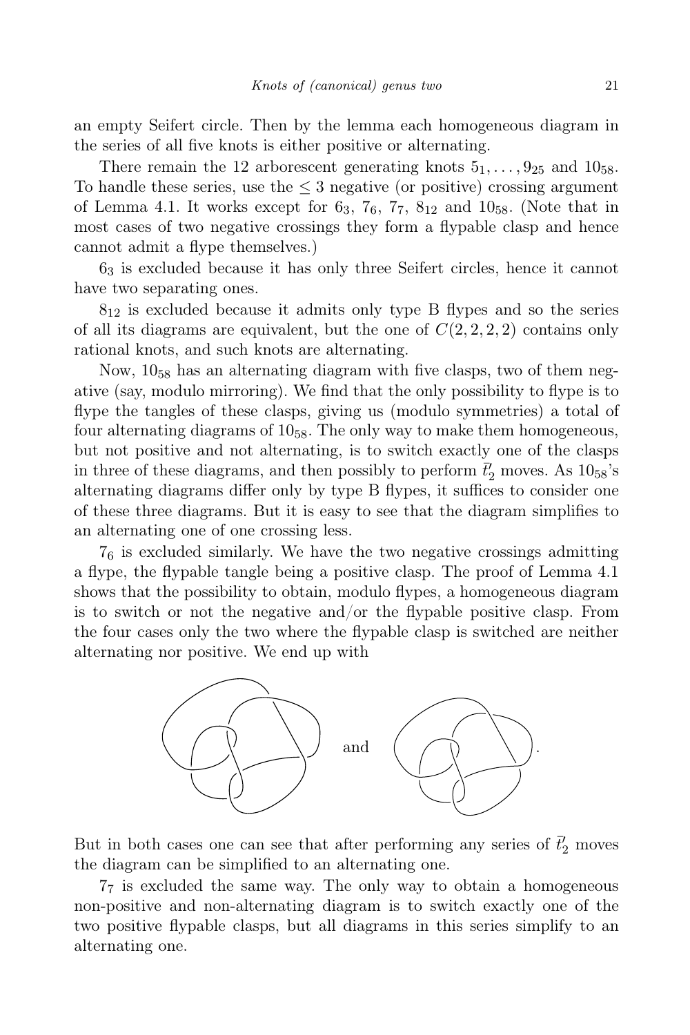an empty Seifert circle. Then by the lemma each homogeneous diagram in the series of all five knots is either positive or alternating.

There remain the 12 arborescent generating knots $5_1, \dots, 9_{25}$ and $10_{58}$. To handle these series, use the $\leq 3$ negative (or positive) crossing argument of Lemma 4.1. It works except for $6_3$, $7_6$, $7_7$, $8_{12}$ and $10_{58}$. (Note that in most cases of two negative crossings they form a flypable clasp and hence cannot admit a flype themselves.)

$6_3$ is excluded because it has only three Seifert circles, hence it cannot have two separating ones.

$8_{12}$ is excluded because it admits only type B flypes and so the series of all its diagrams are equivalent, but the one of $C(2, 2, 2, 2)$ contains only rational knots, and such knots are alternating.

Now, $10_{58}$ has an alternating diagram with five clasps, two of them negative (say, modulo mirroring). We find that the only possibility to flype is to flype the tangles of these clasps, giving us (modulo symmetries) a total of four alternating diagrams of $10_{58}$. The only way to make them homogeneous, but not positive and not alternating, is to switch exactly one of the clasps in three of these diagrams, and then possibly to perform $\bar{t}'_2$ moves. As $10_{58}$'s alternating diagrams differ only by type B flypes, it suffices to consider one of these three diagrams. But it is easy to see that the diagram simplifies to an alternating one of one crossing less.

$7_6$ is excluded similarly. We have the two negative crossings admitting a flype, the flypable tangle being a positive clasp. The proof of Lemma 4.1 shows that the possibility to obtain, modulo flypes, a homogeneous diagram is to switch or not the negative and/or the flypable positive clasp. From the four cases only the two where the flypable clasp is switched are neither alternating nor positive. We end up with

and .

But in both cases one can see that after performing any series of $\bar{t}'_2$ moves the diagram can be simplified to an alternating one.

$7_7$ is excluded the same way. The only way to obtain a homogeneous non-positive and non-alternating diagram is to switch exactly one of the two positive flypable clasps, but all diagrams in this series simplify to an alternating one.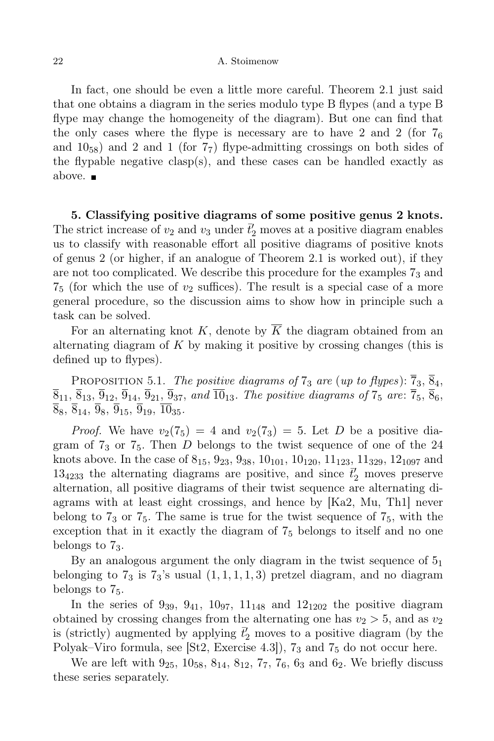In fact, one should be even a little more careful. Theorem 2.1 just said that one obtains a diagram in the series modulo type B flypes (and a type B flype may change the homogeneity of the diagram). But one can find that the only cases where the flype is necessary are to have 2 and 2 (for $7_6$ and $10_{58}$) and 2 and 1 (for $7_7$) flype-admitting crossings on both sides of the flypable negative clasp(s), and these cases can be handled exactly as above. ■

**5. Classifying positive diagrams of some positive genus 2 knots.** The strict increase of $v_2$ and $v_3$ under $\bar{t}_2'$ moves at a positive diagram enables us to classify with reasonable effort all positive diagrams of positive knots of genus 2 (or higher, if an analogue of Theorem 2.1 is worked out), if they are not too complicated. We describe this procedure for the examples $7_3$ and $7_5$ (for which the use of $v_2$ suffices). The result is a special case of a more general procedure, so the discussion aims to show how in principle such a task can be solved.

For an alternating knot $K$, denote by $\overline{K}$ the diagram obtained from an alternating diagram of $K$ by making it positive by crossing changes (this is defined up to flypes).

Proposition 5.1. *The positive diagrams of* $7_3$ *are* (*up to flypes*): $\overline{7}_3$, $\overline{8}_4$, $\overline{8}_{11}$, $\overline{8}_{13}$, $\overline{9}_{12}$, $\overline{9}_{14}$, $\overline{9}_{21}$, $\overline{9}_{37}$, *and* $\overline{10}_{13}$. *The positive diagrams of* $7_5$ *are*: $\overline{7}_5$, $\overline{8}_6$, $\overline{8}_8$, $\overline{8}_{14}$, $\overline{9}_8$, $\overline{9}_{15}$, $\overline{9}_{19}$, $\overline{10}_{35}$.

*Proof.* We have $v_2(7_5) = 4$ and $v_2(7_3) = 5$. Let $D$ be a positive diagram of $7_3$ or $7_5$. Then $D$ belongs to the twist sequence of one of the 24 knots above. In the case of $8_{15}$, $9_{23}$, $9_{38}$, $10_{101}$, $10_{120}$, $11_{123}$, $11_{329}$, $12_{1097}$ and $13_{4233}$ the alternating diagrams are positive, and since $\bar{t}_2'$ moves preserve alternation, all positive diagrams of their twist sequence are alternating diagrams with at least eight crossings, and hence by [Ka2, Mu, Th1] never belong to $7_3$ or $7_5$. The same is true for the twist sequence of $7_5$, with the exception that in it exactly the diagram of $7_5$ belongs to itself and no one belongs to $7_3$.

By an analogous argument the only diagram in the twist sequence of $5_1$ belonging to $7_3$ is $7_3$'s usual $(1, 1, 1, 1, 3)$ pretzel diagram, and no diagram belongs to $7_5$.

In the series of $9_{39}$, $9_{41}$, $10_{97}$, $11_{148}$ and $12_{1202}$ the positive diagram obtained by crossing changes from the alternating one has $v_2 > 5$, and as $v_2$ is (strictly) augmented by applying $\bar{t}_2'$ moves to a positive diagram (by the Polyak–Viro formula, see [St2, Exercise 4.3]), $7_3$ and $7_5$ do not occur here.

We are left with $9_{25}$, $10_{58}$, $8_{14}$, $8_{12}$, $7_7$, $7_6$, $6_3$ and $6_2$. We briefly discuss these series separately.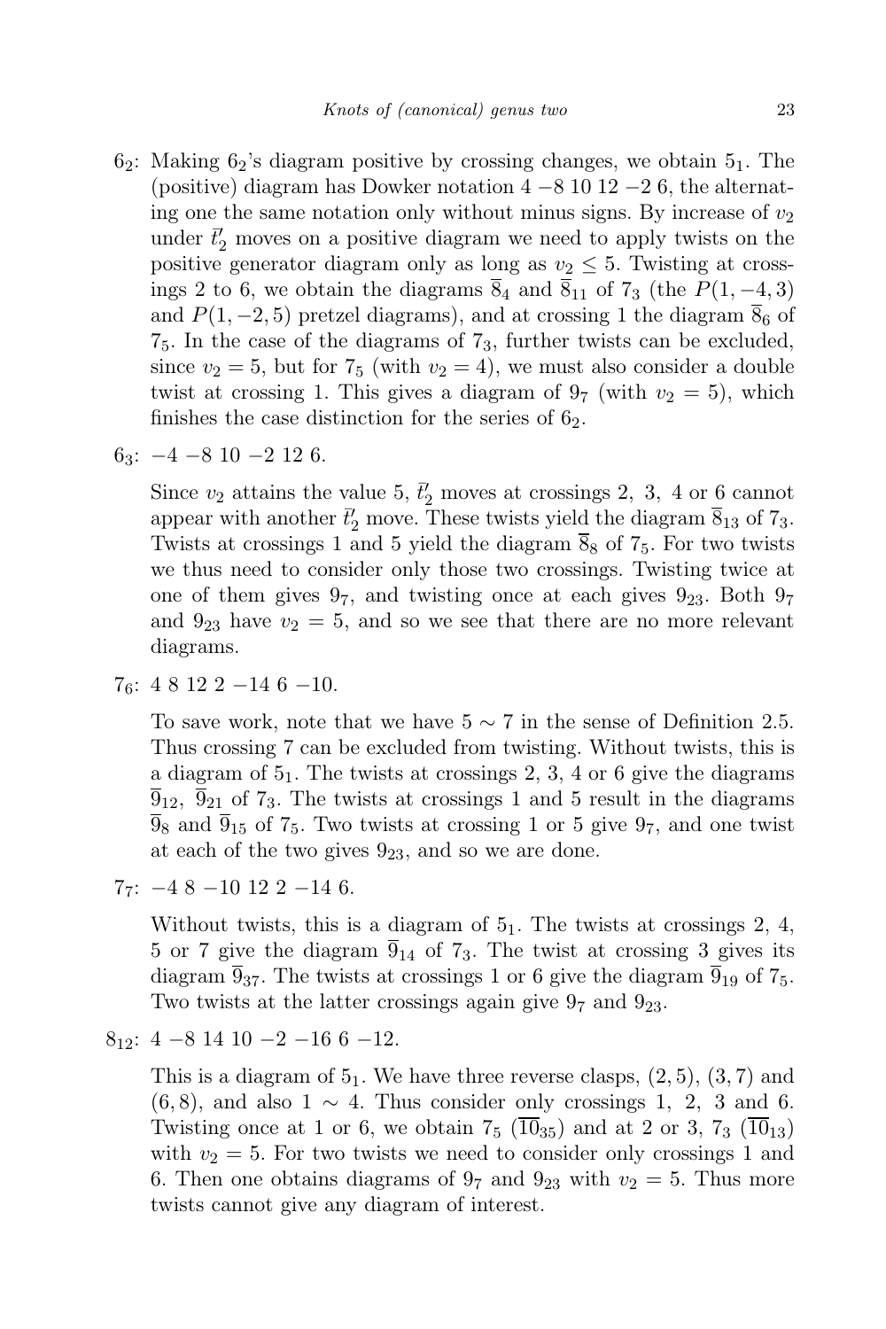$6_2$: Making $6_2$'s diagram positive by crossing changes, we obtain $5_1$. The (positive) diagram has Dowker notation 4 −8 10 12 −2 6, the alternating one the same notation only without minus signs. By increase of $v_2$ under $\bar{t}'_2$ moves on a positive diagram we need to apply twists on the positive generator diagram only as long as $v_2 \le 5$. Twisting at crossings 2 to 6, we obtain the diagrams $\overline{8}_4$ and $\overline{8}_{11}$ of $7_3$ (the $P(1,-4,3)$ and $P(1,-2,5)$ pretzel diagrams), and at crossing 1 the diagram $\overline{8}_6$ of $7_5$. In the case of the diagrams of $7_3$, further twists can be excluded, since $v_2 = 5$, but for $7_5$ (with $v_2 = 4$), we must also consider a double twist at crossing 1. This gives a diagram of $9_7$ (with $v_2 = 5$), which finishes the case distinction for the series of $6_2$.

$6_3$: −4 −8 10 −2 12 6.

Since $v_2$ attains the value 5, $\bar{t}'_2$ moves at crossings 2, 3, 4 or 6 cannot appear with another $\bar{t}'_2$ move. These twists yield the diagram $\overline{8}_{13}$ of $7_3$. Twists at crossings 1 and 5 yield the diagram $\overline{8}_8$ of $7_5$. For two twists we thus need to consider only those two crossings. Twisting twice at one of them gives $9_7$, and twisting once at each gives $9_{23}$. Both $9_7$ and $9_{23}$ have $v_2 = 5$, and so we see that there are no more relevant diagrams.

$7_6$: 4 8 12 2 −14 6 −10.

To save work, note that we have $5 \sim 7$ in the sense of Definition 2.5. Thus crossing 7 can be excluded from twisting. Without twists, this is a diagram of $5_1$. The twists at crossings 2, 3, 4 or 6 give the diagrams $\overline{9}_{12}$, $\overline{9}_{21}$ of $7_3$. The twists at crossings 1 and 5 result in the diagrams $\overline{9}_8$ and $\overline{9}_{15}$ of $7_5$. Two twists at crossing 1 or 5 give $9_7$, and one twist at each of the two gives $9_{23}$, and so we are done.

$7_7$: −4 8 −10 12 2 −14 6.

Without twists, this is a diagram of $5_1$. The twists at crossings 2, 4, 5 or 7 give the diagram $\overline{9}_{14}$ of $7_3$. The twist at crossing 3 gives its diagram $\overline{9}_{37}$. The twists at crossings 1 or 6 give the diagram $\overline{9}_{19}$ of $7_5$. Two twists at the latter crossings again give $9_7$ and $9_{23}$.

$8_{12}$: 4 −8 14 10 −2 −16 6 −12.

This is a diagram of $5_1$. We have three reverse clasps, $(2,5)$, $(3,7)$ and $(6,8)$, and also $1 \sim 4$. Thus consider only crossings 1, 2, 3 and 6. Twisting once at 1 or 6, we obtain $7_5$ ($\overline{10}_{35}$) and at 2 or 3, $7_3$ ($\overline{10}_{13}$) with $v_2 = 5$. For two twists we need to consider only crossings 1 and 6. Then one obtains diagrams of $9_7$ and $9_{23}$ with $v_2 = 5$. Thus more twists cannot give any diagram of interest.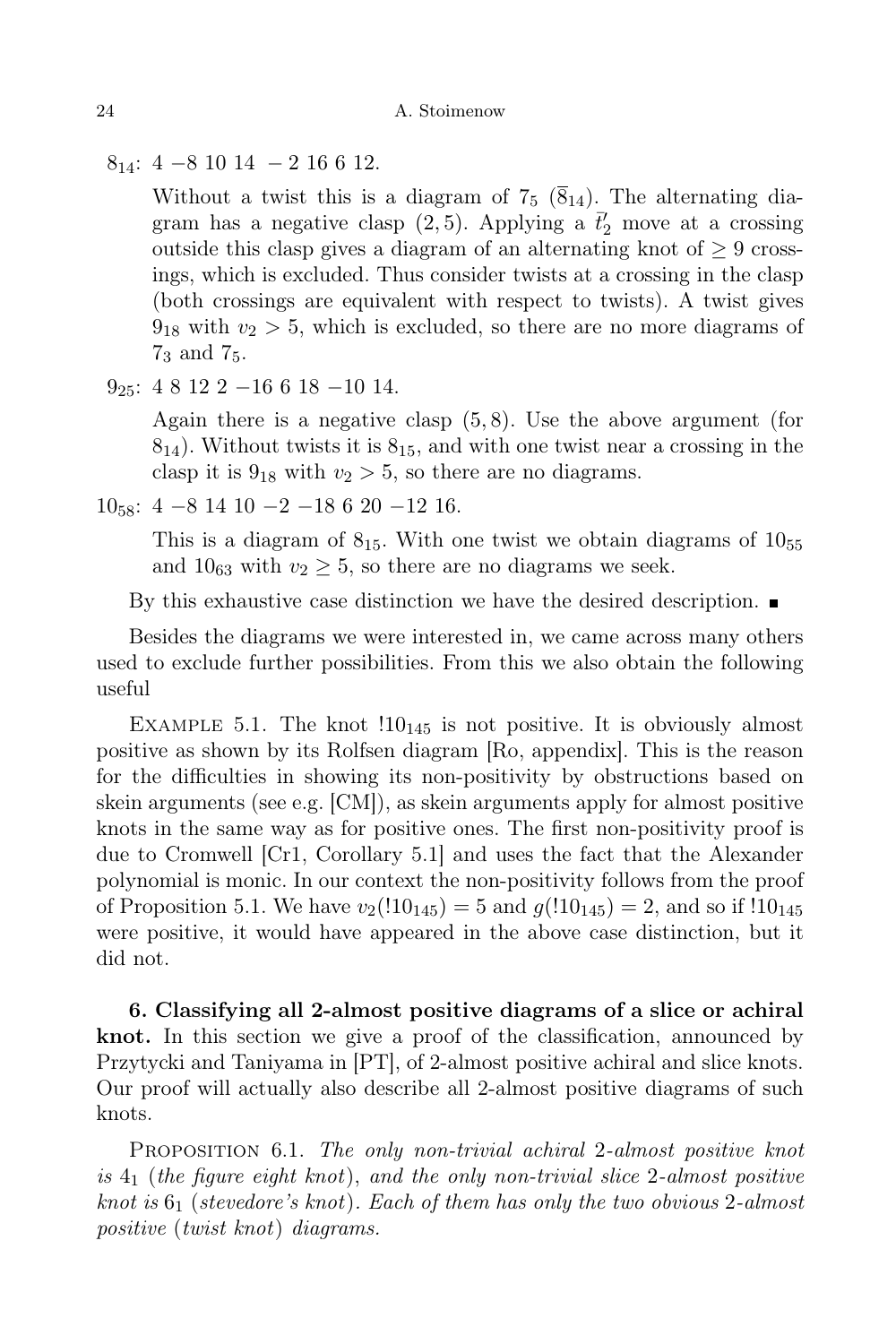$8_{14}$: $4\ -8\ 10\ 14\ -2\ 16\ 6\ 12$.

Without a twist this is a diagram of $7_5$ ($\overline{8}_{14}$). The alternating diagram has a negative clasp $(2,5)$. Applying a $\bar{t}_2'$ move at a crossing outside this clasp gives a diagram of an alternating knot of $\geq 9$ crossings, which is excluded. Thus consider twists at a crossing in the clasp (both crossings are equivalent with respect to twists). A twist gives $9_{18}$ with $v_2 > 5$, which is excluded, so there are no more diagrams of $7_3$ and $7_5$.

$9_{25}$: $4\ 8\ 12\ 2\ -16\ 6\ 18\ -10\ 14$.

Again there is a negative clasp $(5,8)$. Use the above argument (for $8_{14}$). Without twists it is $8_{15}$, and with one twist near a crossing in the clasp it is $9_{18}$ with $v_2 > 5$, so there are no diagrams.

$10_{58}$: $4\ -8\ 14\ 10\ -2\ -18\ 6\ 20\ -12\ 16$.

This is a diagram of $8_{15}$. With one twist we obtain diagrams of $10_{55}$ and $10_{63}$ with $v_2 \geq 5$, so there are no diagrams we seek.

By this exhaustive case distinction we have the desired description. ∎

Besides the diagrams we were interested in, we came across many others used to exclude further possibilities. From this we also obtain the following useful

Example 5.1. The knot $!10_{145}$ is not positive. It is obviously almost positive as shown by its Rolfsen diagram [Ro, appendix]. This is the reason for the difficulties in showing its non-positivity by obstructions based on skein arguments (see e.g. [CM]), as skein arguments apply for almost positive knots in the same way as for positive ones. The first non-positivity proof is due to Cromwell [Cr1, Corollary 5.1] and uses the fact that the Alexander polynomial is monic. In our context the non-positivity follows from the proof of Proposition 5.1. We have $v_2(!10_{145}) = 5$ and $g(!10_{145}) = 2$, and so if $!10_{145}$ were positive, it would have appeared in the above case distinction, but it did not.

**6. Classifying all 2-almost positive diagrams of a slice or achiral knot.** In this section we give a proof of the classification, announced by Przytycki and Taniyama in [PT], of 2-almost positive achiral and slice knots. Our proof will actually also describe all 2-almost positive diagrams of such knots.

Proposition 6.1. *The only non-trivial achiral* 2*-almost positive knot is* $4_1$ (*the figure eight knot*), *and the only non-trivial slice* 2*-almost positive knot is* $6_1$ (*stevedore's knot*). *Each of them has only the two obvious* 2*-almost positive* (*twist knot*) *diagrams.*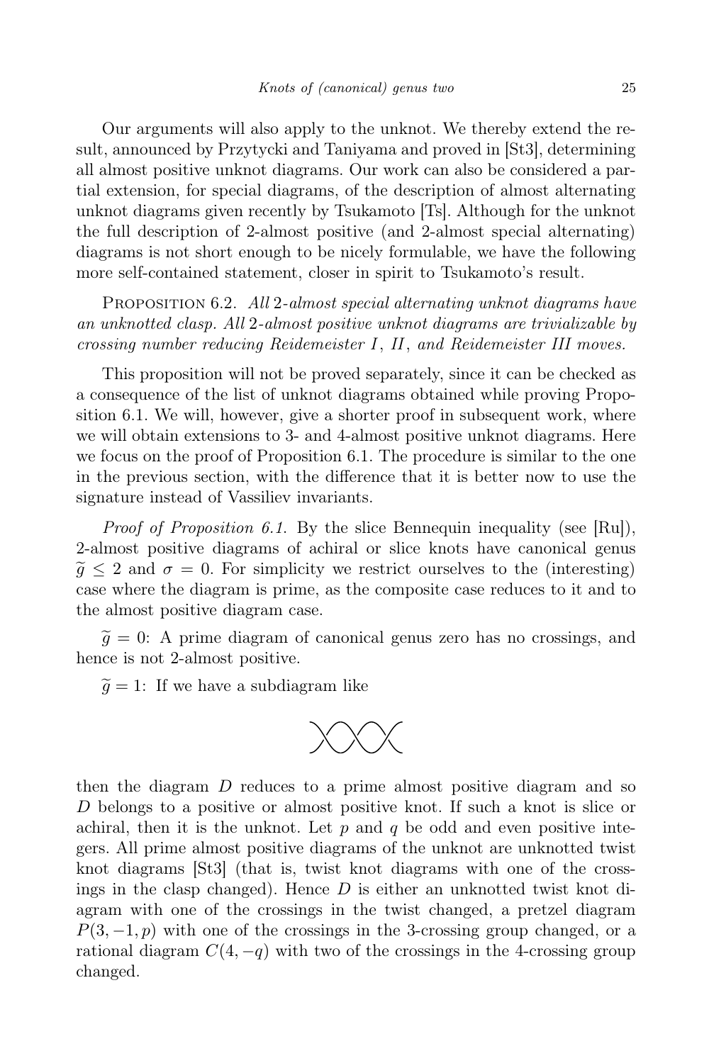Our arguments will also apply to the unknot. We thereby extend the result, announced by Przytycki and Taniyama and proved in [St3], determining all almost positive unknot diagrams. Our work can also be considered a partial extension, for special diagrams, of the description of almost alternating unknot diagrams given recently by Tsukamoto [Ts]. Although for the unknot the full description of 2-almost positive (and 2-almost special alternating) diagrams is not short enough to be nicely formulable, we have the following more self-contained statement, closer in spirit to Tsukamoto's result.

Proposition 6.2. *All 2-almost special alternating unknot diagrams have an unknotted clasp. All 2-almost positive unknot diagrams are trivializable by crossing number reducing Reidemeister I, II, and Reidemeister III moves.*

This proposition will not be proved separately, since it can be checked as a consequence of the list of unknot diagrams obtained while proving Proposition 6.1. We will, however, give a shorter proof in subsequent work, where we will obtain extensions to 3- and 4-almost positive unknot diagrams. Here we focus on the proof of Proposition 6.1. The procedure is similar to the one in the previous section, with the difference that it is better now to use the signature instead of Vassiliev invariants.

*Proof of Proposition 6.1.* By the slice Bennequin inequality (see [Ru]), 2-almost positive diagrams of achiral or slice knots have canonical genus $\widetilde{g} \leq 2$ and $\sigma = 0$. For simplicity we restrict ourselves to the (interesting) case where the diagram is prime, as the composite case reduces to it and to the almost positive diagram case.

$\widetilde{g} = 0$: A prime diagram of canonical genus zero has no crossings, and hence is not 2-almost positive.

$\widetilde{g} = 1$: If we have a subdiagram like

then the diagram $D$ reduces to a prime almost positive diagram and so $D$ belongs to a positive or almost positive knot. If such a knot is slice or achiral, then it is the unknot. Let $p$ and $q$ be odd and even positive integers. All prime almost positive diagrams of the unknot are unknotted twist knot diagrams [St3] (that is, twist knot diagrams with one of the crossings in the clasp changed). Hence $D$ is either an unknotted twist knot diagram with one of the crossings in the twist changed, a pretzel diagram $P(3, -1, p)$ with one of the crossings in the 3-crossing group changed, or a rational diagram $C(4, -q)$ with two of the crossings in the 4-crossing group changed.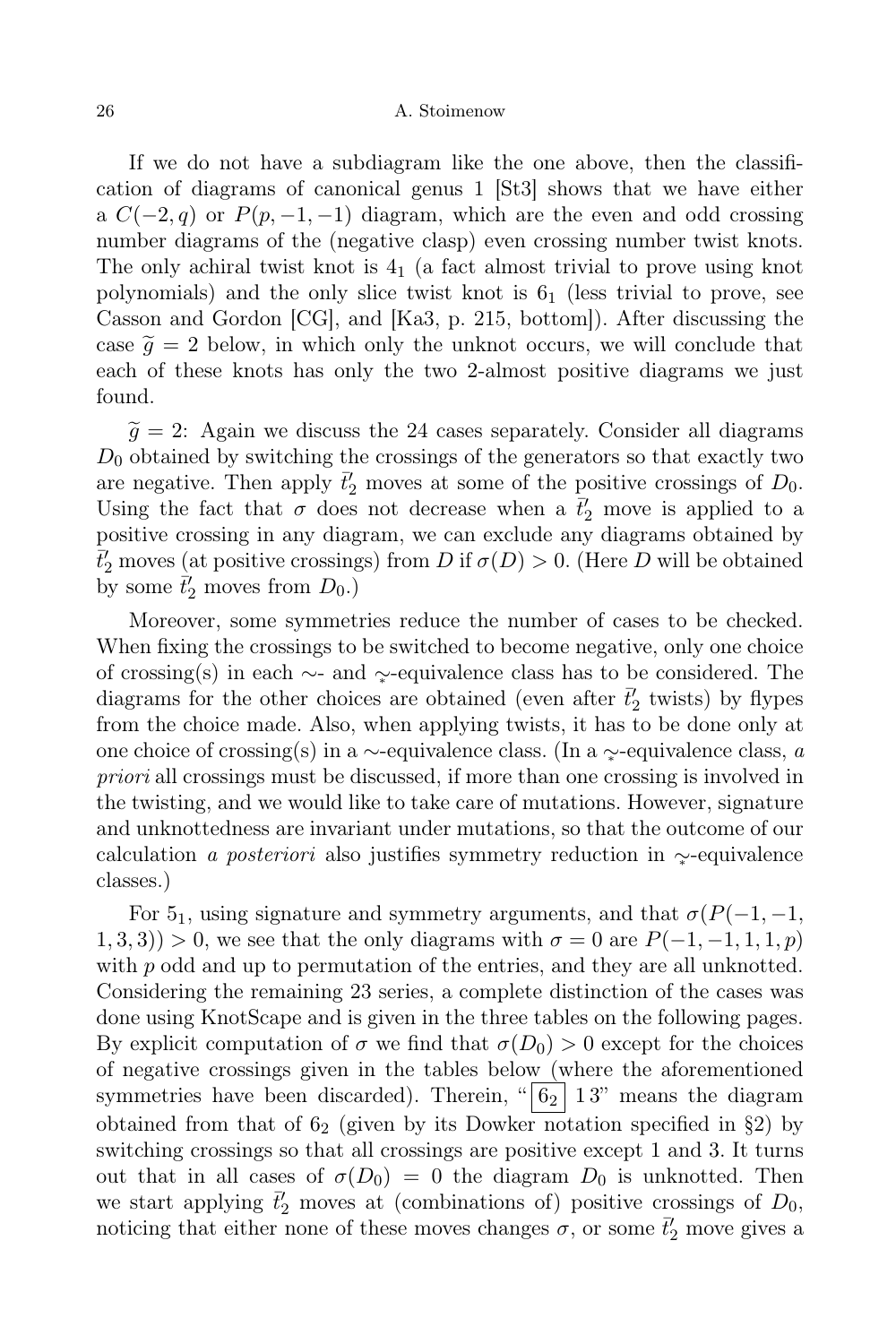If we do not have a subdiagram like the one above, then the classification of diagrams of canonical genus 1 [St3] shows that we have either a $C(-2,q)$ or $P(p,-1,-1)$ diagram, which are the even and odd crossing number diagrams of the (negative clasp) even crossing number twist knots. The only achiral twist knot is $4_1$ (a fact almost trivial to prove using knot polynomials) and the only slice twist knot is $6_1$ (less trivial to prove, see Casson and Gordon [CG], and [Ka3, p. 215, bottom]). After discussing the case $\tilde{g}=2$ below, in which only the unknot occurs, we will conclude that each of these knots has only the two 2-almost positive diagrams we just found.

$\tilde{g}=2$: Again we discuss the 24 cases separately. Consider all diagrams $D_0$ obtained by switching the crossings of the generators so that exactly two are negative. Then apply $\bar{t}'_2$ moves at some of the positive crossings of $D_0$. Using the fact that $\sigma$ does not decrease when a $\bar{t}'_2$ move is applied to a positive crossing in any diagram, we can exclude any diagrams obtained by $\bar{t}'_2$ moves (at positive crossings) from $D$ if $\sigma(D)>0$. (Here $D$ will be obtained by some $\bar{t}'_2$ moves from $D_0$.)

Moreover, some symmetries reduce the number of cases to be checked. When fixing the crossings to be switched to become negative, only one choice of crossing(s) in each $\sim$- and $\underset{*}{\sim}$-equivalence class has to be considered. The diagrams for the other choices are obtained (even after $\bar{t}'_2$ twists) by flypes from the choice made. Also, when applying twists, it has to be done only at one choice of crossing(s) in a $\sim$-equivalence class. (In a $\underset{*}{\sim}$-equivalence class, *a priori* all crossings must be discussed, if more than one crossing is involved in the twisting, and we would like to take care of mutations. However, signature and unknottedness are invariant under mutations, so that the outcome of our calculation *a posteriori* also justifies symmetry reduction in $\underset{*}{\sim}$-equivalence classes.)

For $5_1$, using signature and symmetry arguments, and that $\sigma(P(-1,-1,1,3,3))>0$, we see that the only diagrams with $\sigma=0$ are $P(-1,-1,1,1,p)$ with $p$ odd and up to permutation of the entries, and they are all unknotted. Considering the remaining 23 series, a complete distinction of the cases was done using KnotScape and is given in the three tables on the following pages. By explicit computation of $\sigma$ we find that $\sigma(D_0)>0$ except for the choices of negative crossings given in the tables below (where the aforementioned symmetries have been discarded). Therein, "$\boxed{6_2}$ 1 3" means the diagram obtained from that of $6_2$ (given by its Dowker notation specified in §2) by switching crossings so that all crossings are positive except 1 and 3. It turns out that in all cases of $\sigma(D_0)=0$ the diagram $D_0$ is unknotted. Then we start applying $\bar{t}'_2$ moves at (combinations of) positive crossings of $D_0$, noticing that either none of these moves changes $\sigma$, or some $\bar{t}'_2$ move gives a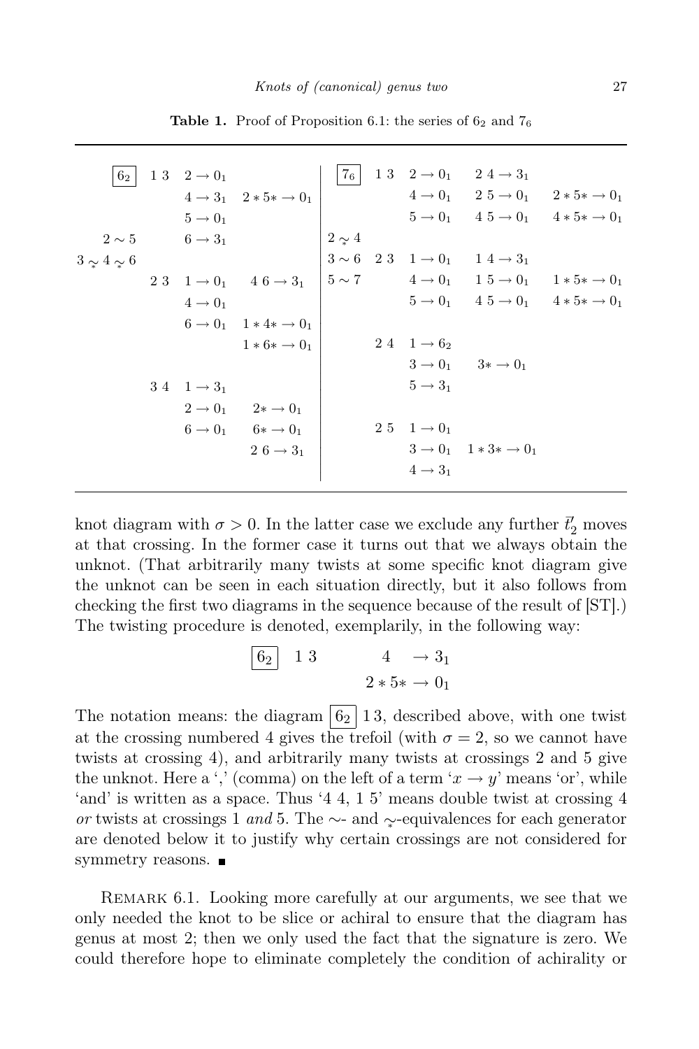**Table 1.** Proof of Proposition 6.1: the series of $6_2$ and $7_6$

| | | | | | | | | |
|---|---|---|---|---|---|---|---|---|
| $\boxed{6_2}$ | 1 3 | $2 \to 0_1$ | | $\boxed{7_6}$ | 1 3 | $2 \to 0_1$ | $2\ 4 \to 3_1$ | |
| | | $4 \to 3_1$ | $2*5* \to 0_1$ | | | $4 \to 0_1$ | $2\ 5 \to 0_1$ | $2*5* \to 0_1$ |
| | | $5 \to 0_1$ | | | | $5 \to 0_1$ | $4\ 5 \to 0_1$ | $4*5* \to 0_1$ |
| $2 \sim 5$ | | $6 \to 3_1$ | | $2 \underset{*}{\sim} 4$ | | | | |
| $3 \underset{*}{\sim} 4 \underset{*}{\sim} 6$ | | | | $3 \sim 6$ | 2 3 | $1 \to 0_1$ | $1\ 4 \to 3_1$ | |
| | 2 3 | $1 \to 0_1$ | $4\ 6 \to 3_1$ | $5 \sim 7$ | | $4 \to 0_1$ | $1\ 5 \to 0_1$ | $1*5* \to 0_1$ |
| | | $4 \to 0_1$ | | | | $5 \to 0_1$ | $4\ 5 \to 0_1$ | $4*5* \to 0_1$ |
| | | $6 \to 0_1$ | $1*4* \to 0_1$ | | | | | |
| | | | $1*6* \to 0_1$ | | 2 4 | $1 \to 6_2$ | | |
| | | | | | | $3 \to 0_1$ | $3* \to 0_1$ | |
| | 3 4 | $1 \to 3_1$ | | | | $5 \to 3_1$ | | |
| | | $2 \to 0_1$ | $2* \to 0_1$ | | | | | |
| | | $6 \to 0_1$ | $6* \to 0_1$ | | 2 5 | $1 \to 0_1$ | | |
| | | | $2\ 6 \to 3_1$ | | | $3 \to 0_1$ | $1*3* \to 0_1$ | |
| | | | | | | $4 \to 3_1$ | | |

knot diagram with $\sigma > 0$. In the latter case we exclude any further $\bar{t}_2'$ moves at that crossing. In the former case it turns out that we always obtain the unknot. (That arbitrarily many twists at some specific knot diagram give the unknot can be seen in each situation directly, but it also follows from checking the first two diagrams in the sequence because of the result of [ST].) The twisting procedure is denoted, exemplarily, in the following way:

$$\boxed{6_2}\quad 1\ 3 \qquad \begin{array}{r} 4 \quad \to 3_1 \\ 2*5* \to 0_1 \end{array}$$

The notation means: the diagram $\boxed{6_2}$ 1 3, described above, with one twist at the crossing numbered 4 gives the trefoil (with $\sigma = 2$, so we cannot have twists at crossing 4), and arbitrarily many twists at crossings 2 and 5 give the unknot. Here a ',' (comma) on the left of a term '$x \to y$' means 'or', while 'and' is written as a space. Thus '4 4, 1 5' means double twist at crossing 4 *or* twists at crossings 1 *and* 5. The $\sim$- and $\underset{*}{\sim}$-equivalences for each generator are denoted below it to justify why certain crossings are not considered for symmetry reasons. ∎

Remark 6.1. Looking more carefully at our arguments, we see that we only needed the knot to be slice or achiral to ensure that the diagram has genus at most 2; then we only used the fact that the signature is zero. We could therefore hope to eliminate completely the condition of achirality or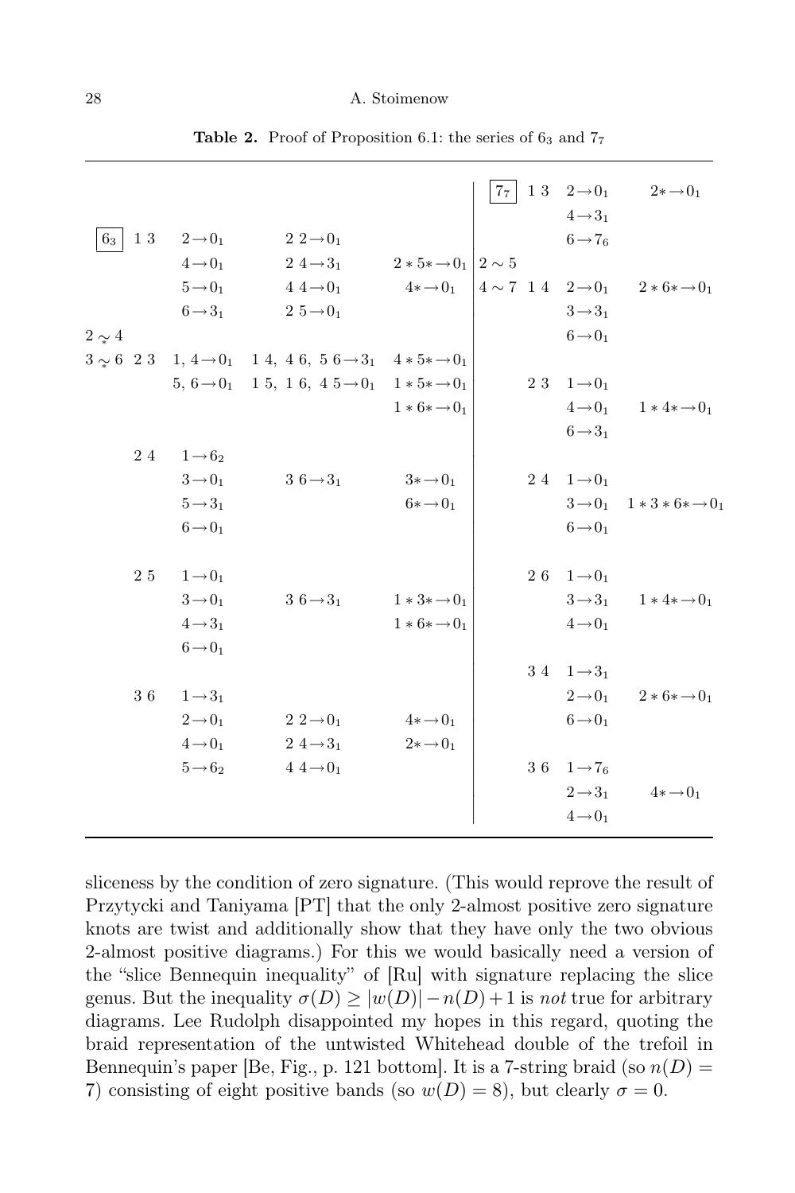**Table 2.** Proof of Proposition 6.1: the series of $6_3$ and $7_7$

| | | | | | | | | |
|---|---|---|---|---|---|---|---|---|
| | | | | | $\boxed{7_7}$ | 1 3 | $2\to 0_1$ | $2*\to 0_1$ |
| | | | | | | | $4\to 3_1$ | |
| $\boxed{6_3}$ | 1 3 | $2\to 0_1$ | $2\ 2\to 0_1$ | | | | $6\to 7_6$ | |
| | | $4\to 0_1$ | $2\ 4\to 3_1$ | $2*5*\to 0_1$ | $2\sim 5$ | | | |
| | | $5\to 0_1$ | $4\ 4\to 0_1$ | $4*\to 0_1$ | $4\sim 7$ | 1 4 | $2\to 0_1$ | $2*6*\to 0_1$ |
| | | $6\to 3_1$ | $2\ 5\to 0_1$ | | | | $3\to 3_1$ | |
| $2\underset{*}{\sim} 4$ | | | | | | | $6\to 0_1$ | |
| $3\underset{*}{\sim} 6$ | 2 3 | $1,\ 4\to 0_1$ | $1\ 4,\ 4\ 6,\ 5\ 6\to 3_1$ | $4*5*\to 0_1$ | | | | |
| | | $5,\ 6\to 0_1$ | $1\ 5,\ 1\ 6,\ 4\ 5\to 0_1$ | $1*5*\to 0_1$ | | 2 3 | $1\to 0_1$ | |
| | | | | $1*6*\to 0_1$ | | | $4\to 0_1$ | $1*4*\to 0_1$ |
| | | | | | | | $6\to 3_1$ | |
| | 2 4 | $1\to 6_2$ | | | | | | |
| | | $3\to 0_1$ | $3\ 6\to 3_1$ | $3*\to 0_1$ | | 2 4 | $1\to 0_1$ | |
| | | $5\to 3_1$ | | $6*\to 0_1$ | | | $3\to 0_1$ | $1*3*6*\to 0_1$ |
| | | $6\to 0_1$ | | | | | $6\to 0_1$ | |
| | 2 5 | $1\to 0_1$ | | | | 2 6 | $1\to 0_1$ | |
| | | $3\to 0_1$ | $3\ 6\to 3_1$ | $1*3*\to 0_1$ | | | $3\to 3_1$ | $1*4*\to 0_1$ |
| | | $4\to 3_1$ | | $1*6*\to 0_1$ | | | $4\to 0_1$ | |
| | | $6\to 0_1$ | | | | | | |
| | | | | | | 3 4 | $1\to 3_1$ | |
| | 3 6 | $1\to 3_1$ | | | | | $2\to 0_1$ | $2*6*\to 0_1$ |
| | | $2\to 0_1$ | $2\ 2\to 0_1$ | $4*\to 0_1$ | | | $6\to 0_1$ | |
| | | $4\to 0_1$ | $2\ 4\to 3_1$ | $2*\to 0_1$ | | | | |
| | | $5\to 6_2$ | $4\ 4\to 0_1$ | | | 3 6 | $1\to 7_6$ | |
| | | | | | | | $2\to 3_1$ | $4*\to 0_1$ |
| | | | | | | | $4\to 0_1$ | |

sliceness by the condition of zero signature. (This would reprove the result of Przytycki and Taniyama [PT] that the only 2-almost positive zero signature knots are twist and additionally show that they have only the two obvious 2-almost positive diagrams.) For this we would basically need a version of the "slice Bennequin inequality" of [Ru] with signature replacing the slice genus. But the inequality $\sigma(D)\geq |w(D)|-n(D)+1$ is *not* true for arbitrary diagrams. Lee Rudolph disappointed my hopes in this regard, quoting the braid representation of the untwisted Whitehead double of the trefoil in Bennequin's paper [Be, Fig., p. 121 bottom]. It is a 7-string braid (so $n(D)=7$) consisting of eight positive bands (so $w(D)=8$), but clearly $\sigma=0$.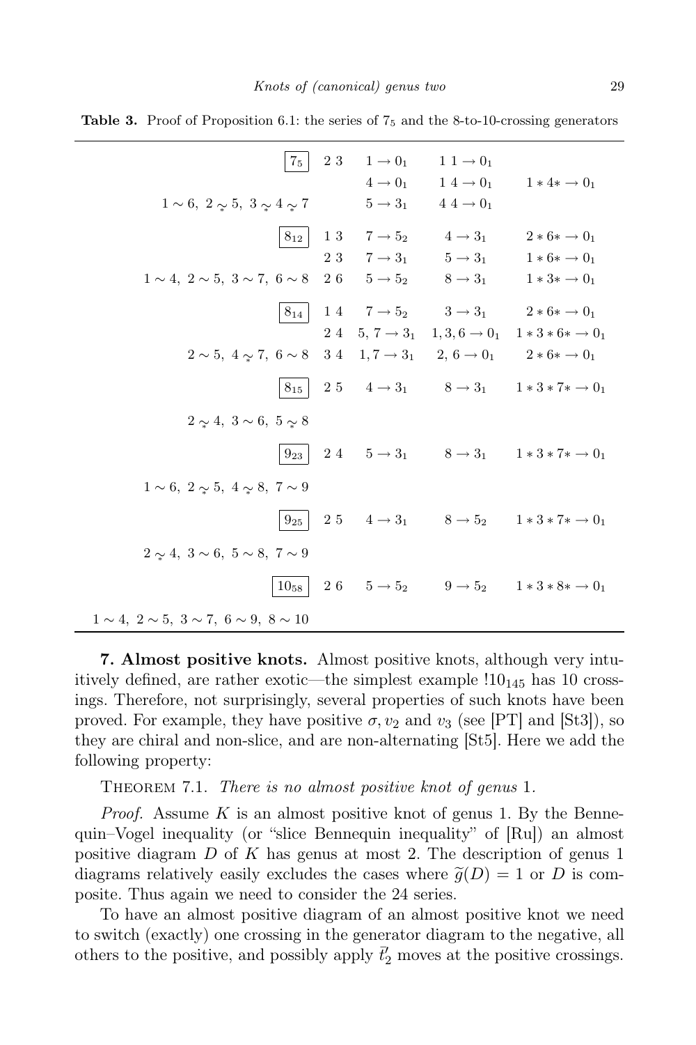**Table 3.** Proof of Proposition 6.1: the series of $7_5$ and the 8-to-10-crossing generators

| | | | | |
|---|---|---|---|---|
| $\boxed{7_5}$ | 2 3 | $1 \to 0_1$ | $1\ 1 \to 0_1$ | |
| | | $4 \to 0_1$ | $1\ 4 \to 0_1$ | $1 * 4 * \to 0_1$ |
| $1 \sim 6,\ 2 \underset{*}{\sim} 5,\ 3 \underset{*}{\sim} 4 \underset{*}{\sim} 7$ | | $5 \to 3_1$ | $4\ 4 \to 0_1$ | |
| $\boxed{8_{12}}$ | 1 3 | $7 \to 5_2$ | $4 \to 3_1$ | $2 * 6 * \to 0_1$ |
| | 2 3 | $7 \to 3_1$ | $5 \to 3_1$ | $1 * 6 * \to 0_1$ |
| $1 \sim 4,\ 2 \sim 5,\ 3 \sim 7,\ 6 \sim 8$ | 2 6 | $5 \to 5_2$ | $8 \to 3_1$ | $1 * 3 * \to 0_1$ |
| $\boxed{8_{14}}$ | 1 4 | $7 \to 5_2$ | $3 \to 3_1$ | $2 * 6 * \to 0_1$ |
| | 2 4 | $5, 7 \to 3_1$ | $1, 3, 6 \to 0_1$ | $1 * 3 * 6 * \to 0_1$ |
| $2 \sim 5,\ 4 \underset{*}{\sim} 7,\ 6 \sim 8$ | 3 4 | $1, 7 \to 3_1$ | $2,\ 6 \to 0_1$ | $2 * 6 * \to 0_1$ |
| $\boxed{8_{15}}$ | 2 5 | $4 \to 3_1$ | $8 \to 3_1$ | $1 * 3 * 7 * \to 0_1$ |
| $2 \underset{*}{\sim} 4,\ 3 \sim 6,\ 5 \underset{*}{\sim} 8$ | | | | |
| $\boxed{9_{23}}$ | 2 4 | $5 \to 3_1$ | $8 \to 3_1$ | $1 * 3 * 7 * \to 0_1$ |
| $1 \sim 6,\ 2 \underset{*}{\sim} 5,\ 4 \underset{*}{\sim} 8,\ 7 \sim 9$ | | | | |
| $\boxed{9_{25}}$ | 2 5 | $4 \to 3_1$ | $8 \to 5_2$ | $1 * 3 * 7 * \to 0_1$ |
| $2 \underset{*}{\sim} 4,\ 3 \sim 6,\ 5 \sim 8,\ 7 \sim 9$ | | | | |
| $\boxed{10_{58}}$ | 2 6 | $5 \to 5_2$ | $9 \to 5_2$ | $1 * 3 * 8 * \to 0_1$ |
| $1 \sim 4,\ 2 \sim 5,\ 3 \sim 7,\ 6 \sim 9,\ 8 \sim 10$ | | | | |

**7. Almost positive knots.** Almost positive knots, although very intuitively defined, are rather exotic—the simplest example $!10_{145}$ has 10 crossings. Therefore, not surprisingly, several properties of such knots have been proved. For example, they have positive $\sigma, v_2$ and $v_3$ (see [PT] and [St3]), so they are chiral and non-slice, and are non-alternating [St5]. Here we add the following property:

Theorem 7.1. *There is no almost positive knot of genus* 1.

*Proof.* Assume $K$ is an almost positive knot of genus 1. By the Bennequin–Vogel inequality (or "slice Bennequin inequality" of [Ru]) an almost positive diagram $D$ of $K$ has genus at most 2. The description of genus 1 diagrams relatively easily excludes the cases where $\widetilde{g}(D) = 1$ or $D$ is composite. Thus again we need to consider the 24 series.

To have an almost positive diagram of an almost positive knot we need to switch (exactly) one crossing in the generator diagram to the negative, all others to the positive, and possibly apply $\bar{t}_2'$ moves at the positive crossings.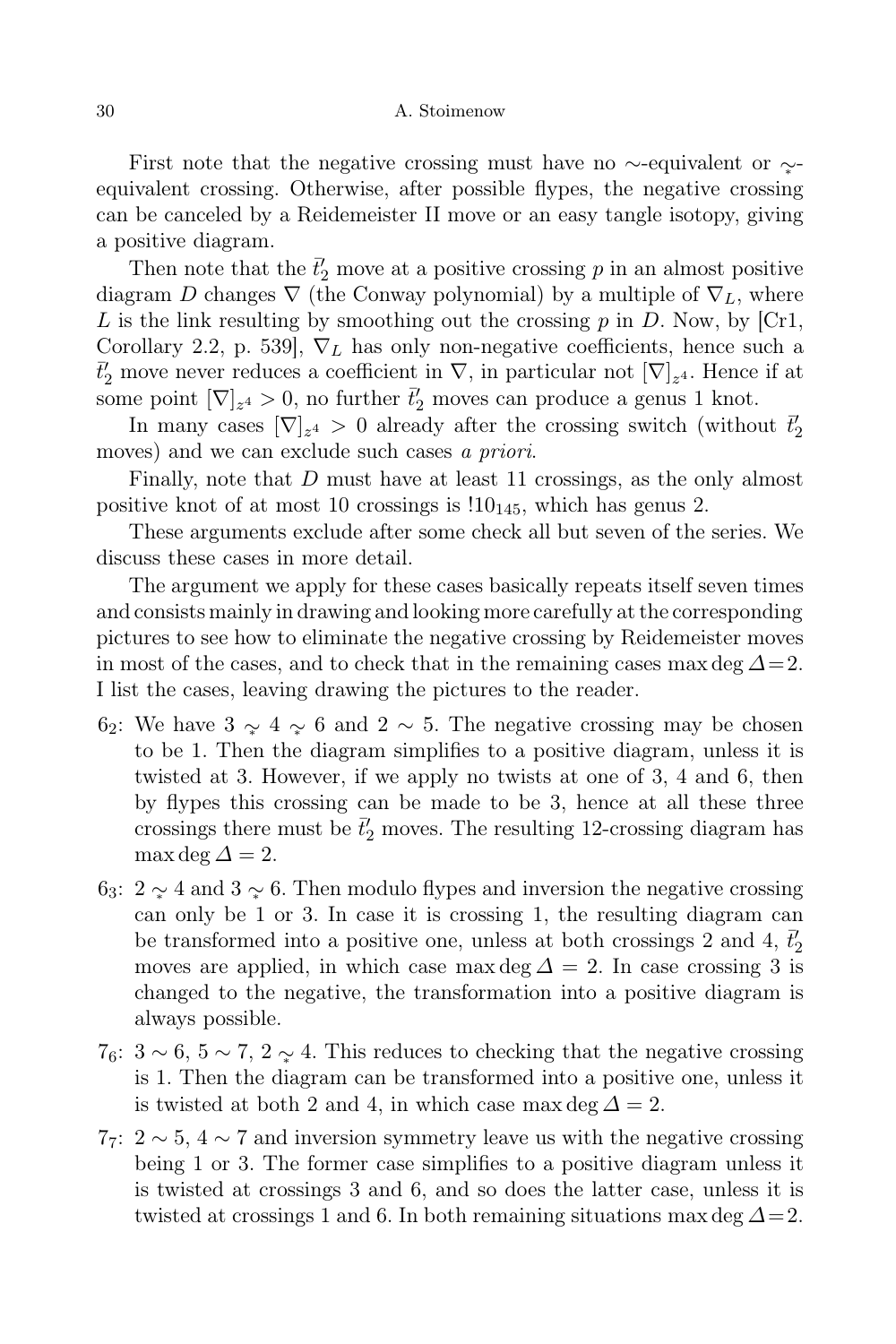First note that the negative crossing must have no $\sim$-equivalent or $\underset{*}{\sim}$-equivalent crossing. Otherwise, after possible flypes, the negative crossing can be canceled by a Reidemeister II move or an easy tangle isotopy, giving a positive diagram.

Then note that the $\bar{t}'_2$ move at a positive crossing $p$ in an almost positive diagram $D$ changes $\nabla$ (the Conway polynomial) by a multiple of $\nabla_L$, where $L$ is the link resulting by smoothing out the crossing $p$ in $D$. Now, by [Cr1, Corollary 2.2, p. 539], $\nabla_L$ has only non-negative coefficients, hence such a $\bar{t}'_2$ move never reduces a coefficient in $\nabla$, in particular not $[\nabla]_{z^4}$. Hence if at some point $[\nabla]_{z^4} > 0$, no further $\bar{t}'_2$ moves can produce a genus 1 knot.

In many cases $[\nabla]_{z^4} > 0$ already after the crossing switch (without $\bar{t}'_2$ moves) and we can exclude such cases *a priori*.

Finally, note that $D$ must have at least 11 crossings, as the only almost positive knot of at most 10 crossings is $!10_{145}$, which has genus 2.

These arguments exclude after some check all but seven of the series. We discuss these cases in more detail.

The argument we apply for these cases basically repeats itself seven times and consists mainly in drawing and looking more carefully at the corresponding pictures to see how to eliminate the negative crossing by Reidemeister moves in most of the cases, and to check that in the remaining cases $\max\deg\Delta = 2$. I list the cases, leaving drawing the pictures to the reader.

- $6_2$: We have $3 \underset{*}{\sim} 4 \underset{*}{\sim} 6$ and $2 \sim 5$. The negative crossing may be chosen to be 1. Then the diagram simplifies to a positive diagram, unless it is twisted at 3. However, if we apply no twists at one of 3, 4 and 6, then by flypes this crossing can be made to be 3, hence at all these three crossings there must be $\bar{t}'_2$ moves. The resulting 12-crossing diagram has $\max\deg\Delta = 2$.
- $6_3$: $2 \underset{*}{\sim} 4$ and $3 \underset{*}{\sim} 6$. Then modulo flypes and inversion the negative crossing can only be 1 or 3. In case it is crossing 1, the resulting diagram can be transformed into a positive one, unless at both crossings 2 and 4, $\bar{t}'_2$ moves are applied, in which case $\max\deg\Delta = 2$. In case crossing 3 is changed to the negative, the transformation into a positive diagram is always possible.
- $7_6$: $3 \sim 6$, $5 \sim 7$, $2 \underset{*}{\sim} 4$. This reduces to checking that the negative crossing is 1. Then the diagram can be transformed into a positive one, unless it is twisted at both 2 and 4, in which case $\max\deg\Delta = 2$.
- $7_7$: $2 \sim 5$, $4 \sim 7$ and inversion symmetry leave us with the negative crossing being 1 or 3. The former case simplifies to a positive diagram unless it is twisted at crossings 3 and 6, and so does the latter case, unless it is twisted at crossings 1 and 6. In both remaining situations $\max\deg\Delta = 2$.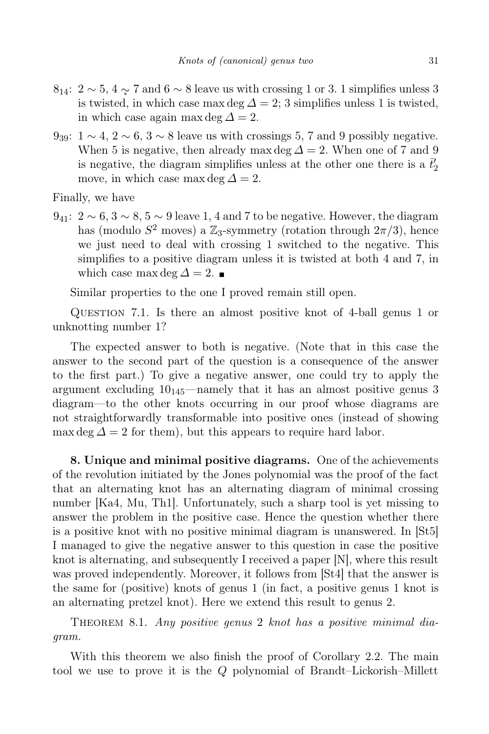- $8_{14}$: $2 \sim 5$, $4 \underset{*}{\sim} 7$ and $6 \sim 8$ leave us with crossing 1 or 3. 1 simplifies unless 3 is twisted, in which case $\max\deg \Delta = 2$; 3 simplifies unless 1 is twisted, in which case again $\max\deg \Delta = 2$.
- $9_{39}$: $1 \sim 4$, $2 \sim 6$, $3 \sim 8$ leave us with crossings 5, 7 and 9 possibly negative. When 5 is negative, then already $\max\deg \Delta = 2$. When one of 7 and 9 is negative, the diagram simplifies unless at the other one there is a $\bar{t}'_2$ move, in which case $\max\deg \Delta = 2$.

Finally, we have

- $9_{41}$: $2 \sim 6$, $3 \sim 8$, $5 \sim 9$ leave 1, 4 and 7 to be negative. However, the diagram has (modulo $S^2$ moves) a $\mathbb{Z}_3$-symmetry (rotation through $2\pi/3$), hence we just need to deal with crossing 1 switched to the negative. This simplifies to a positive diagram unless it is twisted at both 4 and 7, in which case $\max\deg \Delta = 2$. ∎

Similar properties to the one I proved remain still open.

Question 7.1. Is there an almost positive knot of 4-ball genus 1 or unknotting number 1?

The expected answer to both is negative. (Note that in this case the answer to the second part of the question is a consequence of the answer to the first part.) To give a negative answer, one could try to apply the argument excluding $10_{145}$—namely that it has an almost positive genus 3 diagram—to the other knots occurring in our proof whose diagrams are not straightforwardly transformable into positive ones (instead of showing $\max\deg \Delta = 2$ for them), but this appears to require hard labor.

**8. Unique and minimal positive diagrams.** One of the achievements of the revolution initiated by the Jones polynomial was the proof of the fact that an alternating knot has an alternating diagram of minimal crossing number [Ka4, Mu, Th1]. Unfortunately, such a sharp tool is yet missing to answer the problem in the positive case. Hence the question whether there is a positive knot with no positive minimal diagram is unanswered. In [St5] I managed to give the negative answer to this question in case the positive knot is alternating, and subsequently I received a paper [N], where this result was proved independently. Moreover, it follows from [St4] that the answer is the same for (positive) knots of genus 1 (in fact, a positive genus 1 knot is an alternating pretzel knot). Here we extend this result to genus 2.

Theorem 8.1. *Any positive genus* 2 *knot has a positive minimal diagram.*

With this theorem we also finish the proof of Corollary 2.2. The main tool we use to prove it is the $Q$ polynomial of Brandt–Lickorish–Millett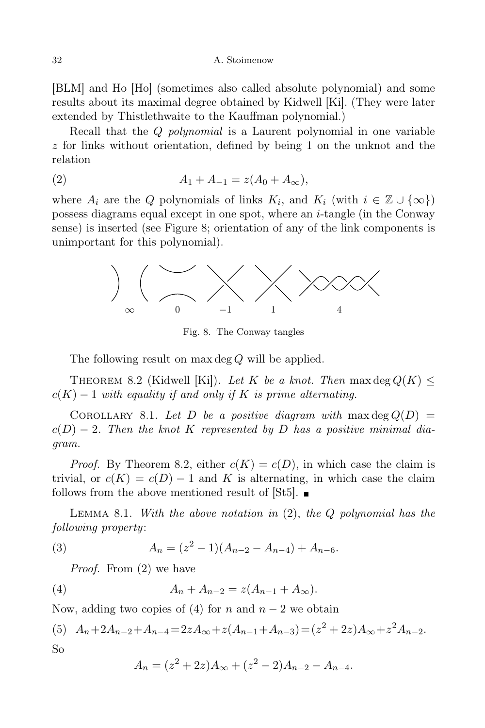[BLM] and Ho [Ho] (sometimes also called absolute polynomial) and some results about its maximal degree obtained by Kidwell [Ki]. (They were later extended by Thistlethwaite to the Kauffman polynomial.)

Recall that the *Q polynomial* is a Laurent polynomial in one variable $z$ for links without orientation, defined by being 1 on the unknot and the relation

$$A_1 + A_{-1} = z(A_0 + A_\infty), \tag{2}$$

where $A_i$ are the $Q$ polynomials of links $K_i$, and $K_i$ (with $i \in \mathbb{Z} \cup \{\infty\}$) possess diagrams equal except in one spot, where an $i$-tangle (in the Conway sense) is inserted (see Figure 8; orientation of any of the link components is unimportant for this polynomial).

$\infty$ $\quad$ $0$ $\quad$ $-1$ $\quad$ $1$ $\quad$ $4$

Fig. 8. The Conway tangles

The following result on $\max\deg Q$ will be applied.

Theorem 8.2 (Kidwell [Ki]). *Let $K$ be a knot. Then $\max\deg Q(K) \le c(K) - 1$ with equality if and only if $K$ is prime alternating.*

Corollary 8.1. *Let $D$ be a positive diagram with $\max\deg Q(D) = c(D) - 2$. Then the knot $K$ represented by $D$ has a positive minimal diagram.*

*Proof.* By Theorem 8.2, either $c(K) = c(D)$, in which case the claim is trivial, or $c(K) = c(D) - 1$ and $K$ is alternating, in which case the claim follows from the above mentioned result of [St5]. ■

Lemma 8.1. *With the above notation in* (2), *the $Q$ polynomial has the following property*:

$$A_n = (z^2 - 1)(A_{n-2} - A_{n-4}) + A_{n-6}. \tag{3}$$

*Proof.* From (2) we have

$$A_n + A_{n-2} = z(A_{n-1} + A_\infty). \tag{4}$$

Now, adding two copies of (4) for $n$ and $n-2$ we obtain

$$A_n + 2A_{n-2} + A_{n-4} = 2zA_\infty + z(A_{n-1} + A_{n-3}) = (z^2 + 2z)A_\infty + z^2 A_{n-2}. \tag{5}$$

So

$$A_n = (z^2 + 2z)A_\infty + (z^2 - 2)A_{n-2} - A_{n-4}.$$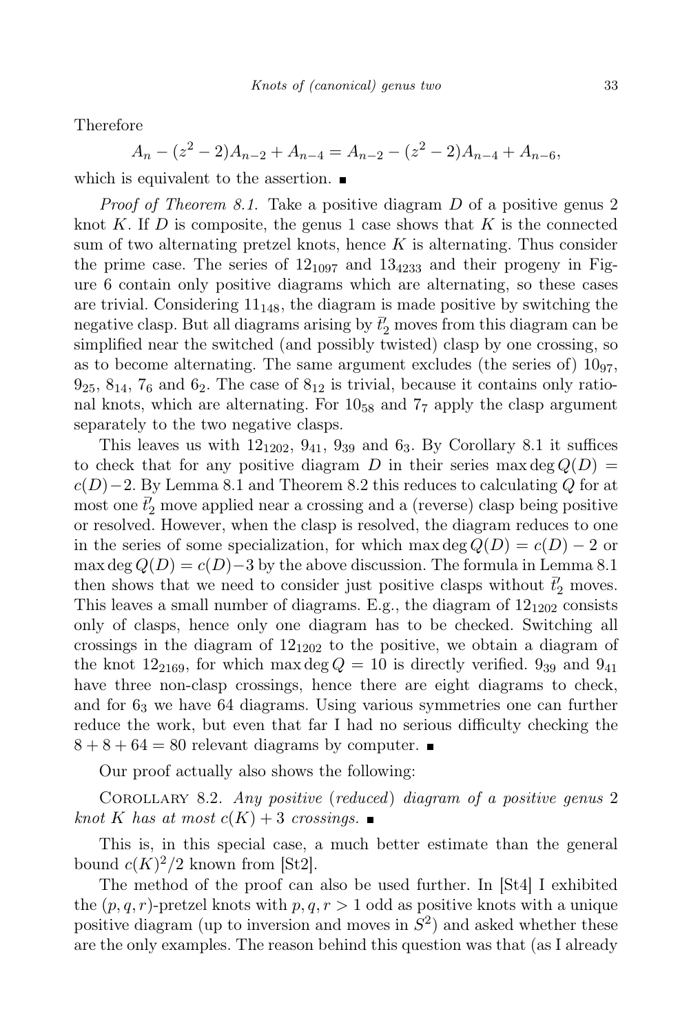Therefore

$$A_n - (z^2-2)A_{n-2} + A_{n-4} = A_{n-2} - (z^2-2)A_{n-4} + A_{n-6},$$

which is equivalent to the assertion. ■

*Proof of Theorem 8.1.* Take a positive diagram $D$ of a positive genus 2 knot $K$. If $D$ is composite, the genus 1 case shows that $K$ is the connected sum of two alternating pretzel knots, hence $K$ is alternating. Thus consider the prime case. The series of $12_{1097}$ and $13_{4233}$ and their progeny in Figure 6 contain only positive diagrams which are alternating, so these cases are trivial. Considering $11_{148}$, the diagram is made positive by switching the negative clasp. But all diagrams arising by $\bar{t}'_2$ moves from this diagram can be simplified near the switched (and possibly twisted) clasp by one crossing, so as to become alternating. The same argument excludes (the series of) $10_{97}$, $9_{25}$, $8_{14}$, $7_6$ and $6_2$. The case of $8_{12}$ is trivial, because it contains only rational knots, which are alternating. For $10_{58}$ and $7_7$ apply the clasp argument separately to the two negative clasps.

This leaves us with $12_{1202}$, $9_{41}$, $9_{39}$ and $6_3$. By Corollary 8.1 it suffices to check that for any positive diagram $D$ in their series $\max\deg Q(D) = c(D)-2$. By Lemma 8.1 and Theorem 8.2 this reduces to calculating $Q$ for at most one $\bar{t}'_2$ move applied near a crossing and a (reverse) clasp being positive or resolved. However, when the clasp is resolved, the diagram reduces to one in the series of some specialization, for which $\max\deg Q(D) = c(D)-2$ or $\max\deg Q(D) = c(D)-3$ by the above discussion. The formula in Lemma 8.1 then shows that we need to consider just positive clasps without $\bar{t}'_2$ moves. This leaves a small number of diagrams. E.g., the diagram of $12_{1202}$ consists only of clasps, hence only one diagram has to be checked. Switching all crossings in the diagram of $12_{1202}$ to the positive, we obtain a diagram of the knot $12_{2169}$, for which $\max\deg Q = 10$ is directly verified. $9_{39}$ and $9_{41}$ have three non-clasp crossings, hence there are eight diagrams to check, and for $6_3$ we have 64 diagrams. Using various symmetries one can further reduce the work, but even that far I had no serious difficulty checking the $8+8+64 = 80$ relevant diagrams by computer. ■

Our proof actually also shows the following:

Corollary 8.2. *Any positive* (*reduced*) *diagram of a positive genus* 2 *knot* $K$ *has at most* $c(K)+3$ *crossings.* ■

This is, in this special case, a much better estimate than the general bound $c(K)^2/2$ known from [St2].

The method of the proof can also be used further. In [St4] I exhibited the $(p,q,r)$-pretzel knots with $p,q,r > 1$ odd as positive knots with a unique positive diagram (up to inversion and moves in $S^2$) and asked whether these are the only examples. The reason behind this question was that (as I already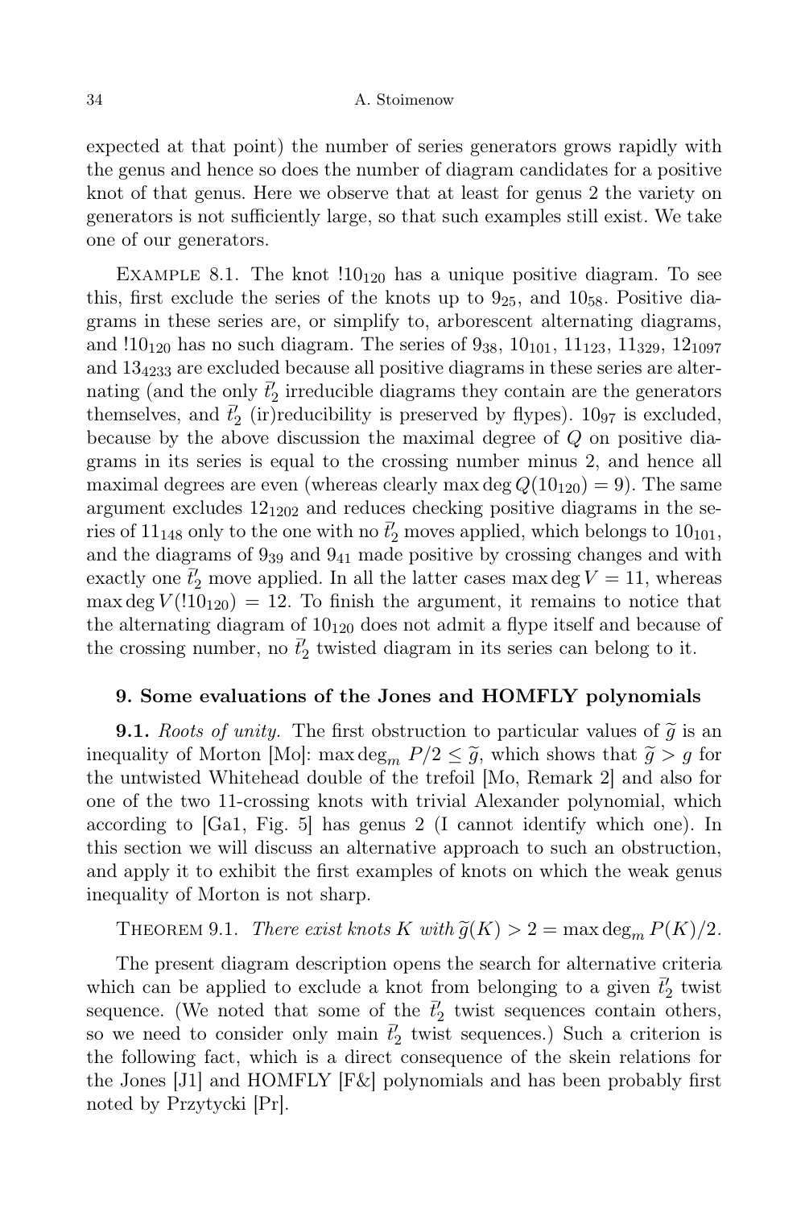expected at that point) the number of series generators grows rapidly with the genus and hence so does the number of diagram candidates for a positive knot of that genus. Here we observe that at least for genus 2 the variety on generators is not sufficiently large, so that such examples still exist. We take one of our generators.

Example 8.1. The knot $!10_{120}$ has a unique positive diagram. To see this, first exclude the series of the knots up to $9_{25}$, and $10_{58}$. Positive diagrams in these series are, or simplify to, arborescent alternating diagrams, and $!10_{120}$ has no such diagram. The series of $9_{38}$, $10_{101}$, $11_{123}$, $11_{329}$, $12_{1097}$ and $13_{4233}$ are excluded because all positive diagrams in these series are alternating (and the only $\bar{t}'_2$ irreducible diagrams they contain are the generators themselves, and $\bar{t}'_2$ (ir)reducibility is preserved by flypes). $10_{97}$ is excluded, because by the above discussion the maximal degree of $Q$ on positive diagrams in its series is equal to the crossing number minus 2, and hence all maximal degrees are even (whereas clearly $\max\deg Q(10_{120}) = 9$). The same argument excludes $12_{1202}$ and reduces checking positive diagrams in the series of $11_{148}$ only to the one with no $\bar{t}'_2$ moves applied, which belongs to $10_{101}$, and the diagrams of $9_{39}$ and $9_{41}$ made positive by crossing changes and with exactly one $\bar{t}'_2$ move applied. In all the latter cases $\max\deg V = 11$, whereas $\max\deg V(!10_{120}) = 12$. To finish the argument, it remains to notice that the alternating diagram of $10_{120}$ does not admit a flype itself and because of the crossing number, no $\bar{t}'_2$ twisted diagram in its series can belong to it.

## 9. Some evaluations of the Jones and HOMFLY polynomials

**9.1.** *Roots of unity.* The first obstruction to particular values of $\widetilde{g}$ is an inequality of Morton [Mo]: $\max\deg_m P/2 \le \widetilde{g}$, which shows that $\widetilde{g} > g$ for the untwisted Whitehead double of the trefoil [Mo, Remark 2] and also for one of the two 11-crossing knots with trivial Alexander polynomial, which according to [Ga1, Fig. 5] has genus 2 (I cannot identify which one). In this section we will discuss an alternative approach to such an obstruction, and apply it to exhibit the first examples of knots on which the weak genus inequality of Morton is not sharp.

Theorem 9.1. *There exist knots $K$ with $\widetilde{g}(K) > 2 = \max\deg_m P(K)/2$.*

The present diagram description opens the search for alternative criteria which can be applied to exclude a knot from belonging to a given $\bar{t}'_2$ twist sequence. (We noted that some of the $\bar{t}'_2$ twist sequences contain others, so we need to consider only main $\bar{t}'_2$ twist sequences.) Such a criterion is the following fact, which is a direct consequence of the skein relations for the Jones [J1] and HOMFLY [F&] polynomials and has been probably first noted by Przytycki [Pr].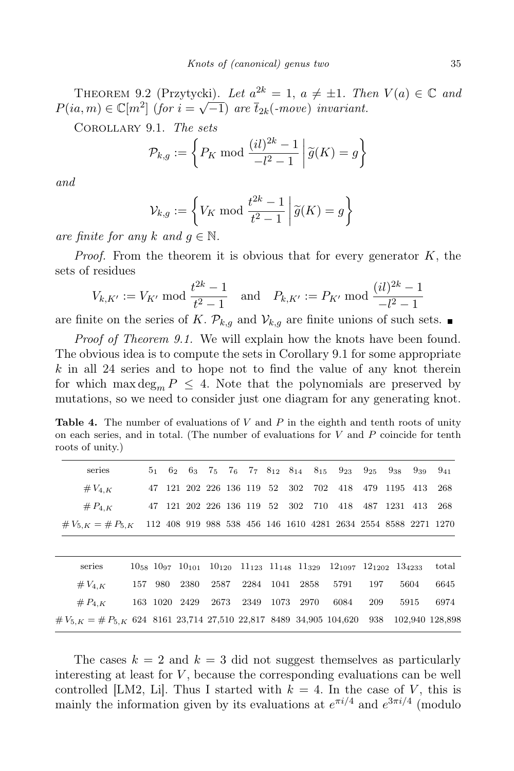THEOREM 9.2 (Przytycki). *Let $a^{2k} = 1$, $a \neq \pm 1$. Then $V(a) \in \mathbb{C}$ and $P(ia, m) \in \mathbb{C}[m^2]$ (for $i = \sqrt{-1}$) are $\bar{t}_{2k}$(-move) invariant.*

COROLLARY 9.1. *The sets*

$$\mathcal{P}_{k,g} := \left\{ P_K \bmod \frac{(il)^{2k} - 1}{-l^2 - 1} \,\middle|\, \widetilde{g}(K) = g \right\}$$

*and*

$$\mathcal{V}_{k,g} := \left\{ V_K \bmod \frac{t^{2k} - 1}{t^2 - 1} \,\middle|\, \widetilde{g}(K) = g \right\}$$

*are finite for any $k$ and $g \in \mathbb{N}$.*

*Proof.* From the theorem it is obvious that for every generator $K$, the sets of residues

$$V_{k,K'} := V_{K'} \bmod \frac{t^{2k} - 1}{t^2 - 1} \quad \text{and} \quad P_{k,K'} := P_{K'} \bmod \frac{(il)^{2k} - 1}{-l^2 - 1}$$

are finite on the series of $K$. $\mathcal{P}_{k,g}$ and $\mathcal{V}_{k,g}$ are finite unions of such sets. ∎

*Proof of Theorem 9.1.* We will explain how the knots have been found. The obvious idea is to compute the sets in Corollary 9.1 for some appropriate $k$ in all 24 series and to hope not to find the value of any knot therein for which $\max \deg_m P \leq 4$. Note that the polynomials are preserved by mutations, so we need to consider just one diagram for any generating knot.

**Table 4.** The number of evaluations of $V$ and $P$ in the eighth and tenth roots of unity on each series, and in total. (The number of evaluations for $V$ and $P$ coincide for tenth roots of unity.)

| series | $5_1$ | $6_2$ | $6_3$ | $7_5$ | $7_6$ | $7_7$ | $8_{12}$ | $8_{14}$ | $8_{15}$ | $9_{23}$ | $9_{25}$ | $9_{38}$ | $9_{39}$ | $9_{41}$ |
|---|---|---|---|---|---|---|---|---|---|---|---|---|---|---|
| $\# V_{4,K}$ | 47 | 121 | 202 | 226 | 136 | 119 | 52 | 302 | 702 | 418 | 479 | 1195 | 413 | 268 |
| $\# P_{4,K}$ | 47 | 121 | 202 | 226 | 136 | 119 | 52 | 302 | 710 | 418 | 487 | 1231 | 413 | 268 |
| $\# V_{5,K} = \# P_{5,K}$ | 112 | 408 | 919 | 988 | 538 | 456 | 146 | 1610 | 4281 | 2634 | 2554 | 8588 | 2271 | 1270 |

| series | $10_{58}$ | $10_{97}$ | $10_{101}$ | $10_{120}$ | $11_{123}$ | $11_{148}$ | $11_{329}$ | $12_{1097}$ | $12_{1202}$ | $13_{4233}$ | total |
|---|---|---|---|---|---|---|---|---|---|---|---|
| $\# V_{4,K}$ | 157 | 980 | 2380 | 2587 | 2284 | 1041 | 2858 | 5791 | 197 | 5604 | 6645 |
| $\# P_{4,K}$ | 163 | 1020 | 2429 | 2673 | 2349 | 1073 | 2970 | 6084 | 209 | 5915 | 6974 |
| $\# V_{5,K} = \# P_{5,K}$ | 624 | 8161 | 23,714 | 27,510 | 22,817 | 8489 | 34,905 | 104,620 | 938 | 102,940 | 128,898 |

The cases $k = 2$ and $k = 3$ did not suggest themselves as particularly interesting at least for $V$, because the corresponding evaluations can be well controlled [LM2, Li]. Thus I started with $k = 4$. In the case of $V$, this is mainly the information given by its evaluations at $e^{\pi i/4}$ and $e^{3\pi i/4}$ (modulo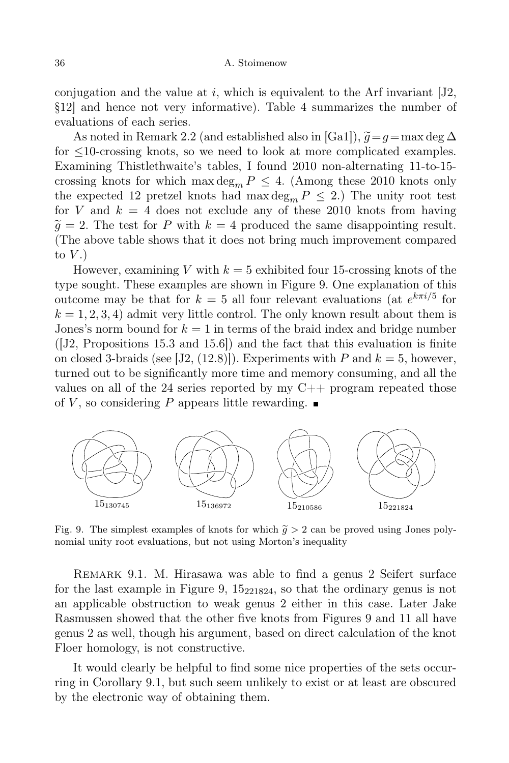conjugation and the value at $i$, which is equivalent to the Arf invariant [J2, §12] and hence not very informative). Table 4 summarizes the number of evaluations of each series.

As noted in Remark 2.2 (and established also in [Ga1]), $\widetilde{g} = g = \max\deg\Delta$ for $\le 10$-crossing knots, so we need to look at more complicated examples. Examining Thistlethwaite's tables, I found 2010 non-alternating 11-to-15-crossing knots for which $\max\deg_m P \le 4$. (Among these 2010 knots only the expected 12 pretzel knots had $\max\deg_m P \le 2$.) The unity root test for $V$ and $k = 4$ does not exclude any of these 2010 knots from having $\widetilde{g} = 2$. The test for $P$ with $k = 4$ produced the same disappointing result. (The above table shows that it does not bring much improvement compared to $V$.)

However, examining $V$ with $k = 5$ exhibited four 15-crossing knots of the type sought. These examples are shown in Figure 9. One explanation of this outcome may be that for $k = 5$ all four relevant evaluations (at $e^{k\pi i/5}$ for $k = 1, 2, 3, 4$) admit very little control. The only known result about them is Jones's norm bound for $k = 1$ in terms of the braid index and bridge number ([J2, Propositions 15.3 and 15.6]) and the fact that this evaluation is finite on closed 3-braids (see [J2, (12.8)]). Experiments with $P$ and $k = 5$, however, turned out to be significantly more time and memory consuming, and all the values on all of the 24 series reported by my C++ program repeated those of $V$, so considering $P$ appears little rewarding. ■

$15_{130745}$ $15_{136972}$ $15_{210586}$ $15_{221824}$

Fig. 9. The simplest examples of knots for which $\widetilde{g} > 2$ can be proved using Jones polynomial unity root evaluations, but not using Morton's inequality

Remark 9.1. M. Hirasawa was able to find a genus 2 Seifert surface for the last example in Figure 9, $15_{221824}$, so that the ordinary genus is not an applicable obstruction to weak genus 2 either in this case. Later Jake Rasmussen showed that the other five knots from Figures 9 and 11 all have genus 2 as well, though his argument, based on direct calculation of the knot Floer homology, is not constructive.

It would clearly be helpful to find some nice properties of the sets occurring in Corollary 9.1, but such seem unlikely to exist or at least are obscured by the electronic way of obtaining them.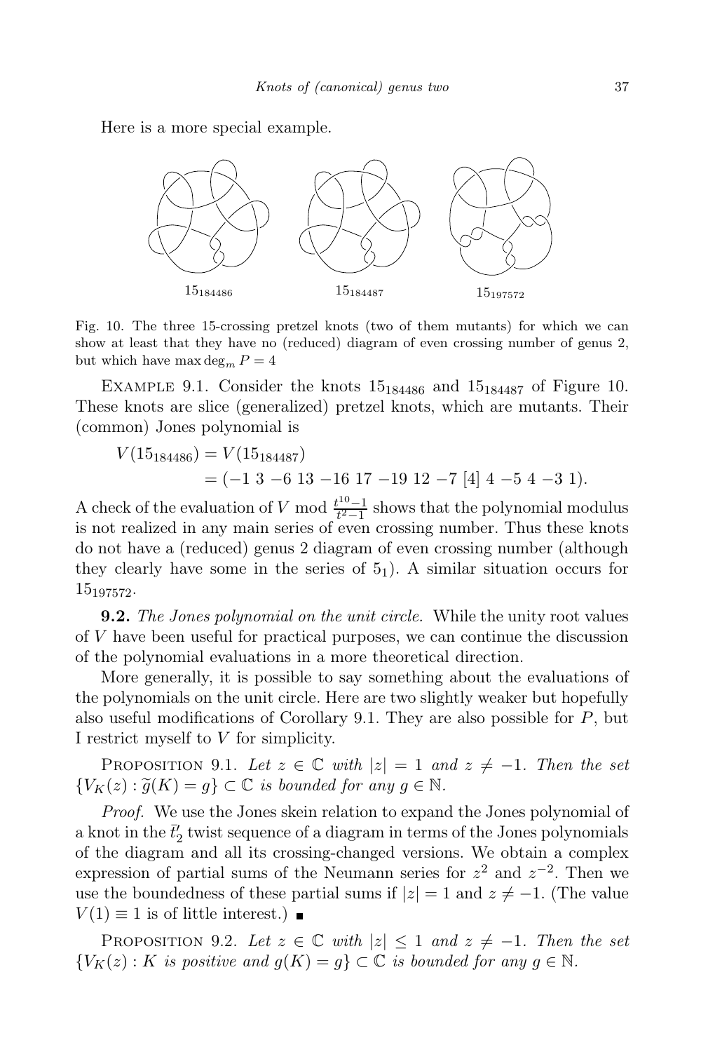Here is a more special example.

$15_{184486}$ $15_{184487}$ $15_{197572}$

Fig. 10. The three 15-crossing pretzel knots (two of them mutants) for which we can show at least that they have no (reduced) diagram of even crossing number of genus 2, but which have $\max\deg_m P = 4$

Example 9.1. Consider the knots $15_{184486}$ and $15_{184487}$ of Figure 10. These knots are slice (generalized) pretzel knots, which are mutants. Their (common) Jones polynomial is

$$\begin{aligned} V(15_{184486}) &= V(15_{184487}) \\ &= (-1\ 3\ {-6}\ 13\ {-16}\ 17\ {-19}\ 12\ {-7}\ [4]\ 4\ {-5}\ 4\ {-3}\ 1). \end{aligned}$$

A check of the evaluation of $V \bmod \frac{t^{10}-1}{t^2-1}$ shows that the polynomial modulus is not realized in any main series of even crossing number. Thus these knots do not have a (reduced) genus 2 diagram of even crossing number (although they clearly have some in the series of $5_1$). A similar situation occurs for $15_{197572}$.

**9.2.** *The Jones polynomial on the unit circle.* While the unity root values of $V$ have been useful for practical purposes, we can continue the discussion of the polynomial evaluations in a more theoretical direction.

More generally, it is possible to say something about the evaluations of the polynomials on the unit circle. Here are two slightly weaker but hopefully also useful modifications of Corollary 9.1. They are also possible for $P$, but I restrict myself to $V$ for simplicity.

Proposition 9.1. *Let $z \in \mathbb{C}$ with $|z| = 1$ and $z \neq -1$. Then the set $\{V_K(z) : \widetilde{g}(K) = g\} \subset \mathbb{C}$ is bounded for any $g \in \mathbb{N}$.*

*Proof.* We use the Jones skein relation to expand the Jones polynomial of a knot in the $\bar{t}'_2$ twist sequence of a diagram in terms of the Jones polynomials of the diagram and all its crossing-changed versions. We obtain a complex expression of partial sums of the Neumann series for $z^2$ and $z^{-2}$. Then we use the boundedness of these partial sums if $|z| = 1$ and $z \neq -1$. (The value $V(1) \equiv 1$ is of little interest.) ∎

Proposition 9.2. *Let $z \in \mathbb{C}$ with $|z| \le 1$ and $z \neq -1$. Then the set $\{V_K(z) : K \text{ is positive and } g(K) = g\} \subset \mathbb{C}$ is bounded for any $g \in \mathbb{N}$.*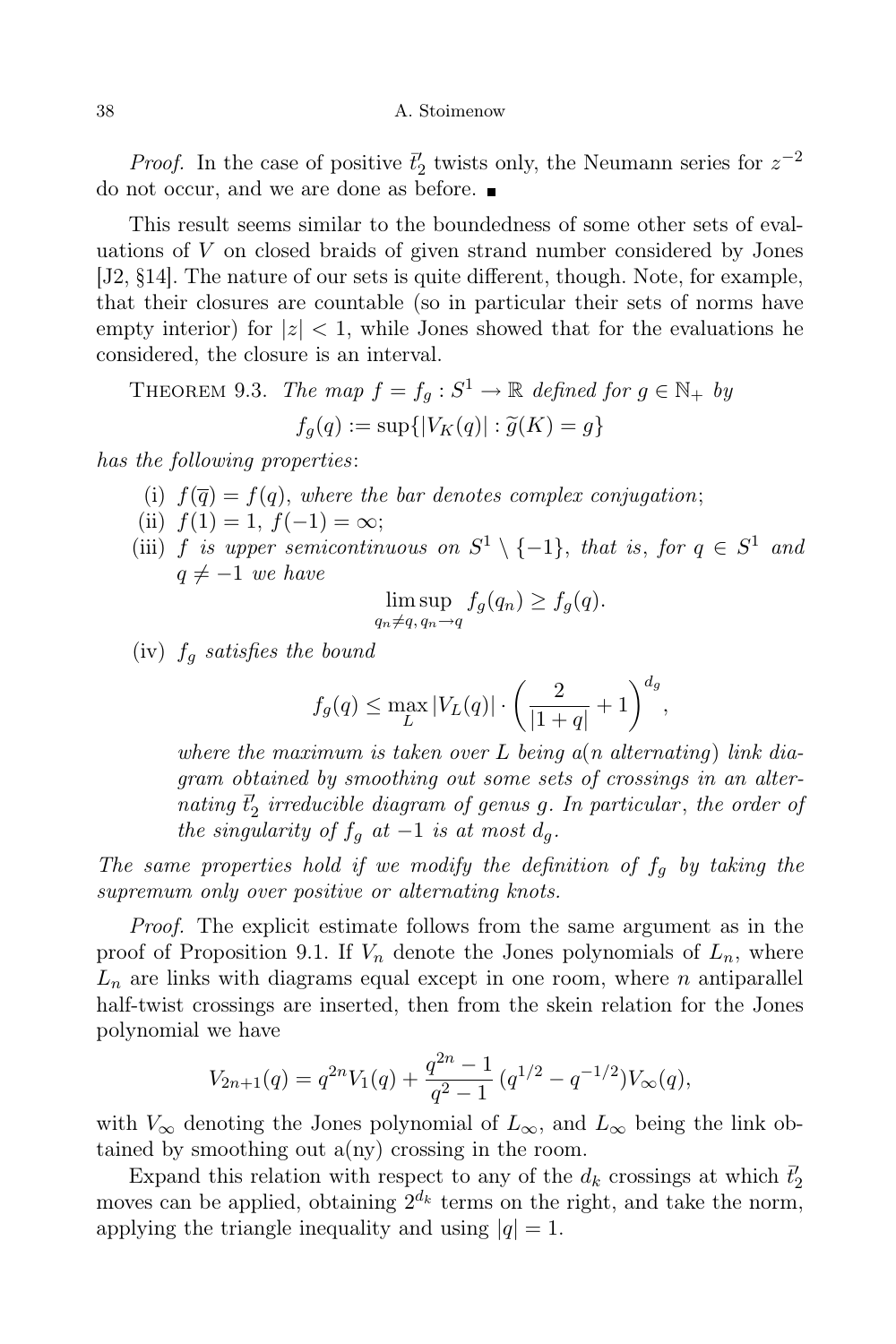*Proof.* In the case of positive $\bar{t}'_2$ twists only, the Neumann series for $z^{-2}$ do not occur, and we are done as before. ∎

This result seems similar to the boundedness of some other sets of evaluations of $V$ on closed braids of given strand number considered by Jones [J2, §14]. The nature of our sets is quite different, though. Note, for example, that their closures are countable (so in particular their sets of norms have empty interior) for $|z| < 1$, while Jones showed that for the evaluations he considered, the closure is an interval.

THEOREM 9.3. *The map $f = f_g : S^1 \to \mathbb{R}$ defined for $g \in \mathbb{N}_+$ by*

$$f_g(q) := \sup\{|V_K(q)| : \widetilde{g}(K) = g\}$$

*has the following properties*:

(i) $f(\overline{q}) = f(q)$, *where the bar denotes complex conjugation*;

(ii) $f(1) = 1$, $f(-1) = \infty$;

(iii) $f$ *is upper semicontinuous on* $S^1 \setminus \{-1\}$, *that is*, *for* $q \in S^1$ *and* $q \neq -1$ *we have*

$$\limsup_{q_n \neq q,\, q_n \to q} f_g(q_n) \geq f_g(q).$$

(iv) $f_g$ *satisfies the bound*

$$f_g(q) \leq \max_L |V_L(q)| \cdot \left(\frac{2}{|1+q|} + 1\right)^{d_g},$$

*where the maximum is taken over $L$ being a(n alternating) link diagram obtained by smoothing out some sets of crossings in an alternating $\bar{t}'_2$ irreducible diagram of genus $g$. In particular*, *the order of the singularity of $f_g$ at $-1$ is at most $d_g$.*

*The same properties hold if we modify the definition of $f_g$ by taking the supremum only over positive or alternating knots.*

*Proof.* The explicit estimate follows from the same argument as in the proof of Proposition 9.1. If $V_n$ denote the Jones polynomials of $L_n$, where $L_n$ are links with diagrams equal except in one room, where $n$ antiparallel half-twist crossings are inserted, then from the skein relation for the Jones polynomial we have

$$V_{2n+1}(q) = q^{2n} V_1(q) + \frac{q^{2n}-1}{q^2-1}\,(q^{1/2} - q^{-1/2}) V_\infty(q),$$

with $V_\infty$ denoting the Jones polynomial of $L_\infty$, and $L_\infty$ being the link obtained by smoothing out a(ny) crossing in the room.

Expand this relation with respect to any of the $d_k$ crossings at which $\bar{t}'_2$ moves can be applied, obtaining $2^{d_k}$ terms on the right, and take the norm, applying the triangle inequality and using $|q| = 1$.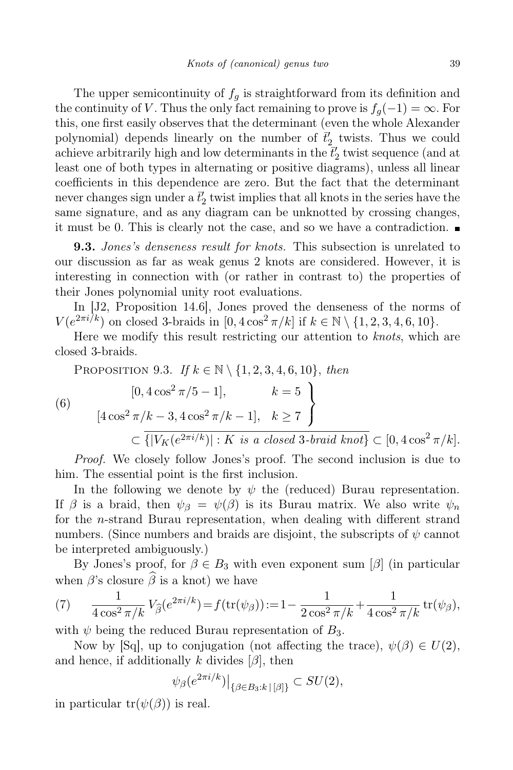The upper semicontinuity of $f_g$ is straightforward from its definition and the continuity of $V$. Thus the only fact remaining to prove is $f_g(-1) = \infty$. For this, one first easily observes that the determinant (even the whole Alexander polynomial) depends linearly on the number of $\bar{t}_2'$ twists. Thus we could achieve arbitrarily high and low determinants in the $\bar{t}_2'$ twist sequence (and at least one of both types in alternating or positive diagrams), unless all linear coefficients in this dependence are zero. But the fact that the determinant never changes sign under a $\bar{t}_2'$ twist implies that all knots in the series have the same signature, and as any diagram can be unknotted by crossing changes, it must be 0. This is clearly not the case, and so we have a contradiction. ■

**9.3.** *Jones's denseness result for knots.* This subsection is unrelated to our discussion as far as weak genus 2 knots are considered. However, it is interesting in connection with (or rather in contrast to) the properties of their Jones polynomial unity root evaluations.

In [J2, Proposition 14.6], Jones proved the denseness of the norms of $V(e^{2\pi i/k})$ on closed 3-braids in $[0, 4\cos^2\pi/k]$ if $k \in \mathbb{N} \setminus \{1, 2, 3, 4, 6, 10\}$.

Here we modify this result restricting our attention to *knots*, which are closed 3-braids.

Proposition 9.3. *If* $k \in \mathbb{N} \setminus \{1, 2, 3, 4, 6, 10\}$, *then*

$$
(6)\qquad \left.\begin{array}{ll} [0, 4\cos^2\pi/5 - 1], & k = 5 \\ [4\cos^2\pi/k - 3, 4\cos^2\pi/k - 1], & k \geq 7 \end{array}\right\} \subset \overline{\{|V_K(e^{2\pi i/k})| : K \textit{ is a closed 3-braid knot}\}} \subset [0, 4\cos^2\pi/k].
$$

*Proof.* We closely follow Jones's proof. The second inclusion is due to him. The essential point is the first inclusion.

In the following we denote by $\psi$ the (reduced) Burau representation. If $\beta$ is a braid, then $\psi_\beta = \psi(\beta)$ is its Burau matrix. We also write $\psi_n$ for the $n$-strand Burau representation, when dealing with different strand numbers. (Since numbers and braids are disjoint, the subscripts of $\psi$ cannot be interpreted ambiguously.)

By Jones's proof, for $\beta \in B_3$ with even exponent sum $[\beta]$ (in particular when $\beta$'s closure $\widehat{\beta}$ is a knot) we have

$$
(7)\qquad \frac{1}{4\cos^2\pi/k} V_{\widehat{\beta}}(e^{2\pi i/k}) = f(\operatorname{tr}(\psi_\beta)) := 1 - \frac{1}{2\cos^2\pi/k} + \frac{1}{4\cos^2\pi/k}\operatorname{tr}(\psi_\beta),
$$

with $\psi$ being the reduced Burau representation of $B_3$.

Now by [Sq], up to conjugation (not affecting the trace), $\psi(\beta) \in U(2)$, and hence, if additionally $k$ divides $[\beta]$, then

$$
\psi_\beta(e^{2\pi i/k})\big|_{\{\beta \in B_3 : k \,|\, [\beta]\}} \subset SU(2),
$$

in particular $\operatorname{tr}(\psi(\beta))$ is real.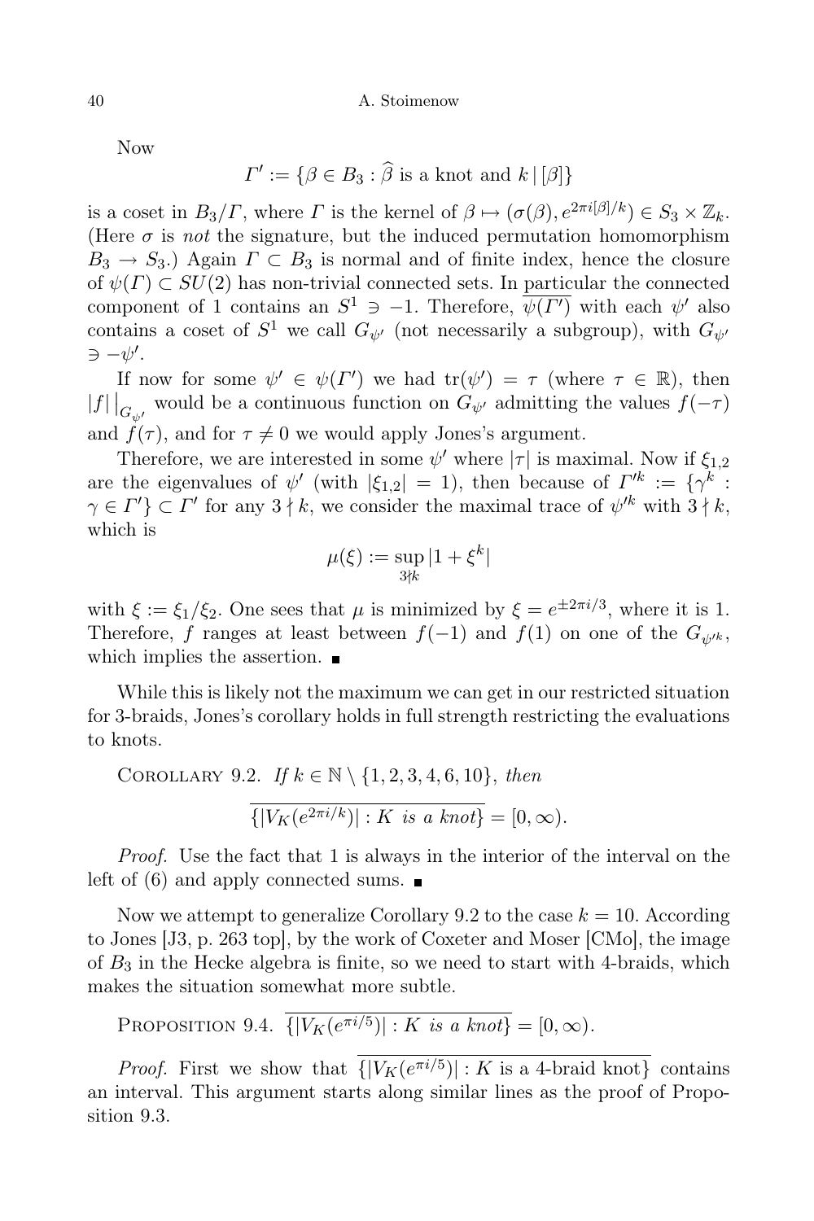Now

$$\Gamma' := \{\beta \in B_3 : \widehat{\beta} \text{ is a knot and } k \,|\, [\beta]\}$$

is a coset in $B_3/\Gamma$, where $\Gamma$ is the kernel of $\beta \mapsto (\sigma(\beta), e^{2\pi i[\beta]/k}) \in S_3 \times \mathbb{Z}_k$. (Here $\sigma$ is *not* the signature, but the induced permutation homomorphism $B_3 \to S_3$.) Again $\Gamma \subset B_3$ is normal and of finite index, hence the closure of $\psi(\Gamma) \subset SU(2)$ has non-trivial connected sets. In particular the connected component of 1 contains an $S^1 \ni -1$. Therefore, $\overline{\psi(\Gamma')}$ with each $\psi'$ also contains a coset of $S^1$ we call $G_{\psi'}$ (not necessarily a subgroup), with $G_{\psi'} \ni -\psi'$.

If now for some $\psi' \in \psi(\Gamma')$ we had $\operatorname{tr}(\psi') = \tau$ (where $\tau \in \mathbb{R}$), then $|f|\,\big|_{G_{\psi'}}$ would be a continuous function on $G_{\psi'}$ admitting the values $f(-\tau)$ and $f(\tau)$, and for $\tau \neq 0$ we would apply Jones's argument.

Therefore, we are interested in some $\psi'$ where $|\tau|$ is maximal. Now if $\xi_{1,2}$ are the eigenvalues of $\psi'$ (with $|\xi_{1,2}| = 1$), then because of $\Gamma'^k := \{\gamma^k : \gamma \in \Gamma'\} \subset \Gamma'$ for any $3 \nmid k$, we consider the maximal trace of $\psi'^k$ with $3 \nmid k$, which is

$$\mu(\xi) := \sup_{3 \nmid k} |1 + \xi^k|$$

with $\xi := \xi_1/\xi_2$. One sees that $\mu$ is minimized by $\xi = e^{\pm 2\pi i/3}$, where it is 1. Therefore, $f$ ranges at least between $f(-1)$ and $f(1)$ on one of the $G_{\psi'^k}$, which implies the assertion. ∎

While this is likely not the maximum we can get in our restricted situation for 3-braids, Jones's corollary holds in full strength restricting the evaluations to knots.

Corollary 9.2. *If* $k \in \mathbb{N} \setminus \{1, 2, 3, 4, 6, 10\}$, *then*

$$\overline{\{|V_K(e^{2\pi i/k})| : K \text{ is a knot}\}} = [0, \infty).$$

*Proof.* Use the fact that 1 is always in the interior of the interval on the left of (6) and apply connected sums. ∎

Now we attempt to generalize Corollary 9.2 to the case $k = 10$. According to Jones [J3, p. 263 top], by the work of Coxeter and Moser [CMo], the image of $B_3$ in the Hecke algebra is finite, so we need to start with 4-braids, which makes the situation somewhat more subtle.

Proposition 9.4. $\overline{\{|V_K(e^{\pi i/5})| : K \text{ is a knot}\}} = [0, \infty)$.

*Proof.* First we show that $\overline{\{|V_K(e^{\pi i/5})| : K \text{ is a 4-braid knot}\}}$ contains an interval. This argument starts along similar lines as the proof of Proposition 9.3.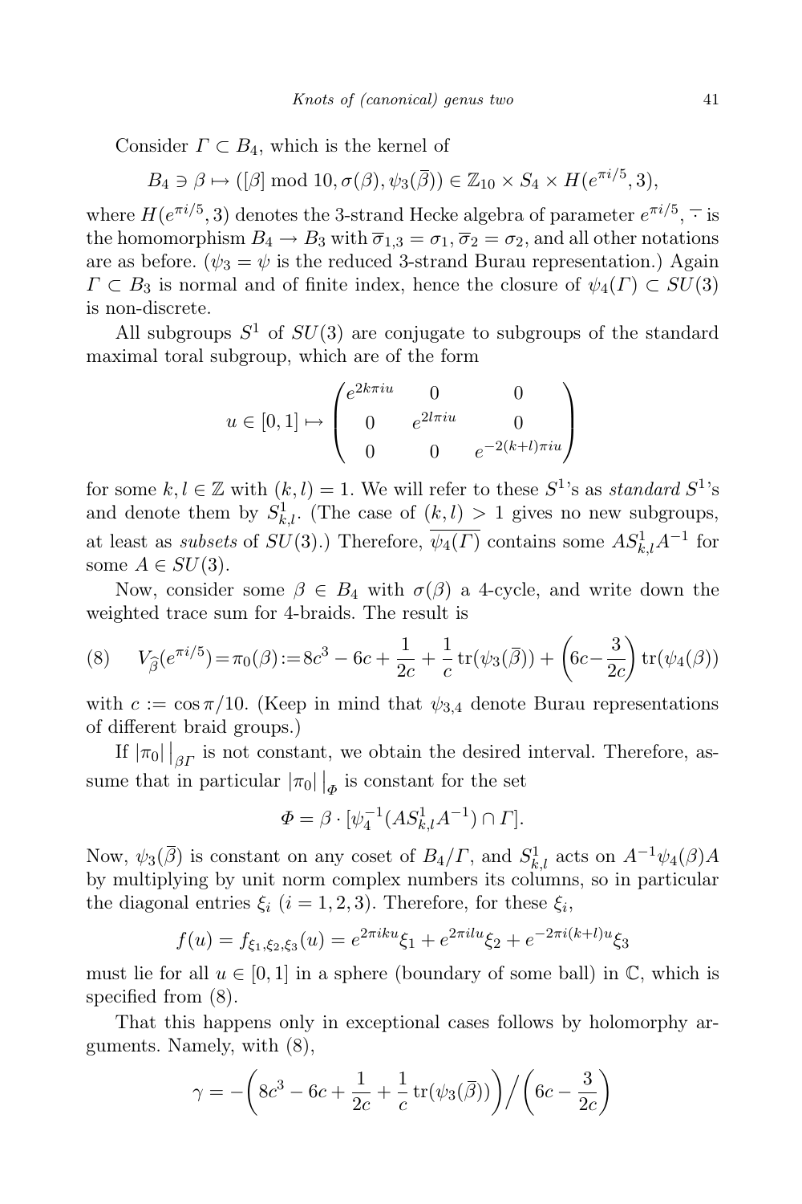Consider $\Gamma \subset B_4$, which is the kernel of

$$B_4 \ni \beta \mapsto ([\beta] \bmod 10, \sigma(\beta), \psi_3(\overline{\beta})) \in \mathbb{Z}_{10} \times S_4 \times H(e^{\pi i/5}, 3),$$

where $H(e^{\pi i/5}, 3)$ denotes the 3-strand Hecke algebra of parameter $e^{\pi i/5}$, $\overline{\cdot}$ is the homomorphism $B_4 \to B_3$ with $\overline{\sigma}_{1,3} = \sigma_1$, $\overline{\sigma}_2 = \sigma_2$, and all other notations are as before. ($\psi_3 = \psi$ is the reduced 3-strand Burau representation.) Again $\Gamma \subset B_3$ is normal and of finite index, hence the closure of $\psi_4(\Gamma) \subset SU(3)$ is non-discrete.

All subgroups $S^1$ of $SU(3)$ are conjugate to subgroups of the standard maximal toral subgroup, which are of the form

$$u \in [0,1] \mapsto \begin{pmatrix} e^{2k\pi iu} & 0 & 0 \\ 0 & e^{2l\pi iu} & 0 \\ 0 & 0 & e^{-2(k+l)\pi iu} \end{pmatrix}$$

for some $k, l \in \mathbb{Z}$ with $(k,l) = 1$. We will refer to these $S^1$'s as *standard* $S^1$'s and denote them by $S^1_{k,l}$. (The case of $(k,l) > 1$ gives no new subgroups, at least as *subsets* of $SU(3)$.) Therefore, $\overline{\psi_4(\Gamma)}$ contains some $AS^1_{k,l}A^{-1}$ for some $A \in SU(3)$.

Now, consider some $\beta \in B_4$ with $\sigma(\beta)$ a 4-cycle, and write down the weighted trace sum for 4-braids. The result is

$$V_{\widehat{\beta}}(e^{\pi i/5}) = \pi_0(\beta) := 8c^3 - 6c + \frac{1}{2c} + \frac{1}{c}\operatorname{tr}(\psi_3(\overline{\beta})) + \left(6c - \frac{3}{2c}\right)\operatorname{tr}(\psi_4(\beta)) \tag{8}$$

with $c := \cos \pi/10$. (Keep in mind that $\psi_{3,4}$ denote Burau representations of different braid groups.)

If $|\pi_0|\big|_{\beta\Gamma}$ is not constant, we obtain the desired interval. Therefore, assume that in particular $|\pi_0|\big|_{\Phi}$ is constant for the set

$$\Phi = \beta \cdot [\psi_4^{-1}(AS^1_{k,l}A^{-1}) \cap \Gamma].$$

Now, $\psi_3(\overline{\beta})$ is constant on any coset of $B_4/\Gamma$, and $S^1_{k,l}$ acts on $A^{-1}\psi_4(\beta)A$ by multiplying by unit norm complex numbers its columns, so in particular the diagonal entries $\xi_i$ $(i = 1,2,3)$. Therefore, for these $\xi_i$,

$$f(u) = f_{\xi_1,\xi_2,\xi_3}(u) = e^{2\pi iku}\xi_1 + e^{2\pi ilu}\xi_2 + e^{-2\pi i(k+l)u}\xi_3$$

must lie for all $u \in [0,1]$ in a sphere (boundary of some ball) in $\mathbb{C}$, which is specified from (8).

That this happens only in exceptional cases follows by holomorphy arguments. Namely, with (8),

$$\gamma = -\left(8c^3 - 6c + \frac{1}{2c} + \frac{1}{c}\operatorname{tr}(\psi_3(\overline{\beta}))\right) \Big/ \left(6c - \frac{3}{2c}\right)$$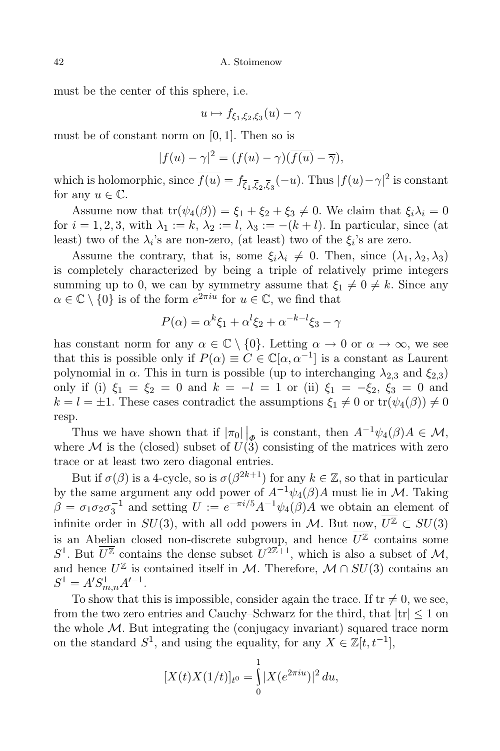must be the center of this sphere, i.e.

$$u \mapsto f_{\xi_1,\xi_2,\xi_3}(u) - \gamma$$

must be of constant norm on $[0,1]$. Then so is

$$|f(u)-\gamma|^2 = (f(u)-\gamma)(\overline{f(u)} - \overline{\gamma}),$$

which is holomorphic, since $\overline{f(u)} = f_{\bar{\xi}_1,\bar{\xi}_2,\bar{\xi}_3}(-u)$. Thus $|f(u)-\gamma|^2$ is constant for any $u \in \mathbb{C}$.

Assume now that $\operatorname{tr}(\psi_4(\beta)) = \xi_1+\xi_2+\xi_3 \neq 0$. We claim that $\xi_i\lambda_i = 0$ for $i=1,2,3$, with $\lambda_1 := k$, $\lambda_2 := l$, $\lambda_3 := -(k+l)$. In particular, since (at least) two of the $\lambda_i$'s are non-zero, (at least) two of the $\xi_i$'s are zero.

Assume the contrary, that is, some $\xi_i\lambda_i \neq 0$. Then, since $(\lambda_1,\lambda_2,\lambda_3)$ is completely characterized by being a triple of relatively prime integers summing up to 0, we can by symmetry assume that $\xi_1 \neq 0 \neq k$. Since any $\alpha \in \mathbb{C}\setminus\{0\}$ is of the form $e^{2\pi i u}$ for $u \in \mathbb{C}$, we find that

$$P(\alpha) = \alpha^k\xi_1 + \alpha^l\xi_2 + \alpha^{-k-l}\xi_3 - \gamma$$

has constant norm for any $\alpha \in \mathbb{C}\setminus\{0\}$. Letting $\alpha \to 0$ or $\alpha \to \infty$, we see that this is possible only if $P(\alpha) \equiv C \in \mathbb{C}[\alpha,\alpha^{-1}]$ is a constant as Laurent polynomial in $\alpha$. This in turn is possible (up to interchanging $\lambda_{2,3}$ and $\xi_{2,3}$) only if (i) $\xi_1 = \xi_2 = 0$ and $k=-l=1$ or (ii) $\xi_1 = -\xi_2$, $\xi_3 = 0$ and $k=l=\pm1$. These cases contradict the assumptions $\xi_1 \neq 0$ or $\operatorname{tr}(\psi_4(\beta)) \neq 0$ resp.

Thus we have shown that if $|\pi_0|\big|_{\Phi}$ is constant, then $A^{-1}\psi_4(\beta)A \in \mathcal{M}$, where $\mathcal{M}$ is the (closed) subset of $U(3)$ consisting of the matrices with zero trace or at least two zero diagonal entries.

But if $\sigma(\beta)$ is a 4-cycle, so is $\sigma(\beta^{2k+1})$ for any $k \in \mathbb{Z}$, so that in particular by the same argument any odd power of $A^{-1}\psi_4(\beta)A$ must lie in $\mathcal{M}$. Taking $\beta = \sigma_1\sigma_2\sigma_3^{-1}$ and setting $U := e^{-\pi i/5}A^{-1}\psi_4(\beta)A$ we obtain an element of infinite order in $SU(3)$, with all odd powers in $\mathcal{M}$. But now, $\overline{U^{\mathbb{Z}}} \subset SU(3)$ is an Abelian closed non-discrete subgroup, and hence $\overline{U^{\mathbb{Z}}}$ contains some $S^1$. But $\overline{U^{\mathbb{Z}}}$ contains the dense subset $U^{2\mathbb{Z}+1}$, which is also a subset of $\mathcal{M}$, and hence $\overline{U^{\mathbb{Z}}}$ is contained itself in $\mathcal{M}$. Therefore, $\mathcal{M}\cap SU(3)$ contains an $S^1 = A'S^1_{m,n}A'^{-1}$.

To show that this is impossible, consider again the trace. If $\operatorname{tr} \neq 0$, we see, from the two zero entries and Cauchy–Schwarz for the third, that $|\operatorname{tr}| \leq 1$ on the whole $\mathcal{M}$. But integrating the (conjugacy invariant) squared trace norm on the standard $S^1$, and using the equality, for any $X \in \mathbb{Z}[t,t^{-1}]$,

$$[X(t)X(1/t)]_{t^0} = \int_0^1 |X(e^{2\pi i u})|^2\,du,$$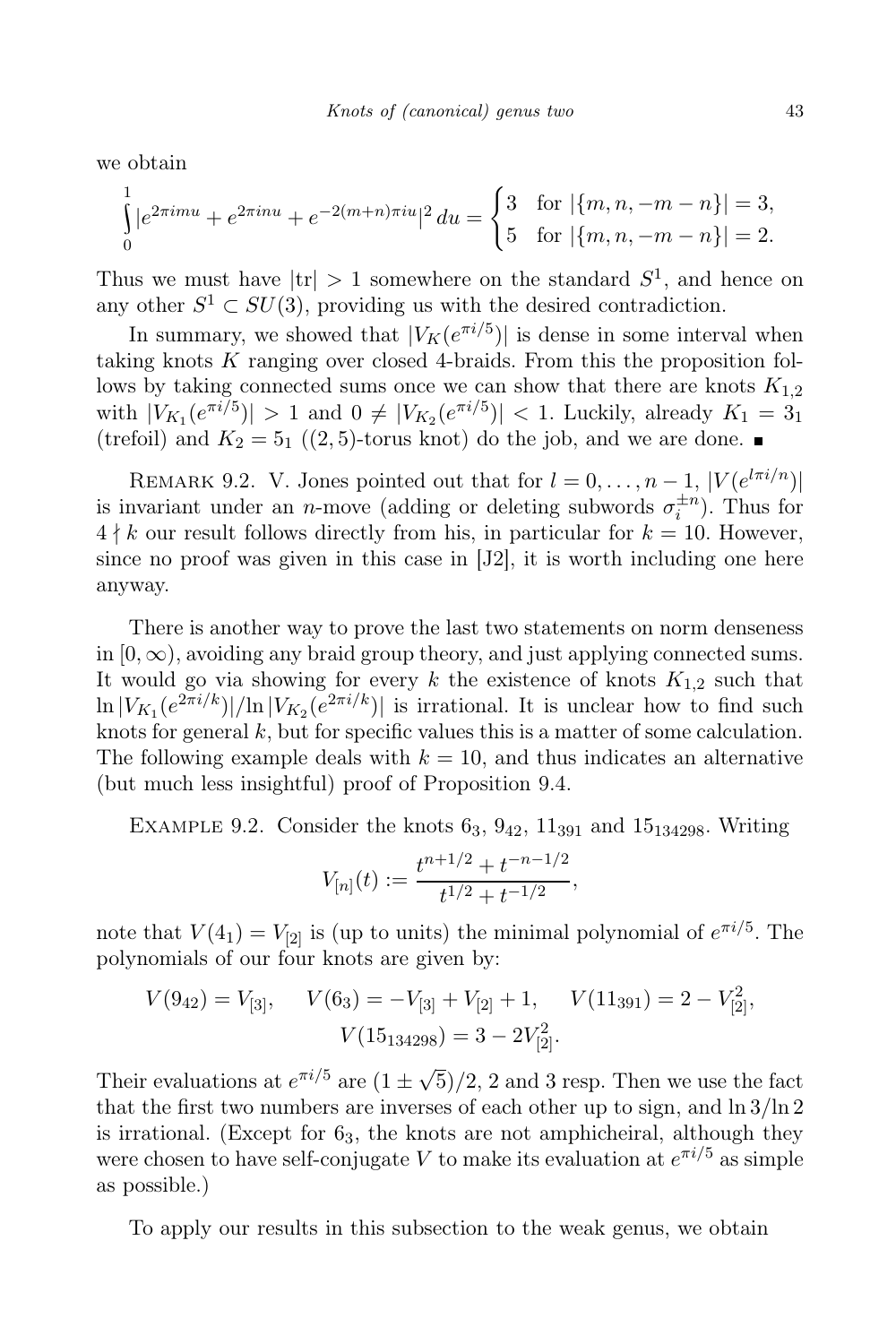we obtain

$$\int_0^1 |e^{2\pi imu} + e^{2\pi inu} + e^{-2(m+n)\pi iu}|^2 \, du = \begin{cases} 3 & \text{for } |\{m, n, -m-n\}| = 3, \\ 5 & \text{for } |\{m, n, -m-n\}| = 2. \end{cases}$$

Thus we must have $|\mathrm{tr}| > 1$ somewhere on the standard $S^1$, and hence on any other $S^1 \subset SU(3)$, providing us with the desired contradiction.

In summary, we showed that $|V_K(e^{\pi i/5})|$ is dense in some interval when taking knots $K$ ranging over closed 4-braids. From this the proposition follows by taking connected sums once we can show that there are knots $K_{1,2}$ with $|V_{K_1}(e^{\pi i/5})| > 1$ and $0 \neq |V_{K_2}(e^{\pi i/5})| < 1$. Luckily, already $K_1 = 3_1$ (trefoil) and $K_2 = 5_1$ ((2,5)-torus knot) do the job, and we are done. ■

Remark 9.2. V. Jones pointed out that for $l = 0, \dots, n-1$, $|V(e^{l\pi i/n})|$ is invariant under an $n$-move (adding or deleting subwords $\sigma_i^{\pm n}$). Thus for $4 \nmid k$ our result follows directly from his, in particular for $k = 10$. However, since no proof was given in this case in [J2], it is worth including one here anyway.

There is another way to prove the last two statements on norm denseness in $[0, \infty)$, avoiding any braid group theory, and just applying connected sums. It would go via showing for every $k$ the existence of knots $K_{1,2}$ such that $\ln|V_{K_1}(e^{2\pi i/k})| / \ln|V_{K_2}(e^{2\pi i/k})|$ is irrational. It is unclear how to find such knots for general $k$, but for specific values this is a matter of some calculation. The following example deals with $k = 10$, and thus indicates an alternative (but much less insightful) proof of Proposition 9.4.

Example 9.2. Consider the knots $6_3$, $9_{42}$, $11_{391}$ and $15_{134298}$. Writing

$$V_{[n]}(t) := \frac{t^{n+1/2} + t^{-n-1/2}}{t^{1/2} + t^{-1/2}},$$

note that $V(4_1) = V_{[2]}$ is (up to units) the minimal polynomial of $e^{\pi i/5}$. The polynomials of our four knots are given by:

$$V(9_{42}) = V_{[3]}, \quad V(6_3) = -V_{[3]} + V_{[2]} + 1, \quad V(11_{391}) = 2 - V_{[2]}^2,$$
$$V(15_{134298}) = 3 - 2V_{[2]}^2.$$

Their evaluations at $e^{\pi i/5}$ are $(1 \pm \sqrt{5})/2$, 2 and 3 resp. Then we use the fact that the first two numbers are inverses of each other up to sign, and $\ln 3 / \ln 2$ is irrational. (Except for $6_3$, the knots are not amphicheiral, although they were chosen to have self-conjugate $V$ to make its evaluation at $e^{\pi i/5}$ as simple as possible.)

To apply our results in this subsection to the weak genus, we obtain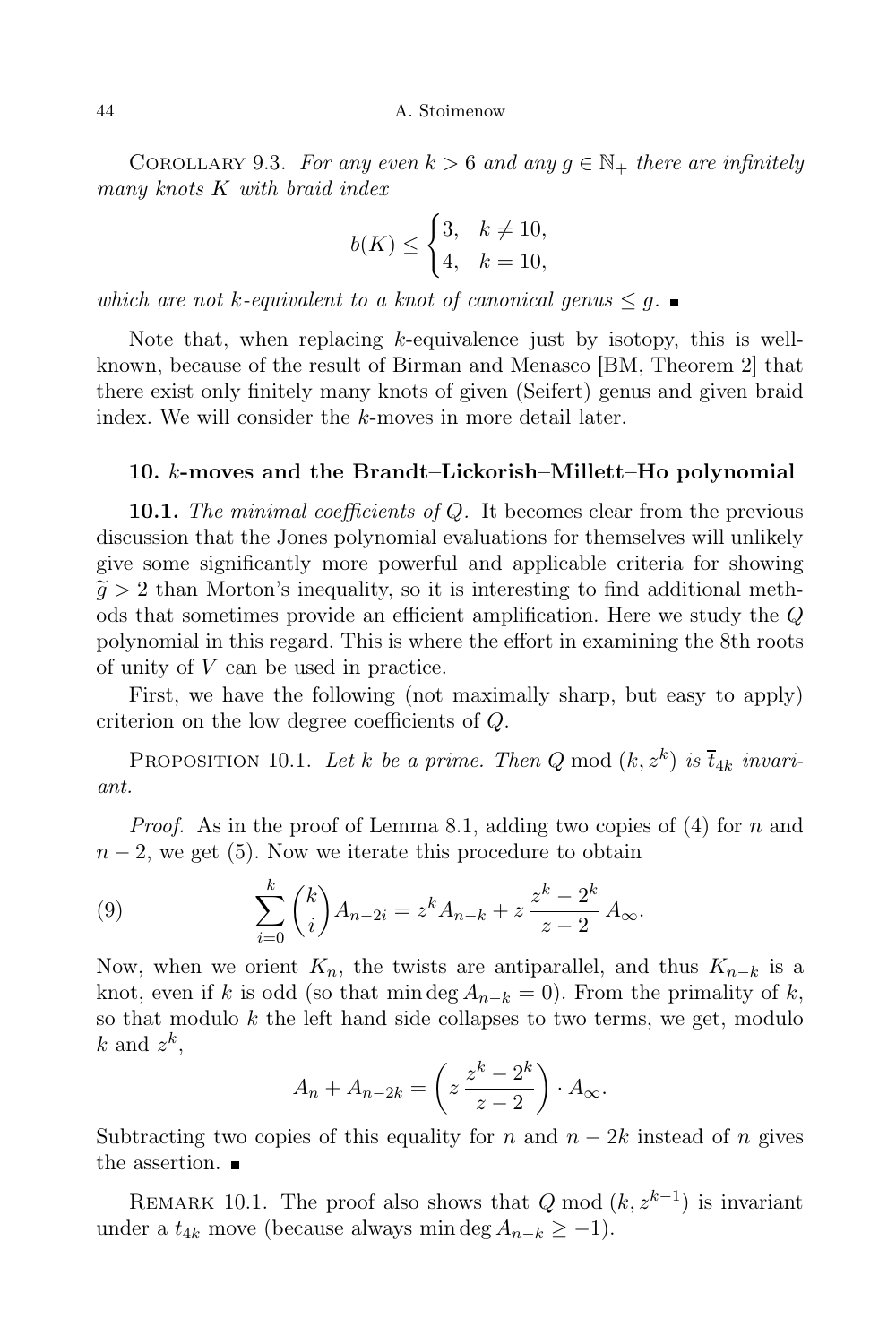COROLLARY 9.3. *For any even $k > 6$ and any $g \in \mathbb{N}_+$ there are infinitely many knots $K$ with braid index*

$$b(K) \leq \begin{cases} 3, & k \neq 10, \\ 4, & k = 10, \end{cases}$$

*which are not $k$-equivalent to a knot of canonical genus $\leq g$.* ∎

Note that, when replacing $k$-equivalence just by isotopy, this is well-known, because of the result of Birman and Menasco [BM, Theorem 2] that there exist only finitely many knots of given (Seifert) genus and given braid index. We will consider the $k$-moves in more detail later.

## 10. $k$-moves and the Brandt–Lickorish–Millett–Ho polynomial

**10.1.** *The minimal coefficients of $Q$.* It becomes clear from the previous discussion that the Jones polynomial evaluations for themselves will unlikely give some significantly more powerful and applicable criteria for showing $\widetilde{g} > 2$ than Morton's inequality, so it is interesting to find additional methods that sometimes provide an efficient amplification. Here we study the $Q$ polynomial in this regard. This is where the effort in examining the 8th roots of unity of $V$ can be used in practice.

First, we have the following (not maximally sharp, but easy to apply) criterion on the low degree coefficients of $Q$.

PROPOSITION 10.1. *Let $k$ be a prime. Then $Q \bmod (k, z^k)$ is $\overline{t}_{4k}$ invariant.*

*Proof.* As in the proof of Lemma 8.1, adding two copies of (4) for $n$ and $n-2$, we get (5). Now we iterate this procedure to obtain

$$\sum_{i=0}^{k} \binom{k}{i} A_{n-2i} = z^k A_{n-k} + z\,\frac{z^k - 2^k}{z-2}\,A_\infty. \tag{9}$$

Now, when we orient $K_n$, the twists are antiparallel, and thus $K_{n-k}$ is a knot, even if $k$ is odd (so that $\min\deg A_{n-k} = 0$). From the primality of $k$, so that modulo $k$ the left hand side collapses to two terms, we get, modulo $k$ and $z^k$,

$$A_n + A_{n-2k} = \left( z\,\frac{z^k - 2^k}{z-2} \right) \cdot A_\infty.$$

Subtracting two copies of this equality for $n$ and $n-2k$ instead of $n$ gives the assertion. ∎

REMARK 10.1. The proof also shows that $Q \bmod (k, z^{k-1})$ is invariant under a $t_{4k}$ move (because always $\min\deg A_{n-k} \geq -1$).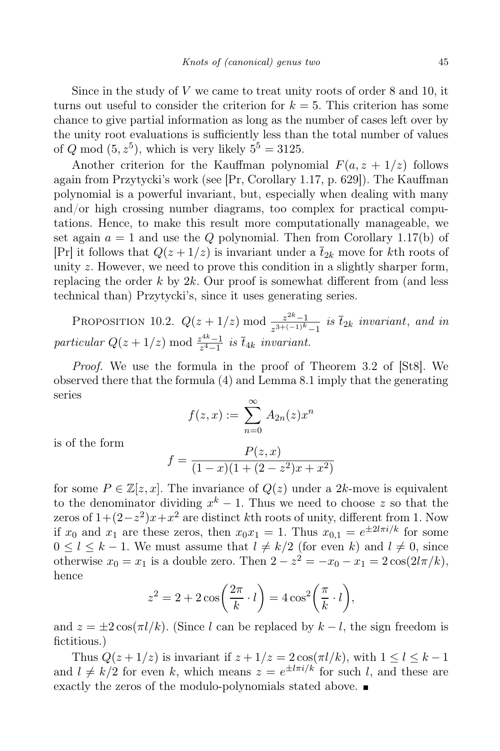Since in the study of $V$ we came to treat unity roots of order 8 and 10, it turns out useful to consider the criterion for $k = 5$. This criterion has some chance to give partial information as long as the number of cases left over by the unity root evaluations is sufficiently less than the total number of values of $Q \bmod (5, z^5)$, which is very likely $5^5 = 3125$.

Another criterion for the Kauffman polynomial $F(a, z + 1/z)$ follows again from Przytycki's work (see [Pr, Corollary 1.17, p. 629]). The Kauffman polynomial is a powerful invariant, but, especially when dealing with many and/or high crossing number diagrams, too complex for practical computations. Hence, to make this result more computationally manageable, we set again $a = 1$ and use the $Q$ polynomial. Then from Corollary 1.17(b) of [Pr] it follows that $Q(z + 1/z)$ is invariant under a $\bar{t}_{2k}$ move for $k$th roots of unity $z$. However, we need to prove this condition in a slightly sharper form, replacing the order $k$ by $2k$. Our proof is somewhat different from (and less technical than) Przytycki's, since it uses generating series.

Proposition 10.2. *$Q(z + 1/z) \bmod \frac{z^{2k}-1}{z^{3+(-1)^k}-1}$ is $\bar{t}_{2k}$ invariant, and in particular $Q(z + 1/z) \bmod \frac{z^{4k}-1}{z^4-1}$ is $\bar{t}_{4k}$ invariant.*

*Proof.* We use the formula in the proof of Theorem 3.2 of [St8]. We observed there that the formula (4) and Lemma 8.1 imply that the generating series

$$f(z, x) := \sum_{n=0}^{\infty} A_{2n}(z) x^n$$

is of the form

$$f = \frac{P(z, x)}{(1 - x)(1 + (2 - z^2)x + x^2)}$$

for some $P \in \mathbb{Z}[z, x]$. The invariance of $Q(z)$ under a $2k$-move is equivalent to the denominator dividing $x^k - 1$. Thus we need to choose $z$ so that the zeros of $1 + (2 - z^2)x + x^2$ are distinct $k$th roots of unity, different from 1. Now if $x_0$ and $x_1$ are these zeros, then $x_0 x_1 = 1$. Thus $x_{0,1} = e^{\pm 2l\pi i/k}$ for some $0 \le l \le k - 1$. We must assume that $l \ne k/2$ (for even $k$) and $l \ne 0$, since otherwise $x_0 = x_1$ is a double zero. Then $2 - z^2 = -x_0 - x_1 = 2\cos(2l\pi/k)$, hence

$$z^2 = 2 + 2\cos\left(\frac{2\pi}{k} \cdot l\right) = 4\cos^2\left(\frac{\pi}{k} \cdot l\right),$$

and $z = \pm 2\cos(\pi l/k)$. (Since $l$ can be replaced by $k - l$, the sign freedom is fictitious.)

Thus $Q(z + 1/z)$ is invariant if $z + 1/z = 2\cos(\pi l/k)$, with $1 \le l \le k - 1$ and $l \ne k/2$ for even $k$, which means $z = e^{\pm l\pi i/k}$ for such $l$, and these are exactly the zeros of the modulo-polynomials stated above. ∎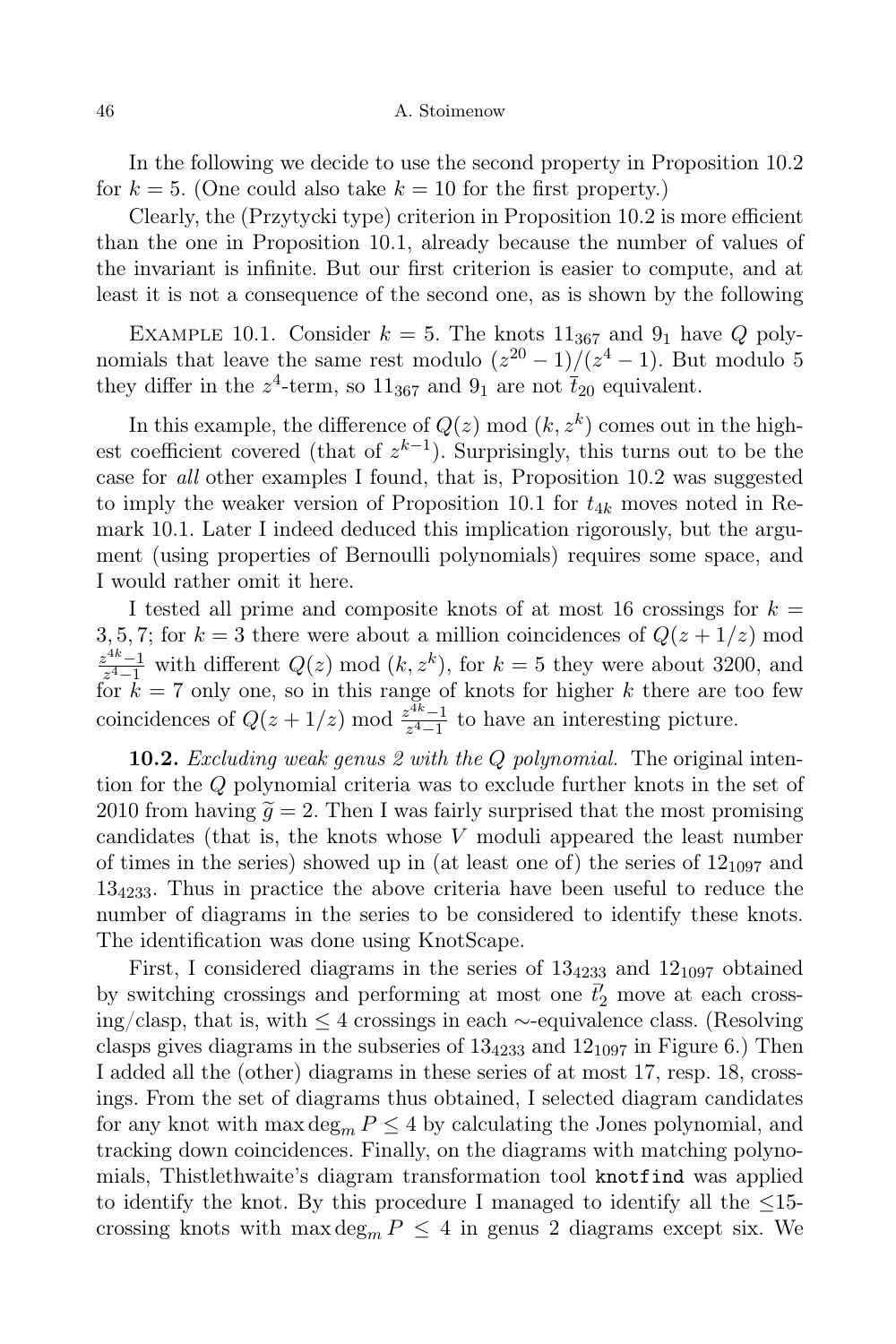In the following we decide to use the second property in Proposition 10.2 for $k = 5$. (One could also take $k = 10$ for the first property.)

Clearly, the (Przytycki type) criterion in Proposition 10.2 is more efficient than the one in Proposition 10.1, already because the number of values of the invariant is infinite. But our first criterion is easier to compute, and at least it is not a consequence of the second one, as is shown by the following

EXAMPLE 10.1. Consider $k = 5$. The knots $11_{367}$ and $9_1$ have $Q$ polynomials that leave the same rest modulo $(z^{20} - 1)/(z^4 - 1)$. But modulo 5 they differ in the $z^4$-term, so $11_{367}$ and $9_1$ are not $\bar{t}_{20}$ equivalent.

In this example, the difference of $Q(z) \bmod (k, z^k)$ comes out in the highest coefficient covered (that of $z^{k-1}$). Surprisingly, this turns out to be the case for *all* other examples I found, that is, Proposition 10.2 was suggested to imply the weaker version of Proposition 10.1 for $t_{4k}$ moves noted in Remark 10.1. Later I indeed deduced this implication rigorously, but the argument (using properties of Bernoulli polynomials) requires some space, and I would rather omit it here.

I tested all prime and composite knots of at most 16 crossings for $k = 3, 5, 7$; for $k = 3$ there were about a million coincidences of $Q(z + 1/z) \bmod \frac{z^{4k}-1}{z^4-1}$ with different $Q(z) \bmod (k, z^k)$, for $k = 5$ they were about 3200, and for $k = 7$ only one, so in this range of knots for higher $k$ there are too few coincidences of $Q(z + 1/z) \bmod \frac{z^{4k}-1}{z^4-1}$ to have an interesting picture.

**10.2.** *Excluding weak genus 2 with the $Q$ polynomial.* The original intention for the $Q$ polynomial criteria was to exclude further knots in the set of 2010 from having $\tilde{g} = 2$. Then I was fairly surprised that the most promising candidates (that is, the knots whose $V$ moduli appeared the least number of times in the series) showed up in (at least one of) the series of $12_{1097}$ and $13_{4233}$. Thus in practice the above criteria have been useful to reduce the number of diagrams in the series to be considered to identify these knots. The identification was done using KnotScape.

First, I considered diagrams in the series of $13_{4233}$ and $12_{1097}$ obtained by switching crossings and performing at most one $\bar{t}'_2$ move at each crossing/clasp, that is, with $\leq 4$ crossings in each $\sim$-equivalence class. (Resolving clasps gives diagrams in the subseries of $13_{4233}$ and $12_{1097}$ in Figure 6.) Then I added all the (other) diagrams in these series of at most 17, resp. 18, crossings. From the set of diagrams thus obtained, I selected diagram candidates for any knot with $\max\deg_m P \leq 4$ by calculating the Jones polynomial, and tracking down coincidences. Finally, on the diagrams with matching polynomials, Thistlethwaite's diagram transformation tool `knotfind` was applied to identify the knot. By this procedure I managed to identify all the $\leq$15-crossing knots with $\max\deg_m P \leq 4$ in genus 2 diagrams except six. We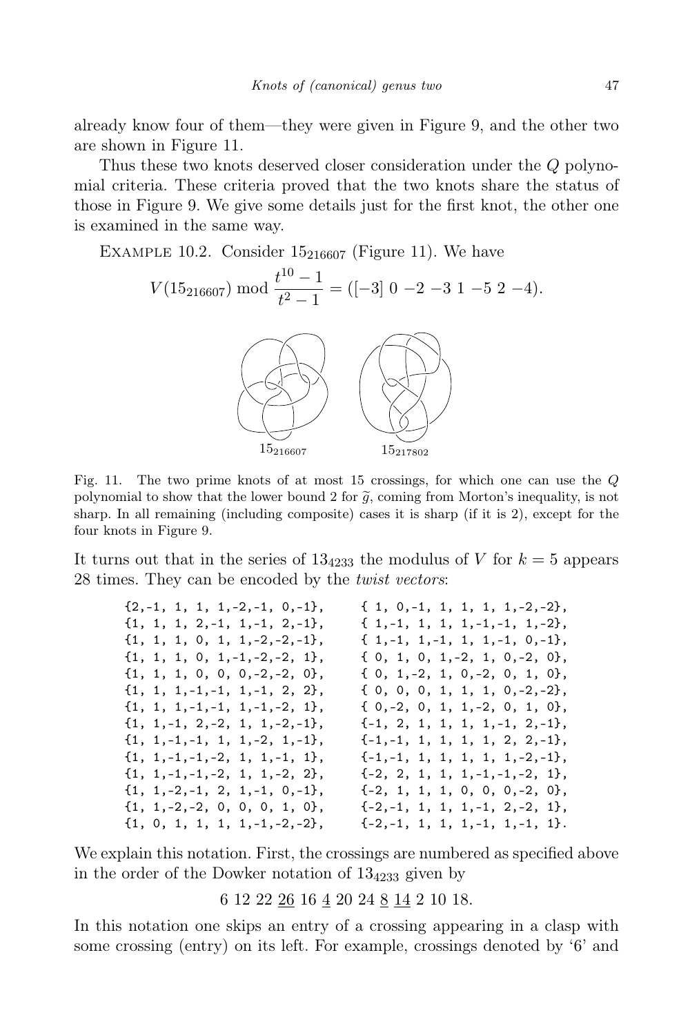already know four of them—they were given in Figure 9, and the other two are shown in Figure 11.

Thus these two knots deserved closer consideration under the $Q$ polynomial criteria. These criteria proved that the two knots share the status of those in Figure 9. We give some details just for the first knot, the other one is examined in the same way.

Example 10.2. Consider $15_{216607}$ (Figure 11). We have

$$V(15_{216607}) \bmod \frac{t^{10}-1}{t^2-1} = ([-3]\ 0\ -2\ -3\ 1\ -5\ 2\ -4).$$

$15_{216607}$ $\qquad$ $15_{217802}$

Fig. 11. The two prime knots of at most 15 crossings, for which one can use the $Q$ polynomial to show that the lower bound 2 for $\widetilde{g}$, coming from Morton's inequality, is not sharp. In all remaining (including composite) cases it is sharp (if it is 2), except for the four knots in Figure 9.

It turns out that in the series of $13_{4233}$ the modulus of $V$ for $k = 5$ appears 28 times. They can be encoded by the *twist vectors*:

```
{2,-1, 1, 1, 1,-2,-1, 0,-1},     { 1, 0,-1, 1, 1, 1, 1,-2,-2},
{1, 1, 1, 2,-1, 1,-1, 2,-1},     { 1,-1, 1, 1, 1,-1,-1, 1,-2},
{1, 1, 1, 0, 1, 1,-2,-2,-1},     { 1,-1, 1,-1, 1, 1,-1, 0,-1},
{1, 1, 1, 0, 1,-1,-2,-2, 1},     { 0, 1, 0, 1,-2, 1, 0,-2, 0},
{1, 1, 1, 0, 0, 0,-2,-2, 0},     { 0, 1,-2, 1, 0,-2, 0, 1, 0},
{1, 1, 1,-1,-1, 1,-1, 2, 2},     { 0, 0, 0, 1, 1, 1, 0,-2,-2},
{1, 1, 1,-1,-1, 1,-1,-2, 1},     { 0,-2, 0, 1, 1,-2, 0, 1, 0},
{1, 1,-1, 2,-2, 1, 1,-2,-1},     {-1, 2, 1, 1, 1, 1,-1, 2,-1},
{1, 1,-1,-1, 1, 1,-2, 1,-1},     {-1,-1, 1, 1, 1, 1, 2, 2,-1},
{1, 1,-1,-1,-2, 1, 1,-1, 1},     {-1,-1, 1, 1, 1, 1, 1,-2,-1},
{1, 1,-1,-1,-2, 1, 1,-2, 2},     {-2, 2, 1, 1, 1,-1,-1,-2, 1},
{1, 1,-2,-1, 2, 1,-1, 0,-1},     {-2, 1, 1, 1, 0, 0, 0,-2, 0},
{1, 1,-2,-2, 0, 0, 0, 1, 0},     {-2,-1, 1, 1, 1,-1, 2,-2, 1},
{1, 0, 1, 1, 1, 1,-1,-2,-2},     {-2,-1, 1, 1, 1,-1, 1,-1, 1}.
```

We explain this notation. First, the crossings are numbered as specified above in the order of the Dowker notation of $13_{4233}$ given by

$$6\ 12\ 22\ \underline{26}\ 16\ \underline{4}\ 20\ 24\ \underline{8}\ \underline{14}\ 2\ 10\ 18.$$

In this notation one skips an entry of a crossing appearing in a clasp with some crossing (entry) on its left. For example, crossings denoted by '6' and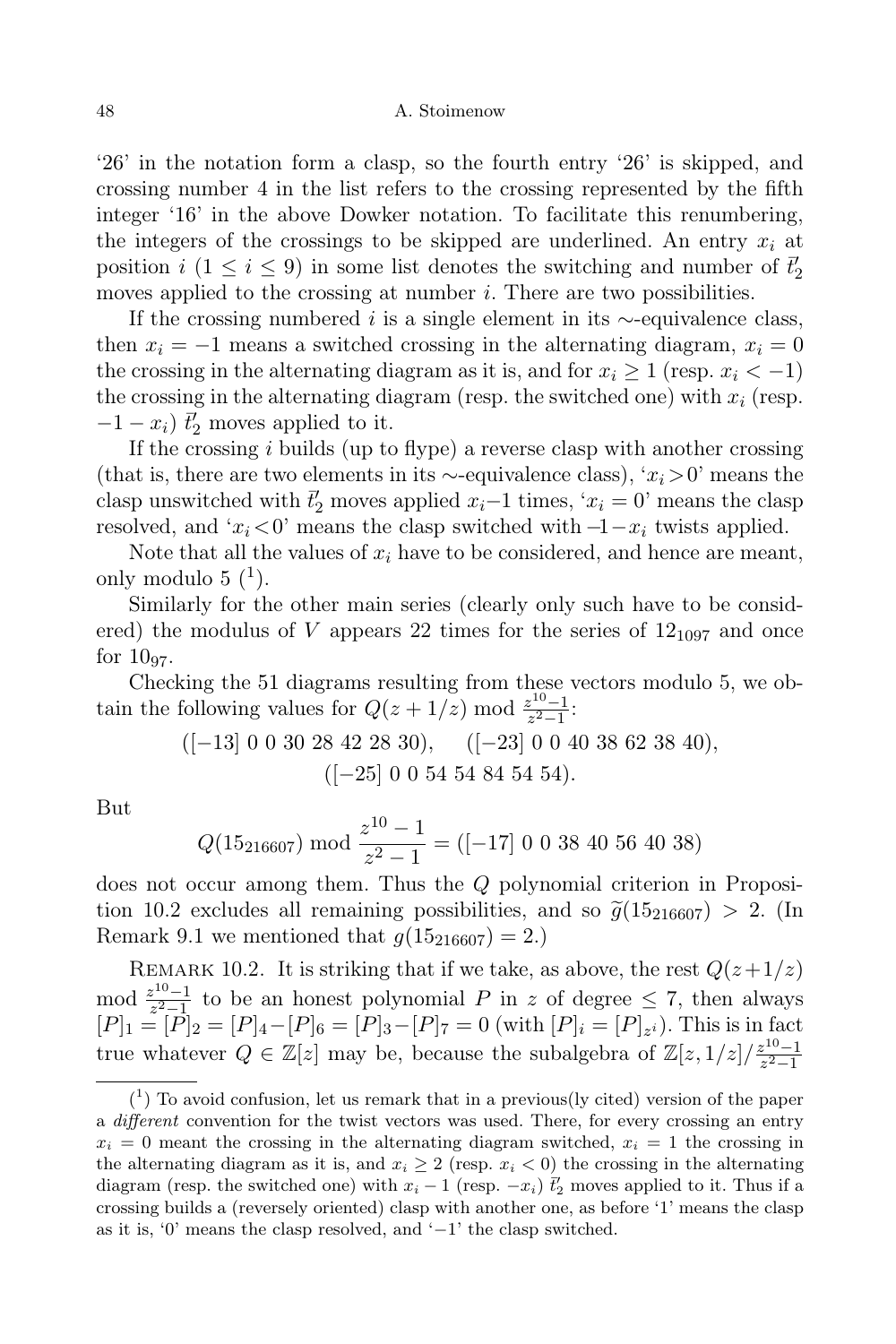'26' in the notation form a clasp, so the fourth entry '26' is skipped, and crossing number 4 in the list refers to the crossing represented by the fifth integer '16' in the above Dowker notation. To facilitate this renumbering, the integers of the crossings to be skipped are underlined. An entry $x_i$ at position $i$ ($1 \le i \le 9$) in some list denotes the switching and number of $\bar{t}_2'$ moves applied to the crossing at number $i$. There are two possibilities.

If the crossing numbered $i$ is a single element in its $\sim$-equivalence class, then $x_i = -1$ means a switched crossing in the alternating diagram, $x_i = 0$ the crossing in the alternating diagram as it is, and for $x_i \ge 1$ (resp. $x_i < -1$) the crossing in the alternating diagram (resp. the switched one) with $x_i$ (resp. $-1-x_i$) $\bar{t}_2'$ moves applied to it.

If the crossing $i$ builds (up to flype) a reverse clasp with another crossing (that is, there are two elements in its $\sim$-equivalence class), '$x_i > 0$' means the clasp unswitched with $\bar{t}_2'$ moves applied $x_i - 1$ times, '$x_i = 0$' means the clasp resolved, and '$x_i < 0$' means the clasp switched with $-1-x_i$ twists applied.

Note that all the values of $x_i$ have to be considered, and hence are meant, only modulo 5 [1].

Similarly for the other main series (clearly only such have to be considered) the modulus of $V$ appears 22 times for the series of $12_{1097}$ and once for $10_{97}$.

Checking the 51 diagrams resulting from these vectors modulo 5, we obtain the following values for $Q(z+1/z) \bmod \frac{z^{10}-1}{z^2-1}$:

$$([-13]\ 0\ 0\ 30\ 28\ 42\ 28\ 30), \quad ([-23]\ 0\ 0\ 40\ 38\ 62\ 38\ 40),$$
$$([-25]\ 0\ 0\ 54\ 54\ 84\ 54\ 54).$$

But

$$Q(15_{216607}) \bmod \frac{z^{10}-1}{z^2-1} = ([-17]\ 0\ 0\ 38\ 40\ 56\ 40\ 38)$$

does not occur among them. Thus the $Q$ polynomial criterion in Proposition 10.2 excludes all remaining possibilities, and so $\tilde{g}(15_{216607}) > 2$. (In Remark 9.1 we mentioned that $g(15_{216607}) = 2$.)

Remark 10.2. It is striking that if we take, as above, the rest $Q(z+1/z) \bmod \frac{z^{10}-1}{z^2-1}$ to be an honest polynomial $P$ in $z$ of degree $\le 7$, then always $[P]_1 = [P]_2 = [P]_4 - [P]_6 = [P]_3 - [P]_7 = 0$ (with $[P]_i = [P]_{z^i}$). This is in fact true whatever $Q \in \mathbb{Z}[z]$ may be, because the subalgebra of $\mathbb{Z}[z, 1/z]/\frac{z^{10}-1}{z^2-1}$

---

[1] To avoid confusion, let us remark that in a previous(ly cited) version of the paper a *different* convention for the twist vectors was used. There, for every crossing an entry $x_i = 0$ meant the crossing in the alternating diagram switched, $x_i = 1$ the crossing in the alternating diagram as it is, and $x_i \ge 2$ (resp. $x_i < 0$) the crossing in the alternating diagram (resp. the switched one) with $x_i - 1$ (resp. $-x_i$) $\bar{t}_2'$ moves applied to it. Thus if a crossing builds a (reversely oriented) clasp with another one, as before '1' means the clasp as it is, '0' means the clasp resolved, and '$-1$' the clasp switched.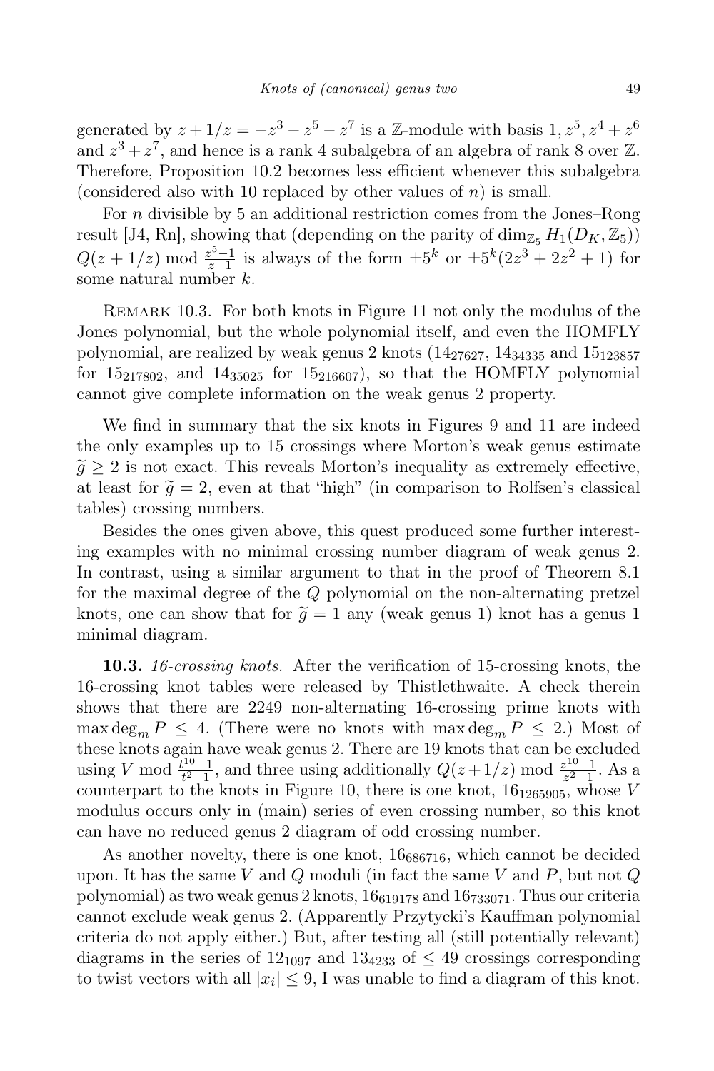generated by $z + 1/z = -z^3 - z^5 - z^7$ is a $\mathbb{Z}$-module with basis $1, z^5, z^4 + z^6$ and $z^3 + z^7$, and hence is a rank 4 subalgebra of an algebra of rank 8 over $\mathbb{Z}$. Therefore, Proposition 10.2 becomes less efficient whenever this subalgebra (considered also with 10 replaced by other values of $n$) is small.

For $n$ divisible by 5 an additional restriction comes from the Jones–Rong result [J4, Rn], showing that (depending on the parity of $\dim_{\mathbb{Z}_5} H_1(D_K, \mathbb{Z}_5)$) $Q(z + 1/z) \bmod \frac{z^5-1}{z-1}$ is always of the form $\pm 5^k$ or $\pm 5^k(2z^3 + 2z^2 + 1)$ for some natural number $k$.

Remark 10.3. For both knots in Figure 11 not only the modulus of the Jones polynomial, but the whole polynomial itself, and even the HOMFLY polynomial, are realized by weak genus 2 knots ($14_{27627}$, $14_{34335}$ and $15_{123857}$ for $15_{217802}$, and $14_{35025}$ for $15_{216607}$), so that the HOMFLY polynomial cannot give complete information on the weak genus 2 property.

We find in summary that the six knots in Figures 9 and 11 are indeed the only examples up to 15 crossings where Morton's weak genus estimate $\widetilde{g} \geq 2$ is not exact. This reveals Morton's inequality as extremely effective, at least for $\widetilde{g} = 2$, even at that "high" (in comparison to Rolfsen's classical tables) crossing numbers.

Besides the ones given above, this quest produced some further interesting examples with no minimal crossing number diagram of weak genus 2. In contrast, using a similar argument to that in the proof of Theorem 8.1 for the maximal degree of the $Q$ polynomial on the non-alternating pretzel knots, one can show that for $\widetilde{g} = 1$ any (weak genus 1) knot has a genus 1 minimal diagram.

**10.3.** *16-crossing knots.* After the verification of 15-crossing knots, the 16-crossing knot tables were released by Thistlethwaite. A check therein shows that there are 2249 non-alternating 16-crossing prime knots with $\max\deg_m P \leq 4$. (There were no knots with $\max\deg_m P \leq 2$.) Most of these knots again have weak genus 2. There are 19 knots that can be excluded using $V \bmod \frac{t^{10}-1}{t^2-1}$, and three using additionally $Q(z+1/z) \bmod \frac{z^{10}-1}{z^2-1}$. As a counterpart to the knots in Figure 10, there is one knot, $16_{1265905}$, whose $V$ modulus occurs only in (main) series of even crossing number, so this knot can have no reduced genus 2 diagram of odd crossing number.

As another novelty, there is one knot, $16_{686716}$, which cannot be decided upon. It has the same $V$ and $Q$ moduli (in fact the same $V$ and $P$, but not $Q$ polynomial) as two weak genus 2 knots, $16_{619178}$ and $16_{733071}$. Thus our criteria cannot exclude weak genus 2. (Apparently Przytycki's Kauffman polynomial criteria do not apply either.) But, after testing all (still potentially relevant) diagrams in the series of $12_{1097}$ and $13_{4233}$ of $\leq 49$ crossings corresponding to twist vectors with all $|x_i| \leq 9$, I was unable to find a diagram of this knot.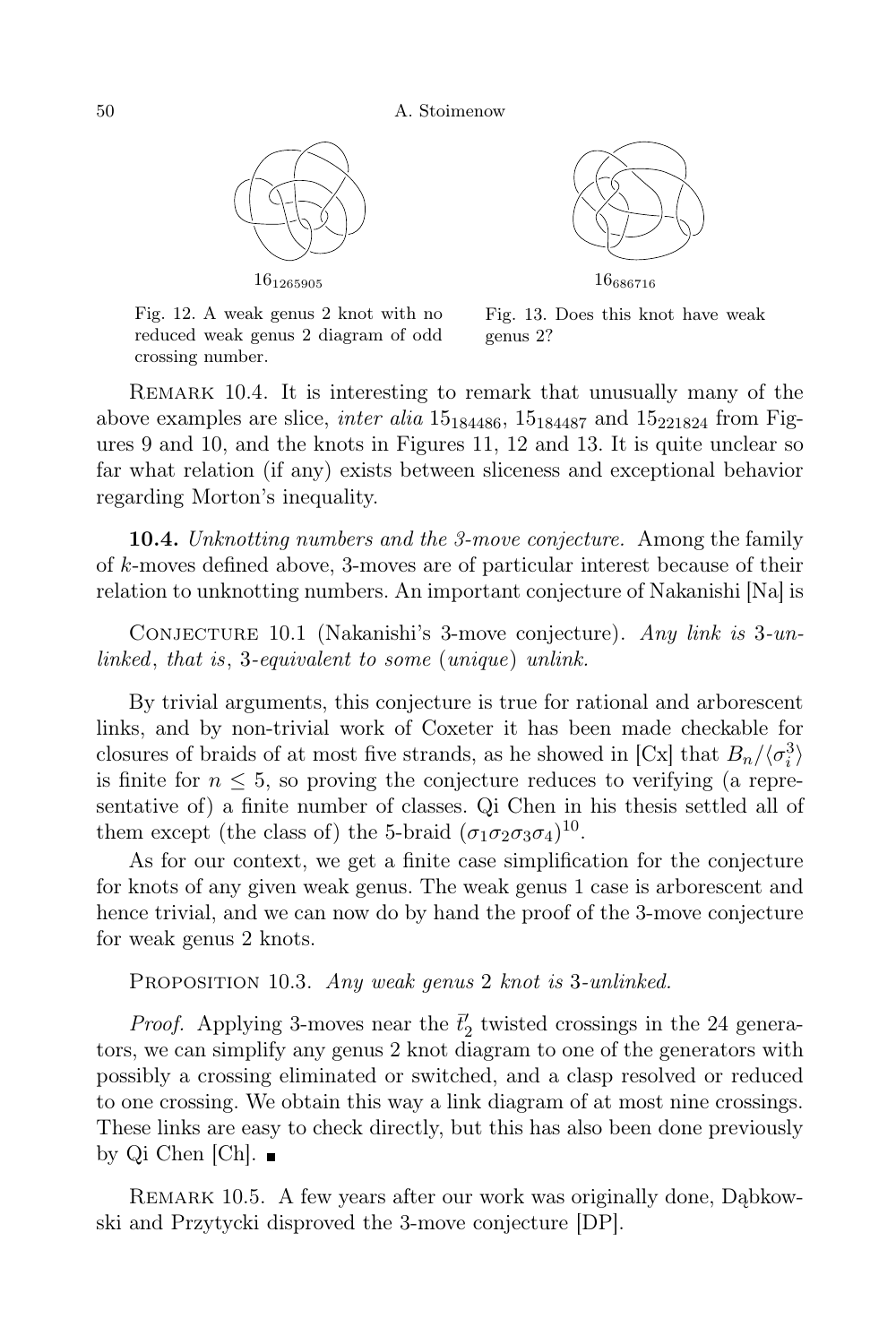$16_{1265905}$

Fig. 12. A weak genus 2 knot with no reduced weak genus 2 diagram of odd crossing number.

$16_{686716}$

Fig. 13. Does this knot have weak genus 2?

REMARK 10.4. It is interesting to remark that unusually many of the above examples are slice, *inter alia* $15_{184486}$, $15_{184487}$ and $15_{221824}$ from Figures 9 and 10, and the knots in Figures 11, 12 and 13. It is quite unclear so far what relation (if any) exists between sliceness and exceptional behavior regarding Morton's inequality.

**10.4.** *Unknotting numbers and the 3-move conjecture.* Among the family of $k$-moves defined above, 3-moves are of particular interest because of their relation to unknotting numbers. An important conjecture of Nakanishi [Na] is

CONJECTURE 10.1 (Nakanishi's 3-move conjecture). *Any link is* 3-*unlinked*, *that is*, 3-*equivalent to some* (*unique*) *unlink.*

By trivial arguments, this conjecture is true for rational and arborescent links, and by non-trivial work of Coxeter it has been made checkable for closures of braids of at most five strands, as he showed in [Cx] that $B_n/\langle\sigma_i^3\rangle$ is finite for $n \leq 5$, so proving the conjecture reduces to verifying (a representative of) a finite number of classes. Qi Chen in his thesis settled all of them except (the class of) the 5-braid $(\sigma_1\sigma_2\sigma_3\sigma_4)^{10}$.

As for our context, we get a finite case simplification for the conjecture for knots of any given weak genus. The weak genus 1 case is arborescent and hence trivial, and we can now do by hand the proof of the 3-move conjecture for weak genus 2 knots.

PROPOSITION 10.3. *Any weak genus* 2 *knot is* 3-*unlinked.*

*Proof.* Applying 3-moves near the $\bar{t}_2'$ twisted crossings in the 24 generators, we can simplify any genus 2 knot diagram to one of the generators with possibly a crossing eliminated or switched, and a clasp resolved or reduced to one crossing. We obtain this way a link diagram of at most nine crossings. These links are easy to check directly, but this has also been done previously by Qi Chen [Ch]. ∎

REMARK 10.5. A few years after our work was originally done, Dąbkowski and Przytycki disproved the 3-move conjecture [DP].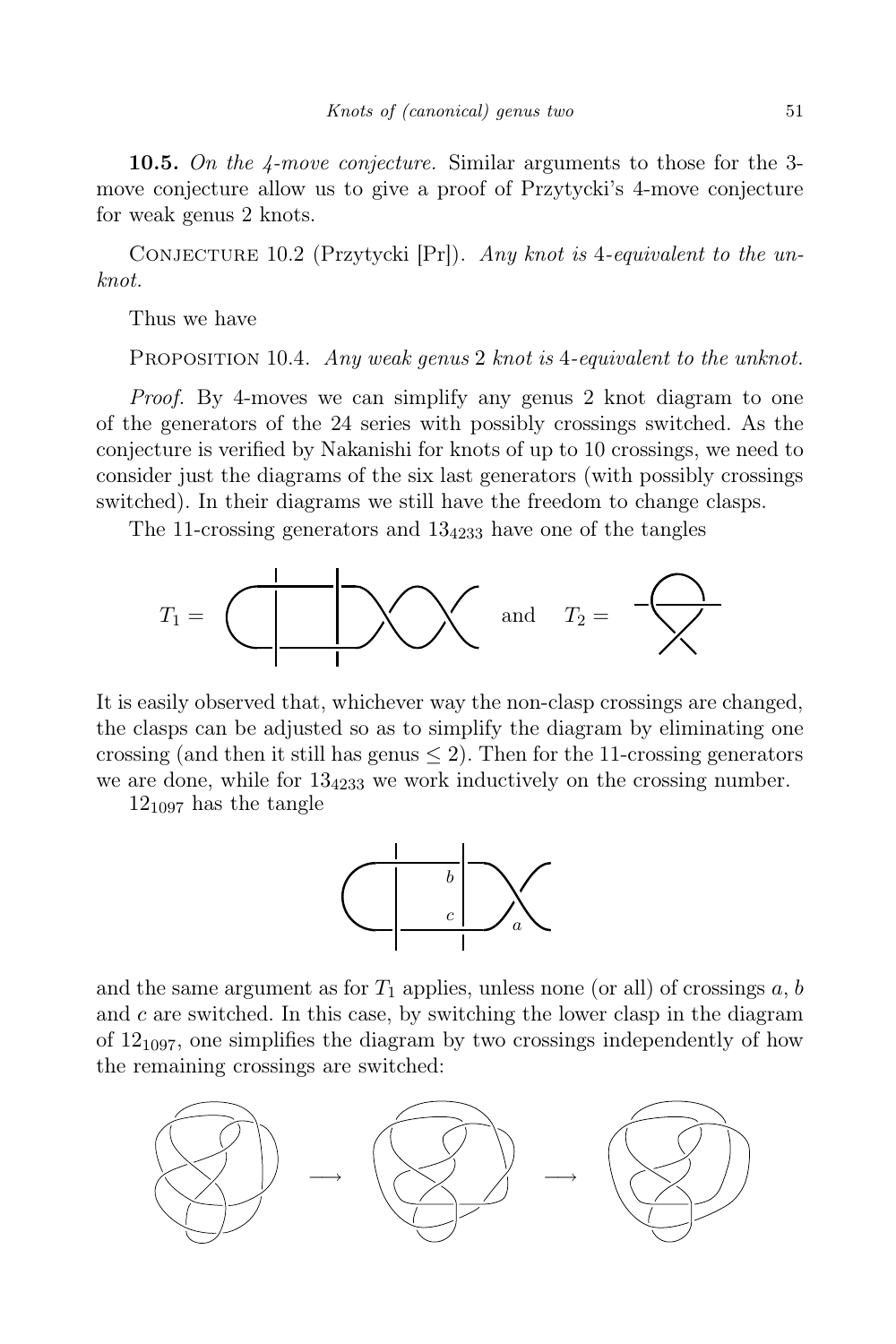**10.5.** *On the 4-move conjecture.* Similar arguments to those for the 3-move conjecture allow us to give a proof of Przytycki's 4-move conjecture for weak genus 2 knots.

Conjecture 10.2 (Przytycki [Pr]). *Any knot is* 4*-equivalent to the unknot.*

Thus we have

Proposition 10.4. *Any weak genus* 2 *knot is* 4*-equivalent to the unknot.*

*Proof.* By 4-moves we can simplify any genus 2 knot diagram to one of the generators of the 24 series with possibly crossings switched. As the conjecture is verified by Nakanishi for knots of up to 10 crossings, we need to consider just the diagrams of the six last generators (with possibly crossings switched). In their diagrams we still have the freedom to change clasps.

The 11-crossing generators and $13_{4233}$ have one of the tangles

$T_1 =$ and $T_2 =$

It is easily observed that, whichever way the non-clasp crossings are changed, the clasps can be adjusted so as to simplify the diagram by eliminating one crossing (and then it still has genus $\leq 2$). Then for the 11-crossing generators we are done, while for $13_{4233}$ we work inductively on the crossing number.

$12_{1097}$ has the tangle

and the same argument as for $T_1$ applies, unless none (or all) of crossings $a$, $b$ and $c$ are switched. In this case, by switching the lower clasp in the diagram of $12_{1097}$, one simplifies the diagram by two crossings independently of how the remaining crossings are switched: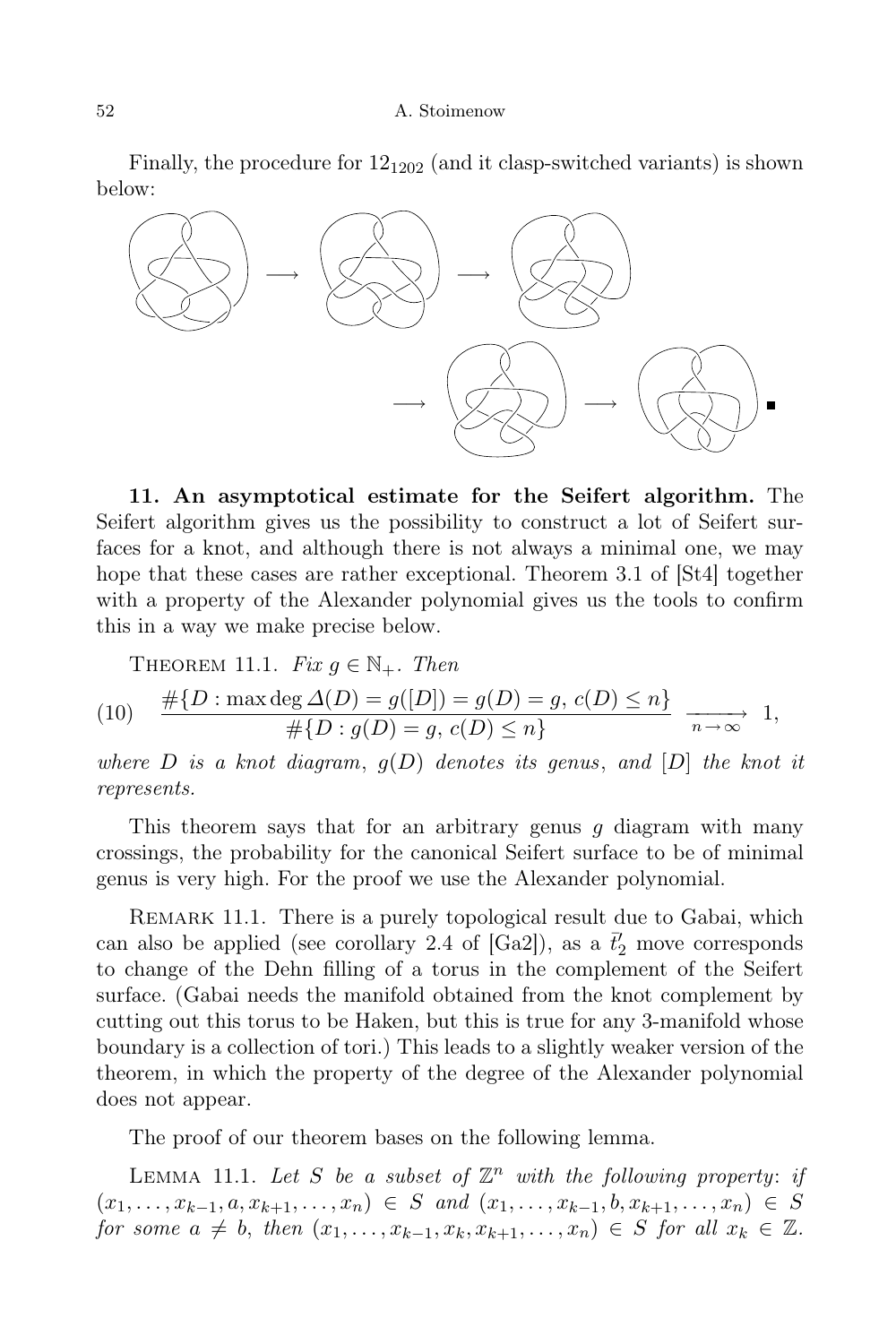Finally, the procedure for $12_{1202}$ (and it clasp-switched variants) is shown below:

$\longrightarrow$ $\longrightarrow$

$\longrightarrow$ $\longrightarrow$ ■

**11. An asymptotical estimate for the Seifert algorithm.** The Seifert algorithm gives us the possibility to construct a lot of Seifert surfaces for a knot, and although there is not always a minimal one, we may hope that these cases are rather exceptional. Theorem 3.1 of [St4] together with a property of the Alexander polynomial gives us the tools to confirm this in a way we make precise below.

THEOREM 11.1. *Fix $g \in \mathbb{N}_+$. Then*

$$\frac{\#\{D : \max\deg \Delta(D) = g([D]) = g(D) = g,\ c(D) \le n\}}{\#\{D : g(D) = g,\ c(D) \le n\}} \xrightarrow[n\to\infty]{} 1, \tag{10}$$

*where $D$ is a knot diagram, $g(D)$ denotes its genus, and $[D]$ the knot it represents.*

This theorem says that for an arbitrary genus $g$ diagram with many crossings, the probability for the canonical Seifert surface to be of minimal genus is very high. For the proof we use the Alexander polynomial.

REMARK 11.1. There is a purely topological result due to Gabai, which can also be applied (see corollary 2.4 of [Ga2]), as a $\bar{t}_2'$ move corresponds to change of the Dehn filling of a torus in the complement of the Seifert surface. (Gabai needs the manifold obtained from the knot complement by cutting out this torus to be Haken, but this is true for any 3-manifold whose boundary is a collection of tori.) This leads to a slightly weaker version of the theorem, in which the property of the degree of the Alexander polynomial does not appear.

The proof of our theorem bases on the following lemma.

LEMMA 11.1. *Let $S$ be a subset of $\mathbb{Z}^n$ with the following property: if $(x_1,\dots,x_{k-1},a,x_{k+1},\dots,x_n) \in S$ and $(x_1,\dots,x_{k-1},b,x_{k+1},\dots,x_n) \in S$ for some $a \ne b$, then $(x_1,\dots,x_{k-1},x_k,x_{k+1},\dots,x_n) \in S$ for all $x_k \in \mathbb{Z}$.*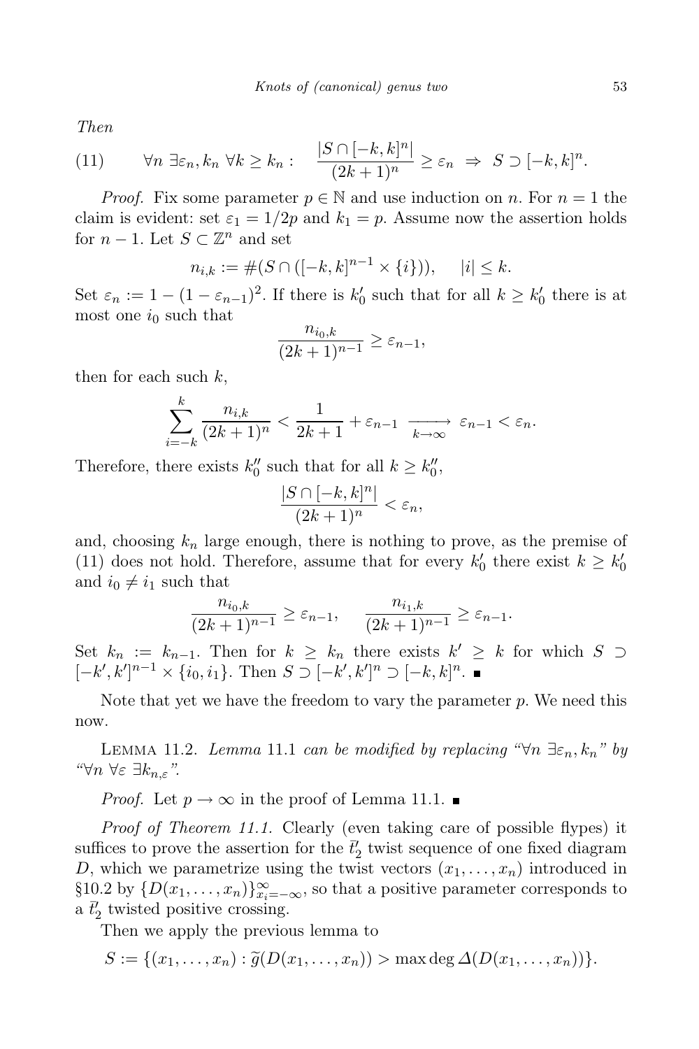*Then*

$$\forall n\ \exists \varepsilon_n, k_n\ \forall k \geq k_n : \quad \frac{|S \cap [-k,k]^n|}{(2k+1)^n} \geq \varepsilon_n \ \Rightarrow\ S \supset [-k,k]^n. \tag{11}$$

*Proof.* Fix some parameter $p \in \mathbb{N}$ and use induction on $n$. For $n = 1$ the claim is evident: set $\varepsilon_1 = 1/2p$ and $k_1 = p$. Assume now the assertion holds for $n-1$. Let $S \subset \mathbb{Z}^n$ and set

$$n_{i,k} := \#(S \cap ([-k,k]^{n-1} \times \{i\})), \qquad |i| \leq k.$$

Set $\varepsilon_n := 1 - (1-\varepsilon_{n-1})^2$. If there is $k'_0$ such that for all $k \geq k'_0$ there is at most one $i_0$ such that

$$\frac{n_{i_0,k}}{(2k+1)^{n-1}} \geq \varepsilon_{n-1},$$

then for each such $k$,

$$\sum_{i=-k}^{k} \frac{n_{i,k}}{(2k+1)^n} < \frac{1}{2k+1} + \varepsilon_{n-1} \xrightarrow[k\to\infty]{} \varepsilon_{n-1} < \varepsilon_n.$$

Therefore, there exists $k''_0$ such that for all $k \geq k''_0$,

$$\frac{|S \cap [-k,k]^n|}{(2k+1)^n} < \varepsilon_n,$$

and, choosing $k_n$ large enough, there is nothing to prove, as the premise of (11) does not hold. Therefore, assume that for every $k'_0$ there exist $k \geq k'_0$ and $i_0 \neq i_1$ such that

$$\frac{n_{i_0,k}}{(2k+1)^{n-1}} \geq \varepsilon_{n-1}, \qquad \frac{n_{i_1,k}}{(2k+1)^{n-1}} \geq \varepsilon_{n-1}.$$

Set $k_n := k_{n-1}$. Then for $k \geq k_n$ there exists $k' \geq k$ for which $S \supset [-k',k']^{n-1} \times \{i_0, i_1\}$. Then $S \supset [-k',k']^n \supset [-k,k]^n$. ∎

Note that yet we have the freedom to vary the parameter $p$. We need this now.

Lemma 11.2. *Lemma* 11.1 *can be modified by replacing "$\forall n\ \exists \varepsilon_n, k_n$" by "$\forall n\ \forall \varepsilon\ \exists k_{n,\varepsilon}$".*

*Proof.* Let $p \to \infty$ in the proof of Lemma 11.1. ∎

*Proof of Theorem 11.1.* Clearly (even taking care of possible flypes) it suffices to prove the assertion for the $\bar{t}'_2$ twist sequence of one fixed diagram $D$, which we parametrize using the twist vectors $(x_1, \ldots, x_n)$ introduced in §10.2 by $\{D(x_1, \ldots, x_n)\}_{x_i=-\infty}^{\infty}$, so that a positive parameter corresponds to a $\bar{t}'_2$ twisted positive crossing.

Then we apply the previous lemma to

$$S := \{(x_1, \ldots, x_n) : \widetilde{g}(D(x_1, \ldots, x_n)) > \max\deg \varDelta(D(x_1, \ldots, x_n))\}.$$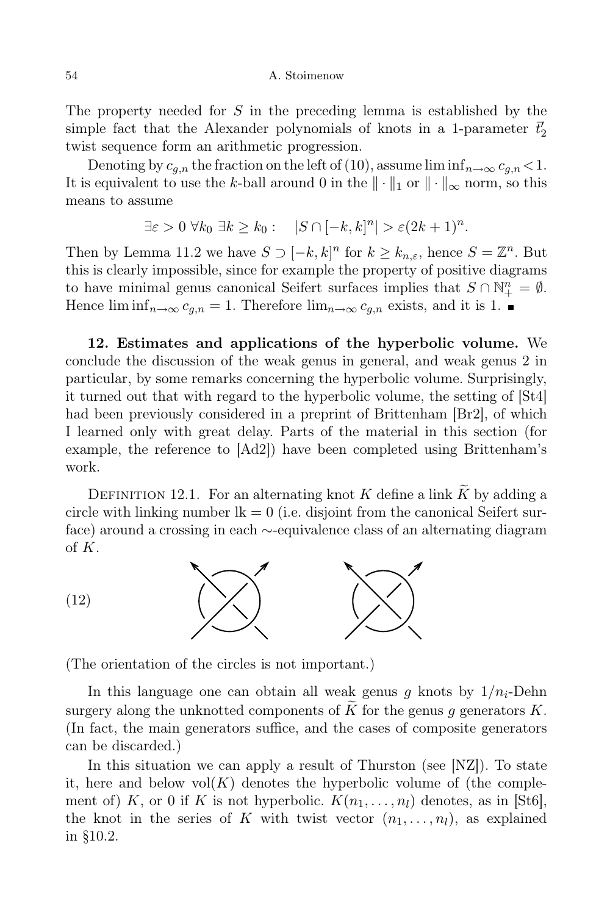The property needed for $S$ in the preceding lemma is established by the simple fact that the Alexander polynomials of knots in a 1-parameter $\bar{t}'_2$ twist sequence form an arithmetic progression.

Denoting by $c_{g,n}$ the fraction on the left of (10), assume $\liminf_{n\to\infty} c_{g,n} < 1$. It is equivalent to use the $k$-ball around 0 in the $\|\cdot\|_1$ or $\|\cdot\|_\infty$ norm, so this means to assume

$$\exists \varepsilon > 0\ \forall k_0\ \exists k \geq k_0 : \quad |S \cap [-k,k]^n| > \varepsilon(2k+1)^n.$$

Then by Lemma 11.2 we have $S \supset [-k,k]^n$ for $k \geq k_{n,\varepsilon}$, hence $S = \mathbb{Z}^n$. But this is clearly impossible, since for example the property of positive diagrams to have minimal genus canonical Seifert surfaces implies that $S \cap \mathbb{N}_+^n = \emptyset$. Hence $\liminf_{n\to\infty} c_{g,n} = 1$. Therefore $\lim_{n\to\infty} c_{g,n}$ exists, and it is 1. ∎

**12. Estimates and applications of the hyperbolic volume.** We conclude the discussion of the weak genus in general, and weak genus 2 in particular, by some remarks concerning the hyperbolic volume. Surprisingly, it turned out that with regard to the hyperbolic volume, the setting of [St4] had been previously considered in a preprint of Brittenham [Br2], of which I learned only with great delay. Parts of the material in this section (for example, the reference to [Ad2]) have been completed using Brittenham's work.

DEFINITION 12.1. For an alternating knot $K$ define a link $\widetilde{K}$ by adding a circle with linking number $\mathrm{lk} = 0$ (i.e. disjoint from the canonical Seifert surface) around a crossing in each $\sim$-equivalence class of an alternating diagram of $K$.

(12)

(The orientation of the circles is not important.)

In this language one can obtain all weak genus $g$ knots by $1/n_i$-Dehn surgery along the unknotted components of $\widetilde{K}$ for the genus $g$ generators $K$. (In fact, the main generators suffice, and the cases of composite generators can be discarded.)

In this situation we can apply a result of Thurston (see [NZ]). To state it, here and below $\mathrm{vol}(K)$ denotes the hyperbolic volume of (the complement of) $K$, or 0 if $K$ is not hyperbolic. $K(n_1,\dots,n_l)$ denotes, as in [St6], the knot in the series of $K$ with twist vector $(n_1,\dots,n_l)$, as explained in §10.2.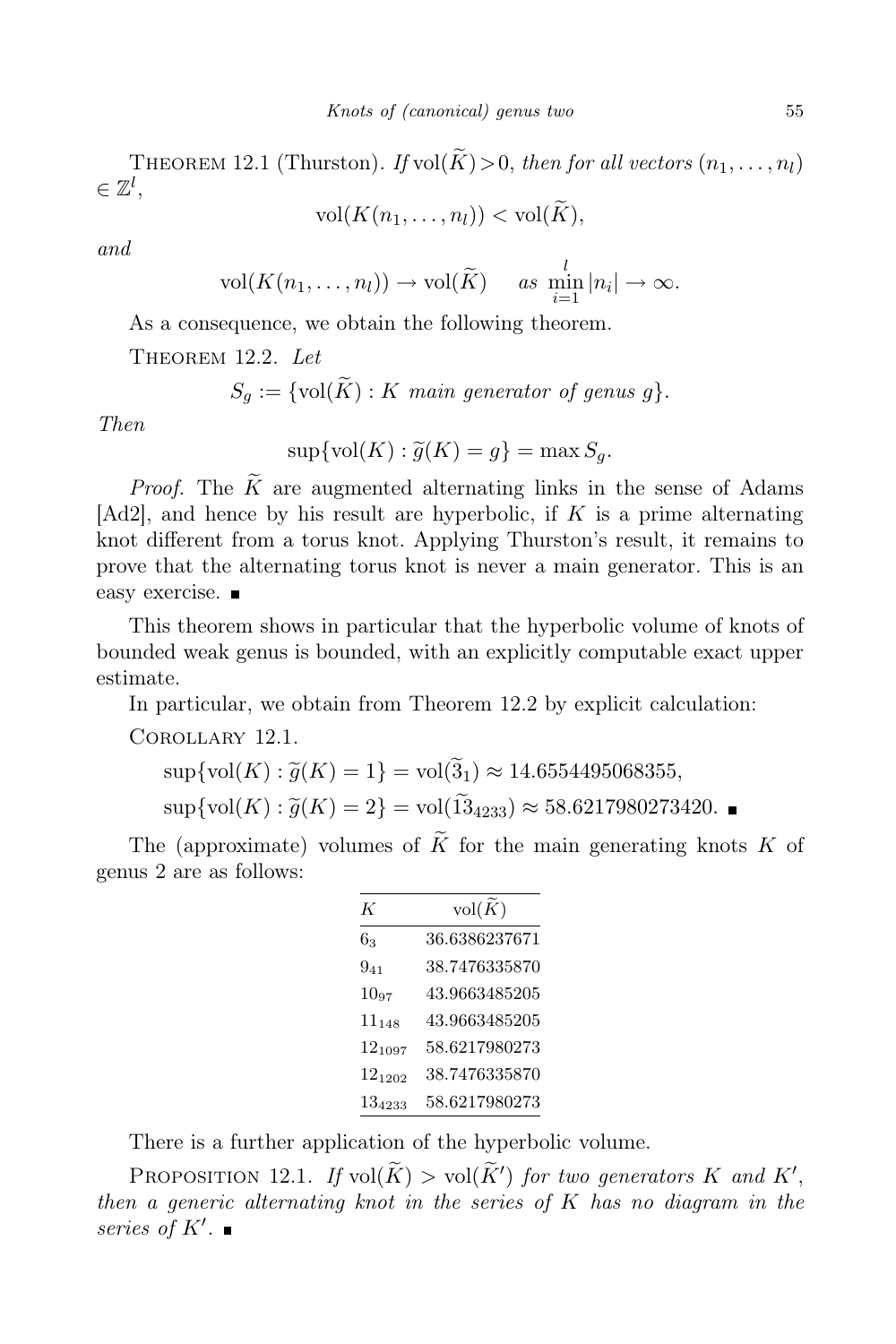THEOREM 12.1 (Thurston). *If* $\operatorname{vol}(\widetilde{K})>0$, *then for all vectors* $(n_1,\dots,n_l) \in \mathbb{Z}^l$,

$$\operatorname{vol}(K(n_1,\dots,n_l)) < \operatorname{vol}(\widetilde{K}),$$

*and*

$$\operatorname{vol}(K(n_1,\dots,n_l)) \to \operatorname{vol}(\widetilde{K}) \quad \text{as } \min_{i=1}^{l} |n_i| \to \infty.$$

As a consequence, we obtain the following theorem.

THEOREM 12.2. *Let*

$$S_g := \{\operatorname{vol}(\widetilde{K}) : K \text{ main generator of genus } g\}.$$

*Then*

$$\sup\{\operatorname{vol}(K) : \widetilde{g}(K) = g\} = \max S_g.$$

*Proof.* The $\widetilde{K}$ are augmented alternating links in the sense of Adams [Ad2], and hence by his result are hyperbolic, if $K$ is a prime alternating knot different from a torus knot. Applying Thurston's result, it remains to prove that the alternating torus knot is never a main generator. This is an easy exercise. ∎

This theorem shows in particular that the hyperbolic volume of knots of bounded weak genus is bounded, with an explicitly computable exact upper estimate.

In particular, we obtain from Theorem 12.2 by explicit calculation:

COROLLARY 12.1.

$$\sup\{\operatorname{vol}(K) : \widetilde{g}(K) = 1\} = \operatorname{vol}(\widetilde{3}_1) \approx 14.6554495068355,$$
$$\sup\{\operatorname{vol}(K) : \widetilde{g}(K) = 2\} = \operatorname{vol}(\widetilde{13}_{4233}) \approx 58.6217980273420. \ ∎$$

The (approximate) volumes of $\widetilde{K}$ for the main generating knots $K$ of genus 2 are as follows:

| $K$ | $\operatorname{vol}(\widetilde{K})$ |
|---|---|
| $6_3$ | 36.6386237671 |
| $9_{41}$ | 38.7476335870 |
| $10_{97}$ | 43.9663485205 |
| $11_{148}$ | 43.9663485205 |
| $12_{1097}$ | 58.6217980273 |
| $12_{1202}$ | 38.7476335870 |
| $13_{4233}$ | 58.6217980273 |

There is a further application of the hyperbolic volume.

PROPOSITION 12.1. *If* $\operatorname{vol}(\widetilde{K}) > \operatorname{vol}(\widetilde{K'})$ *for two generators* $K$ *and* $K'$, *then a generic alternating knot in the series of* $K$ *has no diagram in the series of* $K'$. ∎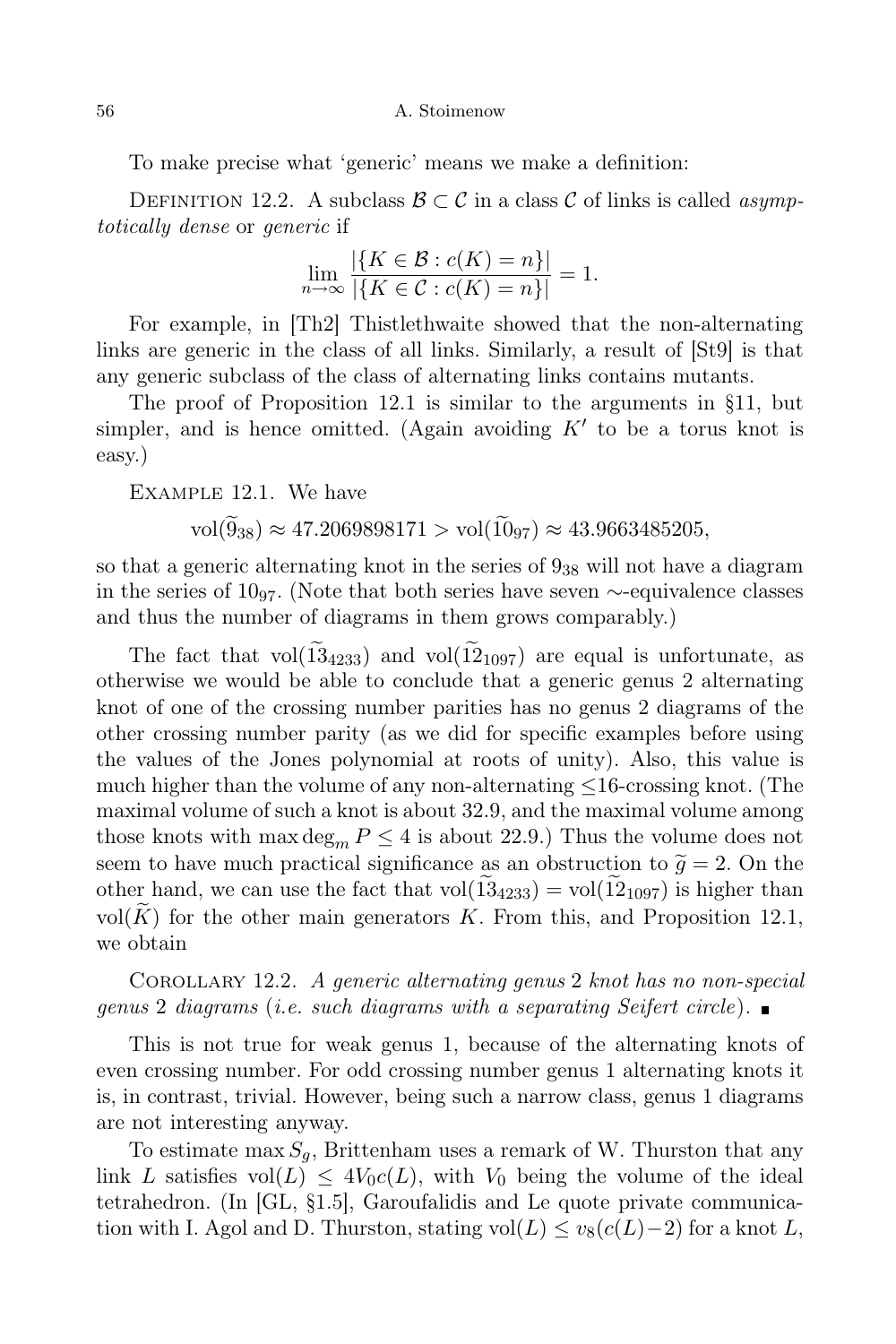To make precise what 'generic' means we make a definition:

Definition 12.2. A subclass $\mathcal{B} \subset \mathcal{C}$ in a class $\mathcal{C}$ of links is called *asymptotically dense* or *generic* if

$$\lim_{n\to\infty} \frac{|\{K \in \mathcal{B} : c(K) = n\}|}{|\{K \in \mathcal{C} : c(K) = n\}|} = 1.$$

For example, in [Th2] Thistlethwaite showed that the non-alternating links are generic in the class of all links. Similarly, a result of [St9] is that any generic subclass of the class of alternating links contains mutants.

The proof of Proposition 12.1 is similar to the arguments in §11, but simpler, and is hence omitted. (Again avoiding $K'$ to be a torus knot is easy.)

Example 12.1. We have

$$\mathrm{vol}(\widetilde{9}_{38}) \approx 47.2069898171 > \mathrm{vol}(\widetilde{10}_{97}) \approx 43.9663485205,$$

so that a generic alternating knot in the series of $9_{38}$ will not have a diagram in the series of $10_{97}$. (Note that both series have seven $\sim$-equivalence classes and thus the number of diagrams in them grows comparably.)

The fact that $\mathrm{vol}(\widetilde{13}_{4233})$ and $\mathrm{vol}(\widetilde{12}_{1097})$ are equal is unfortunate, as otherwise we would be able to conclude that a generic genus 2 alternating knot of one of the crossing number parities has no genus 2 diagrams of the other crossing number parity (as we did for specific examples before using the values of the Jones polynomial at roots of unity). Also, this value is much higher than the volume of any non-alternating $\le$16-crossing knot. (The maximal volume of such a knot is about 32.9, and the maximal volume among those knots with $\max\deg_m P \le 4$ is about 22.9.) Thus the volume does not seem to have much practical significance as an obstruction to $\widetilde{g} = 2$. On the other hand, we can use the fact that $\mathrm{vol}(\widetilde{13}_{4233}) = \mathrm{vol}(\widetilde{12}_{1097})$ is higher than $\mathrm{vol}(\widetilde{K})$ for the other main generators $K$. From this, and Proposition 12.1, we obtain

Corollary 12.2. *A generic alternating genus* 2 *knot has no non-special genus* 2 *diagrams* (*i.e. such diagrams with a separating Seifert circle*). ∎

This is not true for weak genus 1, because of the alternating knots of even crossing number. For odd crossing number genus 1 alternating knots it is, in contrast, trivial. However, being such a narrow class, genus 1 diagrams are not interesting anyway.

To estimate $\max S_g$, Brittenham uses a remark of W. Thurston that any link $L$ satisfies $\mathrm{vol}(L) \le 4V_0 c(L)$, with $V_0$ being the volume of the ideal tetrahedron. (In [GL, §1.5], Garoufalidis and Le quote private communication with I. Agol and D. Thurston, stating $\mathrm{vol}(L) \le v_8(c(L)-2)$ for a knot $L$,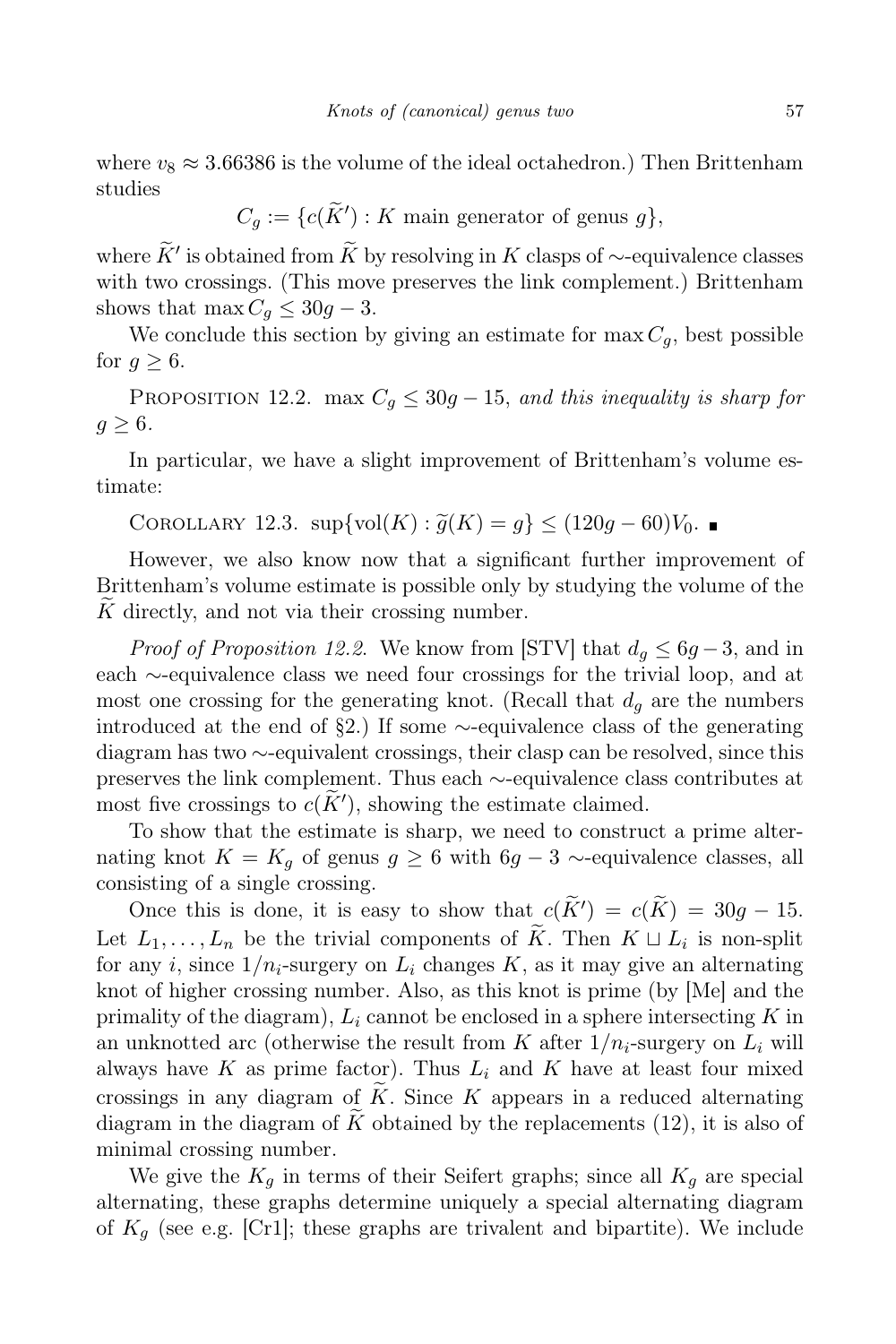where $v_8 \approx 3.66386$ is the volume of the ideal octahedron.) Then Brittenham studies

$$C_g := \{c(\widetilde{K}') : K \text{ main generator of genus } g\},$$

where $\widetilde{K}'$ is obtained from $\widetilde{K}$ by resolving in $K$ clasps of $\sim$-equivalence classes with two crossings. (This move preserves the link complement.) Brittenham shows that $\max C_g \leq 30g - 3$.

We conclude this section by giving an estimate for $\max C_g$, best possible for $g \geq 6$.

PROPOSITION 12.2. $\max C_g \leq 30g - 15$, *and this inequality is sharp for* $g \geq 6$.

In particular, we have a slight improvement of Brittenham's volume estimate:

COROLLARY 12.3. $\sup\{\text{vol}(K) : \widetilde{g}(K) = g\} \leq (120g - 60)V_0$. ∎

However, we also know now that a significant further improvement of Brittenham's volume estimate is possible only by studying the volume of the $\widetilde{K}$ directly, and not via their crossing number.

*Proof of Proposition 12.2.* We know from [STV] that $d_g \leq 6g - 3$, and in each $\sim$-equivalence class we need four crossings for the trivial loop, and at most one crossing for the generating knot. (Recall that $d_g$ are the numbers introduced at the end of §2.) If some $\sim$-equivalence class of the generating diagram has two $\sim$-equivalent crossings, their clasp can be resolved, since this preserves the link complement. Thus each $\sim$-equivalence class contributes at most five crossings to $c(\widetilde{K}')$, showing the estimate claimed.

To show that the estimate is sharp, we need to construct a prime alternating knot $K = K_g$ of genus $g \geq 6$ with $6g - 3$ $\sim$-equivalence classes, all consisting of a single crossing.

Once this is done, it is easy to show that $c(\widetilde{K}') = c(\widetilde{K}) = 30g - 15$. Let $L_1, \ldots, L_n$ be the trivial components of $\widetilde{K}$. Then $K \sqcup L_i$ is non-split for any $i$, since $1/n_i$-surgery on $L_i$ changes $K$, as it may give an alternating knot of higher crossing number. Also, as this knot is prime (by [Me] and the primality of the diagram), $L_i$ cannot be enclosed in a sphere intersecting $K$ in an unknotted arc (otherwise the result from $K$ after $1/n_i$-surgery on $L_i$ will always have $K$ as prime factor). Thus $L_i$ and $K$ have at least four mixed crossings in any diagram of $\widetilde{K}$. Since $K$ appears in a reduced alternating diagram in the diagram of $\widetilde{K}$ obtained by the replacements (12), it is also of minimal crossing number.

We give the $K_g$ in terms of their Seifert graphs; since all $K_g$ are special alternating, these graphs determine uniquely a special alternating diagram of $K_g$ (see e.g. [Cr1]; these graphs are trivalent and bipartite). We include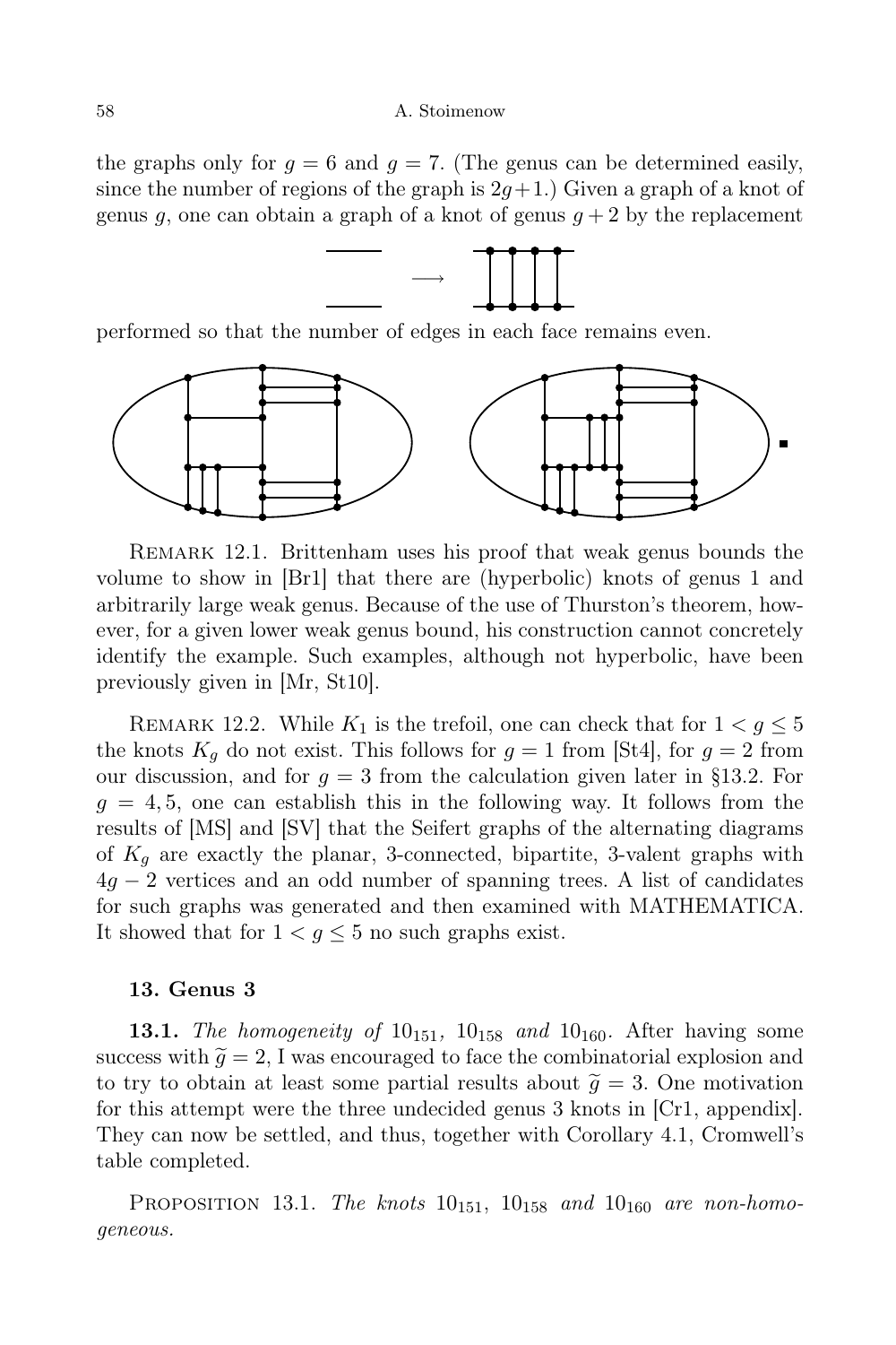the graphs only for $g = 6$ and $g = 7$. (The genus can be determined easily, since the number of regions of the graph is $2g+1$.) Given a graph of a knot of genus $g$, one can obtain a graph of a knot of genus $g+2$ by the replacement

performed so that the number of edges in each face remains even.

REMARK 12.1. Brittenham uses his proof that weak genus bounds the volume to show in [Br1] that there are (hyperbolic) knots of genus 1 and arbitrarily large weak genus. Because of the use of Thurston's theorem, however, for a given lower weak genus bound, his construction cannot concretely identify the example. Such examples, although not hyperbolic, have been previously given in [Mr, St10].

REMARK 12.2. While $K_1$ is the trefoil, one can check that for $1 < g \leq 5$ the knots $K_g$ do not exist. This follows for $g = 1$ from [St4], for $g = 2$ from our discussion, and for $g = 3$ from the calculation given later in §13.2. For $g = 4, 5$, one can establish this in the following way. It follows from the results of [MS] and [SV] that the Seifert graphs of the alternating diagrams of $K_g$ are exactly the planar, 3-connected, bipartite, 3-valent graphs with $4g - 2$ vertices and an odd number of spanning trees. A list of candidates for such graphs was generated and then examined with MATHEMATICA. It showed that for $1 < g \leq 5$ no such graphs exist.

## 13. Genus 3

**13.1.** *The homogeneity of* $10_{151}$, $10_{158}$ *and* $10_{160}$. After having some success with $\widetilde{g} = 2$, I was encouraged to face the combinatorial explosion and to try to obtain at least some partial results about $\widetilde{g} = 3$. One motivation for this attempt were the three undecided genus 3 knots in [Cr1, appendix]. They can now be settled, and thus, together with Corollary 4.1, Cromwell's table completed.

PROPOSITION 13.1. *The knots* $10_{151}$, $10_{158}$ *and* $10_{160}$ *are non-homogeneous.*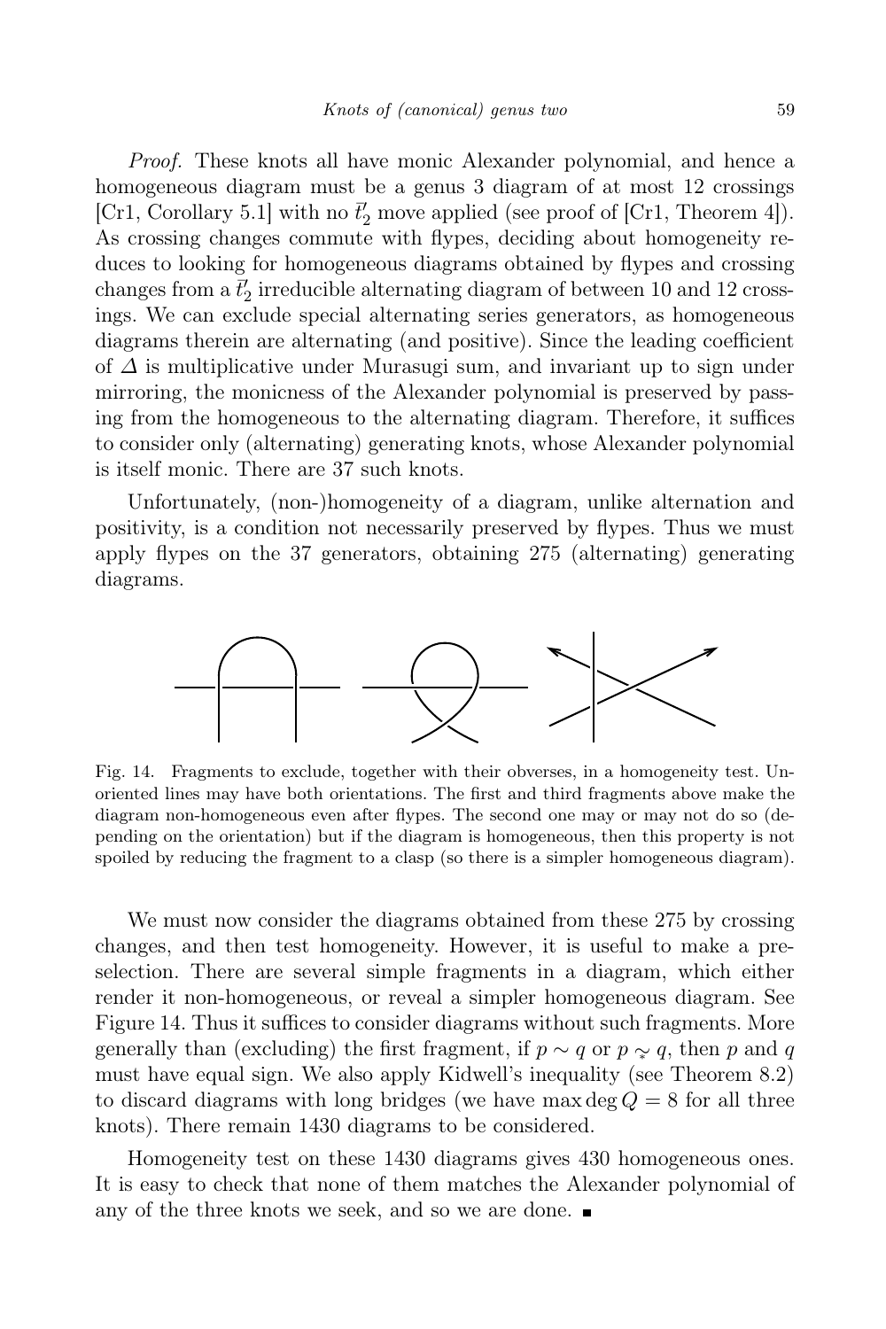*Proof.* These knots all have monic Alexander polynomial, and hence a homogeneous diagram must be a genus 3 diagram of at most 12 crossings [Cr1, Corollary 5.1] with no $\bar{t}'_2$ move applied (see proof of [Cr1, Theorem 4]). As crossing changes commute with flypes, deciding about homogeneity reduces to looking for homogeneous diagrams obtained by flypes and crossing changes from a $\bar{t}'_2$ irreducible alternating diagram of between 10 and 12 crossings. We can exclude special alternating series generators, as homogeneous diagrams therein are alternating (and positive). Since the leading coefficient of $\Delta$ is multiplicative under Murasugi sum, and invariant up to sign under mirroring, the monicness of the Alexander polynomial is preserved by passing from the homogeneous to the alternating diagram. Therefore, it suffices to consider only (alternating) generating knots, whose Alexander polynomial is itself monic. There are 37 such knots.

Unfortunately, (non-)homogeneity of a diagram, unlike alternation and positivity, is a condition not necessarily preserved by flypes. Thus we must apply flypes on the 37 generators, obtaining 275 (alternating) generating diagrams.

Fig. 14. Fragments to exclude, together with their obverses, in a homogeneity test. Unoriented lines may have both orientations. The first and third fragments above make the diagram non-homogeneous even after flypes. The second one may or may not do so (depending on the orientation) but if the diagram is homogeneous, then this property is not spoiled by reducing the fragment to a clasp (so there is a simpler homogeneous diagram).

We must now consider the diagrams obtained from these 275 by crossing changes, and then test homogeneity. However, it is useful to make a preselection. There are several simple fragments in a diagram, which either render it non-homogeneous, or reveal a simpler homogeneous diagram. See Figure 14. Thus it suffices to consider diagrams without such fragments. More generally than (excluding) the first fragment, if $p \sim q$ or $p \underset{*}{\sim} q$, then $p$ and $q$ must have equal sign. We also apply Kidwell's inequality (see Theorem 8.2) to discard diagrams with long bridges (we have $\max\deg Q = 8$ for all three knots). There remain 1430 diagrams to be considered.

Homogeneity test on these 1430 diagrams gives 430 homogeneous ones. It is easy to check that none of them matches the Alexander polynomial of any of the three knots we seek, and so we are done. ∎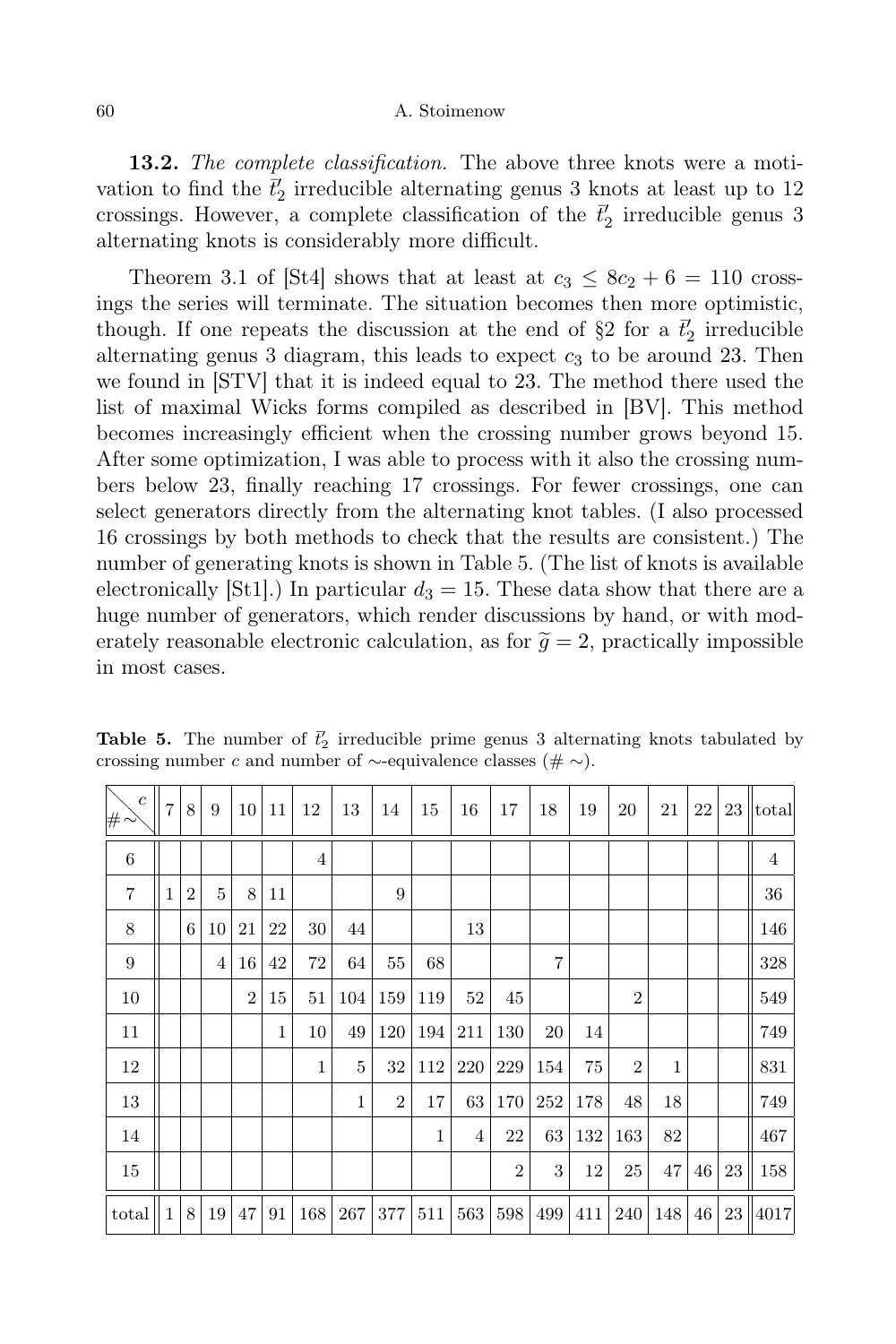**13.2.** *The complete classification.* The above three knots were a motivation to find the $\bar{t}_2'$ irreducible alternating genus 3 knots at least up to 12 crossings. However, a complete classification of the $\bar{t}_2'$ irreducible genus 3 alternating knots is considerably more difficult.

Theorem 3.1 of [St4] shows that at least at $c_3 \leq 8c_2 + 6 = 110$ crossings the series will terminate. The situation becomes then more optimistic, though. If one repeats the discussion at the end of §2 for a $\bar{t}_2'$ irreducible alternating genus 3 diagram, this leads to expect $c_3$ to be around 23. Then we found in [STV] that it is indeed equal to 23. The method there used the list of maximal Wicks forms compiled as described in [BV]. This method becomes increasingly efficient when the crossing number grows beyond 15. After some optimization, I was able to process with it also the crossing numbers below 23, finally reaching 17 crossings. For fewer crossings, one can select generators directly from the alternating knot tables. (I also processed 16 crossings by both methods to check that the results are consistent.) The number of generating knots is shown in Table 5. (The list of knots is available electronically [St1].) In particular $d_3 = 15$. These data show that there are a huge number of generators, which render discussions by hand, or with moderately reasonable electronic calculation, as for $\widetilde{g} = 2$, practically impossible in most cases.

**Table 5.** The number of $\bar{t}_2'$ irreducible prime genus 3 alternating knots tabulated by crossing number $c$ and number of $\sim$-equivalence classes ($\# \sim$).

| $\# \sim$ \ $c$ | 7 | 8 | 9 | 10 | 11 | 12 | 13 | 14 | 15 | 16 | 17 | 18 | 19 | 20 | 21 | 22 | 23 | total |
|---|---|---|---|---|---|---|---|---|---|---|---|---|---|---|---|---|---|---|
| 6 | | | | | | 4 | | | | | | | | | | | | 4 |
| 7 | 1 | 2 | 5 | 8 | 11 | | | 9 | | | | | | | | | | 36 |
| 8 | | 6 | 10 | 21 | 22 | 30 | 44 | | | 13 | | | | | | | | 146 |
| 9 | | | 4 | 16 | 42 | 72 | 64 | 55 | 68 | | | 7 | | | | | | 328 |
| 10 | | | | 2 | 15 | 51 | 104 | 159 | 119 | 52 | 45 | | | 2 | | | | 549 |
| 11 | | | | | 1 | 10 | 49 | 120 | 194 | 211 | 130 | 20 | 14 | | | | | 749 |
| 12 | | | | | | 1 | 5 | 32 | 112 | 220 | 229 | 154 | 75 | 2 | 1 | | | 831 |
| 13 | | | | | | | 1 | 2 | 17 | 63 | 170 | 252 | 178 | 48 | 18 | | | 749 |
| 14 | | | | | | | | | 1 | 4 | 22 | 63 | 132 | 163 | 82 | | | 467 |
| 15 | | | | | | | | | | | 2 | 3 | 12 | 25 | 47 | 46 | 23 | 158 |
| total | 1 | 8 | 19 | 47 | 91 | 168 | 267 | 377 | 511 | 563 | 598 | 499 | 411 | 240 | 148 | 46 | 23 | 4017 |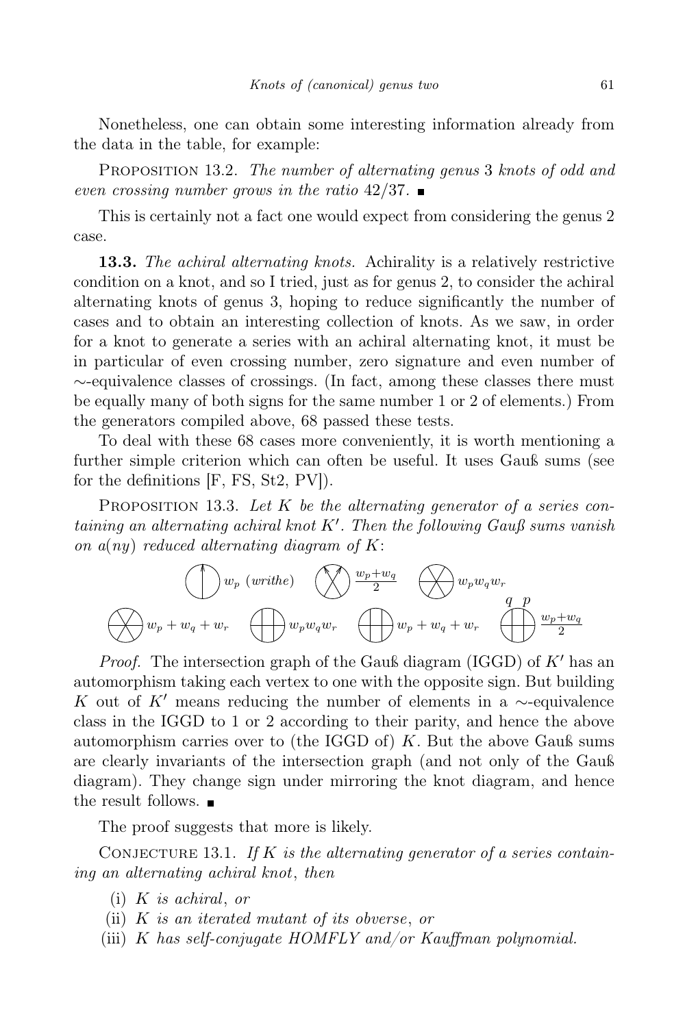Nonetheless, one can obtain some interesting information already from the data in the table, for example:

Proposition 13.2. *The number of alternating genus* 3 *knots of odd and even crossing number grows in the ratio* 42/37. ∎

This is certainly not a fact one would expect from considering the genus 2 case.

**13.3.** *The achiral alternating knots.* Achirality is a relatively restrictive condition on a knot, and so I tried, just as for genus 2, to consider the achiral alternating knots of genus 3, hoping to reduce significantly the number of cases and to obtain an interesting collection of knots. As we saw, in order for a knot to generate a series with an achiral alternating knot, it must be in particular of even crossing number, zero signature and even number of $\sim$-equivalence classes of crossings. (In fact, among these classes there must be equally many of both signs for the same number 1 or 2 of elements.) From the generators compiled above, 68 passed these tests.

To deal with these 68 cases more conveniently, it is worth mentioning a further simple criterion which can often be useful. It uses Gauß sums (see for the definitions [F, FS, St2, PV]).

Proposition 13.3. *Let $K$ be the alternating generator of a series containing an alternating achiral knot $K'$. Then the following Gauß sums vanish on a(ny) reduced alternating diagram of $K$*:

$w_p$ (*writhe*) $\quad \frac{w_p+w_q}{2} \quad w_p w_q w_r$

$w_p + w_q + w_r \quad w_p w_q w_r \quad w_p + w_q + w_r \quad \frac{w_p+w_q}{2}$

*Proof.* The intersection graph of the Gauß diagram (IGGD) of $K'$ has an automorphism taking each vertex to one with the opposite sign. But building $K$ out of $K'$ means reducing the number of elements in a $\sim$-equivalence class in the IGGD to 1 or 2 according to their parity, and hence the above automorphism carries over to (the IGGD of) $K$. But the above Gauß sums are clearly invariants of the intersection graph (and not only of the Gauß diagram). They change sign under mirroring the knot diagram, and hence the result follows. ∎

The proof suggests that more is likely.

Conjecture 13.1. *If $K$ is the alternating generator of a series containing an alternating achiral knot*, *then*

(i) *$K$ is achiral*, *or*

(ii) *$K$ is an iterated mutant of its obverse*, *or*

(iii) *$K$ has self-conjugate HOMFLY and/or Kauffman polynomial.*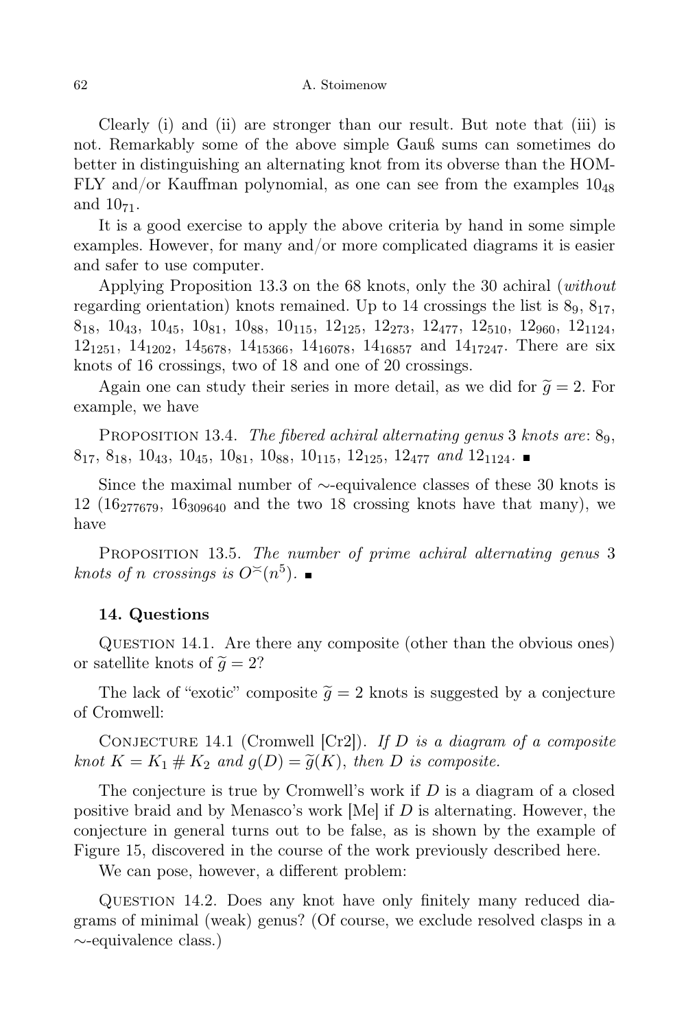Clearly (i) and (ii) are stronger than our result. But note that (iii) is not. Remarkably some of the above simple Gauß sums can sometimes do better in distinguishing an alternating knot from its obverse than the HOMFLY and/or Kauffman polynomial, as one can see from the examples $10_{48}$ and $10_{71}$.

It is a good exercise to apply the above criteria by hand in some simple examples. However, for many and/or more complicated diagrams it is easier and safer to use computer.

Applying Proposition 13.3 on the 68 knots, only the 30 achiral (*without* regarding orientation) knots remained. Up to 14 crossings the list is $8_9$, $8_{17}$, $8_{18}$, $10_{43}$, $10_{45}$, $10_{81}$, $10_{88}$, $10_{115}$, $12_{125}$, $12_{273}$, $12_{477}$, $12_{510}$, $12_{960}$, $12_{1124}$, $12_{1251}$, $14_{1202}$, $14_{5678}$, $14_{15366}$, $14_{16078}$, $14_{16857}$ and $14_{17247}$. There are six knots of 16 crossings, two of 18 and one of 20 crossings.

Again one can study their series in more detail, as we did for $\widetilde{g} = 2$. For example, we have

Proposition 13.4. *The fibered achiral alternating genus* 3 *knots are*: $8_9$, $8_{17}$, $8_{18}$, $10_{43}$, $10_{45}$, $10_{81}$, $10_{88}$, $10_{115}$, $12_{125}$, $12_{477}$ *and* $12_{1124}$. ∎

Since the maximal number of $\sim$-equivalence classes of these 30 knots is 12 ($16_{277679}$, $16_{309640}$ and the two 18 crossing knots have that many), we have

Proposition 13.5. *The number of prime achiral alternating genus* 3 *knots of* $n$ *crossings is* $O^{\asymp}(n^5)$. ∎

## 14. Questions

Question 14.1. Are there any composite (other than the obvious ones) or satellite knots of $\widetilde{g} = 2$?

The lack of "exotic" composite $\widetilde{g} = 2$ knots is suggested by a conjecture of Cromwell:

Conjecture 14.1 (Cromwell [Cr2]). *If $D$ is a diagram of a composite knot $K = K_1 \# K_2$ and $g(D) = \widetilde{g}(K)$, then $D$ is composite.*

The conjecture is true by Cromwell's work if $D$ is a diagram of a closed positive braid and by Menasco's work [Me] if $D$ is alternating. However, the conjecture in general turns out to be false, as is shown by the example of Figure 15, discovered in the course of the work previously described here.

We can pose, however, a different problem:

Question 14.2. Does any knot have only finitely many reduced diagrams of minimal (weak) genus? (Of course, we exclude resolved clasps in a $\sim$-equivalence class.)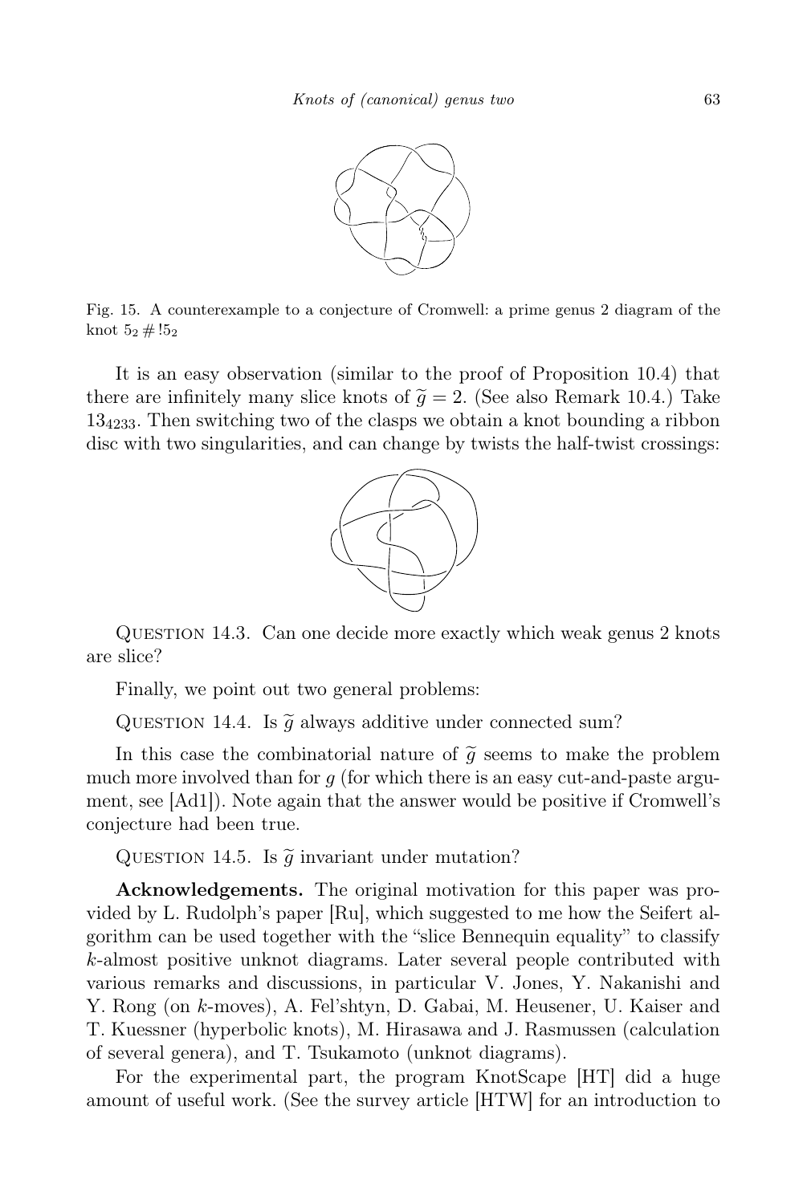Fig. 15. A counterexample to a conjecture of Cromwell: a prime genus 2 diagram of the knot $5_2 \# !5_2$

It is an easy observation (similar to the proof of Proposition 10.4) that there are infinitely many slice knots of $\widetilde{g} = 2$. (See also Remark 10.4.) Take $13_{4233}$. Then switching two of the clasps we obtain a knot bounding a ribbon disc with two singularities, and can change by twists the half-twist crossings:

Question 14.3. Can one decide more exactly which weak genus 2 knots are slice?

Finally, we point out two general problems:

Question 14.4. Is $\widetilde{g}$ always additive under connected sum?

In this case the combinatorial nature of $\widetilde{g}$ seems to make the problem much more involved than for $g$ (for which there is an easy cut-and-paste argument, see [Ad1]). Note again that the answer would be positive if Cromwell's conjecture had been true.

Question 14.5. Is $\widetilde{g}$ invariant under mutation?

**Acknowledgements.** The original motivation for this paper was provided by L. Rudolph's paper [Ru], which suggested to me how the Seifert algorithm can be used together with the "slice Bennequin equality" to classify $k$-almost positive unknot diagrams. Later several people contributed with various remarks and discussions, in particular V. Jones, Y. Nakanishi and Y. Rong (on $k$-moves), A. Fel'shtyn, D. Gabai, M. Heusener, U. Kaiser and T. Kuessner (hyperbolic knots), M. Hirasawa and J. Rasmussen (calculation of several genera), and T. Tsukamoto (unknot diagrams).

For the experimental part, the program KnotScape [HT] did a huge amount of useful work. (See the survey article [HTW] for an introduction to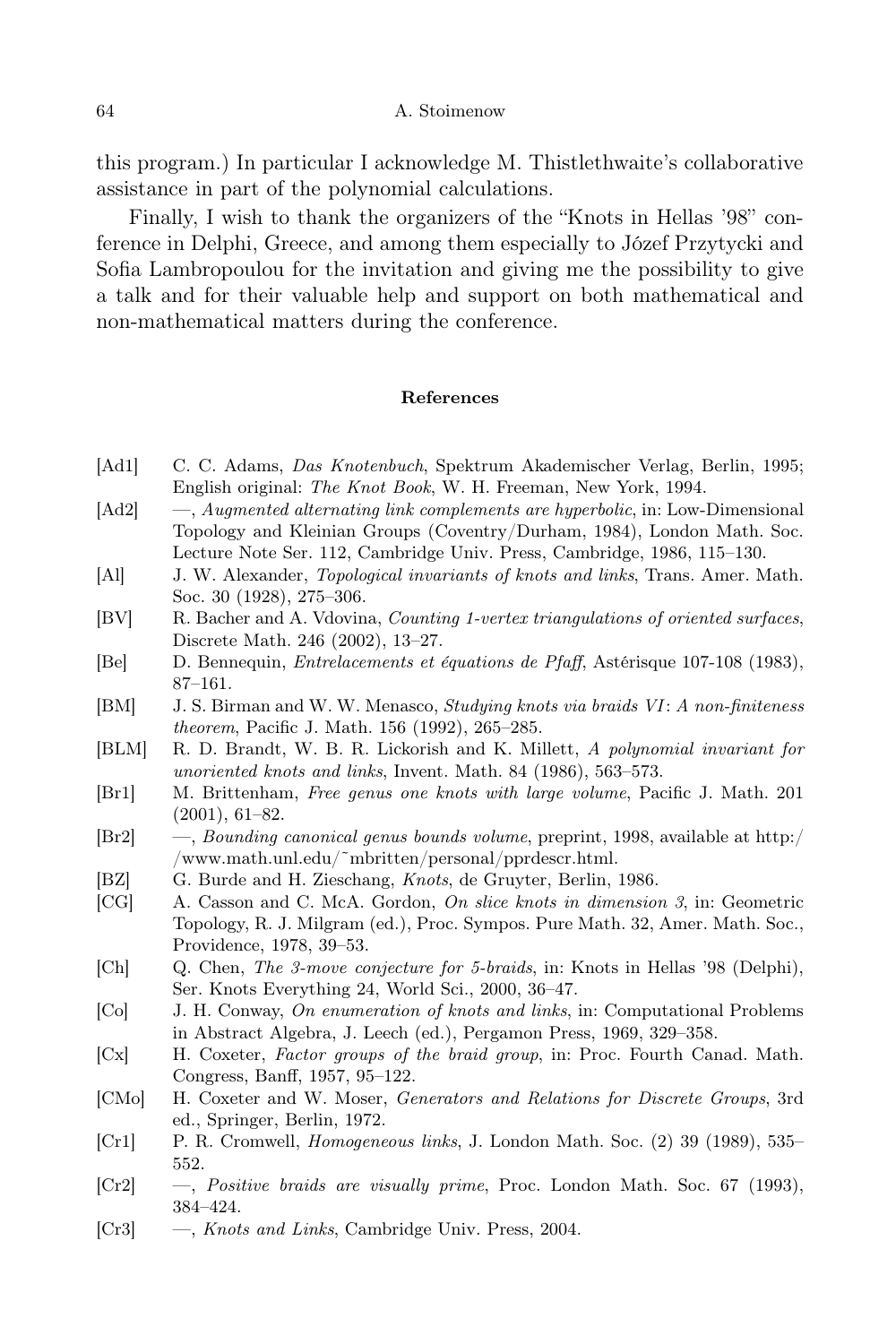this program.) In particular I acknowledge M. Thistlethwaite's collaborative assistance in part of the polynomial calculations.

Finally, I wish to thank the organizers of the "Knots in Hellas '98" conference in Delphi, Greece, and among them especially to Józef Przytycki and Sofia Lambropoulou for the invitation and giving me the possibility to give a talk and for their valuable help and support on both mathematical and non-mathematical matters during the conference.

## References

[Ad1] C. C. Adams, *Das Knotenbuch*, Spektrum Akademischer Verlag, Berlin, 1995; English original: *The Knot Book*, W. H. Freeman, New York, 1994.

[Ad2] —, *Augmented alternating link complements are hyperbolic*, in: Low-Dimensional Topology and Kleinian Groups (Coventry/Durham, 1984), London Math. Soc. Lecture Note Ser. 112, Cambridge Univ. Press, Cambridge, 1986, 115–130.

[Al] J. W. Alexander, *Topological invariants of knots and links*, Trans. Amer. Math. Soc. 30 (1928), 275–306.

[BV] R. Bacher and A. Vdovina, *Counting 1-vertex triangulations of oriented surfaces*, Discrete Math. 246 (2002), 13–27.

[Be] D. Bennequin, *Entrelacements et équations de Pfaff*, Astérisque 107-108 (1983), 87–161.

[BM] J. S. Birman and W. W. Menasco, *Studying knots via braids VI: A non-finiteness theorem*, Pacific J. Math. 156 (1992), 265–285.

[BLM] R. D. Brandt, W. B. R. Lickorish and K. Millett, *A polynomial invariant for unoriented knots and links*, Invent. Math. 84 (1986), 563–573.

[Br1] M. Brittenham, *Free genus one knots with large volume*, Pacific J. Math. 201 (2001), 61–82.

[Br2] —, *Bounding canonical genus bounds volume*, preprint, 1998, available at http://www.math.unl.edu/~mbritten/personal/pprdescr.html.

[BZ] G. Burde and H. Zieschang, *Knots*, de Gruyter, Berlin, 1986.

[CG] A. Casson and C. McA. Gordon, *On slice knots in dimension 3*, in: Geometric Topology, R. J. Milgram (ed.), Proc. Sympos. Pure Math. 32, Amer. Math. Soc., Providence, 1978, 39–53.

[Ch] Q. Chen, *The 3-move conjecture for 5-braids*, in: Knots in Hellas '98 (Delphi), Ser. Knots Everything 24, World Sci., 2000, 36–47.

[Co] J. H. Conway, *On enumeration of knots and links*, in: Computational Problems in Abstract Algebra, J. Leech (ed.), Pergamon Press, 1969, 329–358.

[Cx] H. Coxeter, *Factor groups of the braid group*, in: Proc. Fourth Canad. Math. Congress, Banff, 1957, 95–122.

[CMo] H. Coxeter and W. Moser, *Generators and Relations for Discrete Groups*, 3rd ed., Springer, Berlin, 1972.

[Cr1] P. R. Cromwell, *Homogeneous links*, J. London Math. Soc. (2) 39 (1989), 535–552.

[Cr2] —, *Positive braids are visually prime*, Proc. London Math. Soc. 67 (1993), 384–424.

[Cr3] —, *Knots and Links*, Cambridge Univ. Press, 2004.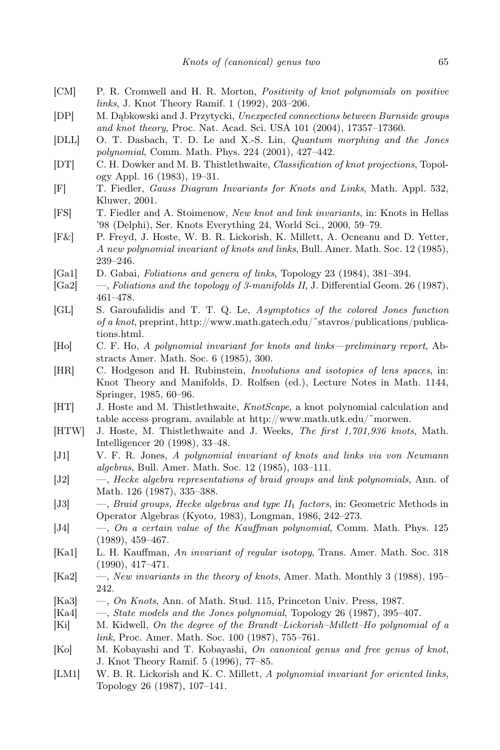[CM] P. R. Cromwell and H. R. Morton, *Positivity of knot polynomials on positive links*, J. Knot Theory Ramif. 1 (1992), 203–206.

[DP] M. Dąbkowski and J. Przytycki, *Unexpected connections between Burnside groups and knot theory*, Proc. Nat. Acad. Sci. USA 101 (2004), 17357–17360.

[DLL] O. T. Dasbach, T. D. Le and X.-S. Lin, *Quantum morphing and the Jones polynomial*, Comm. Math. Phys. 224 (2001), 427–442.

[DT] C. H. Dowker and M. B. Thistlethwaite, *Classification of knot projections*, Topology Appl. 16 (1983), 19–31.

[F] T. Fiedler, *Gauss Diagram Invariants for Knots and Links*, Math. Appl. 532, Kluwer, 2001.

[FS] T. Fiedler and A. Stoimenow, *New knot and link invariants*, in: Knots in Hellas '98 (Delphi), Ser. Knots Everything 24, World Sci., 2000, 59–79.

[F&] P. Freyd, J. Hoste, W. B. R. Lickorish, K. Millett, A. Ocneanu and D. Yetter, *A new polynomial invariant of knots and links*, Bull. Amer. Math. Soc. 12 (1985), 239–246.

[Ga1] D. Gabai, *Foliations and genera of links*, Topology 23 (1984), 381–394.

[Ga2] —, *Foliations and the topology of 3-manifolds II*, J. Differential Geom. 26 (1987), 461–478.

[GL] S. Garoufalidis and T. T. Q. Le, *Asymptotics of the colored Jones function of a knot*, preprint, http://www.math.gatech.edu/~stavros/publications/publications.html.

[Ho] C. F. Ho, *A polynomial invariant for knots and links—preliminary report*, Abstracts Amer. Math. Soc. 6 (1985), 300.

[HR] C. Hodgeson and H. Rubinstein, *Involutions and isotopies of lens spaces*, in: Knot Theory and Manifolds, D. Rolfsen (ed.), Lecture Notes in Math. 1144, Springer, 1985, 60–96.

[HT] J. Hoste and M. Thistlethwaite, *KnotScape*, a knot polynomial calculation and table access program, available at http://www.math.utk.edu/~morwen.

[HTW] J. Hoste, M. Thistlethwaite and J. Weeks, *The first 1,701,936 knots*, Math. Intelligencer 20 (1998), 33–48.

[J1] V. F. R. Jones, *A polynomial invariant of knots and links via von Neumann algebras*, Bull. Amer. Math. Soc. 12 (1985), 103–111.

[J2] —, *Hecke algebra representations of braid groups and link polynomials*, Ann. of Math. 126 (1987), 335–388.

[J3] —, *Braid groups, Hecke algebras and type $II_1$ factors*, in: Geometric Methods in Operator Algebras (Kyoto, 1983), Longman, 1986, 242–273.

[J4] —, *On a certain value of the Kauffman polynomial*, Comm. Math. Phys. 125 (1989), 459–467.

[Ka1] L. H. Kauffman, *An invariant of regular isotopy*, Trans. Amer. Math. Soc. 318 (1990), 417–471.

[Ka2] —, *New invariants in the theory of knots*, Amer. Math. Monthly 3 (1988), 195–242.

[Ka3] —, *On Knots*, Ann. of Math. Stud. 115, Princeton Univ. Press, 1987.

[Ka4] —, *State models and the Jones polynomial*, Topology 26 (1987), 395–407.

[Ki] M. Kidwell, *On the degree of the Brandt–Lickorish–Millett–Ho polynomial of a link*, Proc. Amer. Math. Soc. 100 (1987), 755–761.

[Ko] M. Kobayashi and T. Kobayashi, *On canonical genus and free genus of knot*, J. Knot Theory Ramif. 5 (1996), 77–85.

[LM1] W. B. R. Lickorish and K. C. Millett, *A polynomial invariant for oriented links*, Topology 26 (1987), 107–141.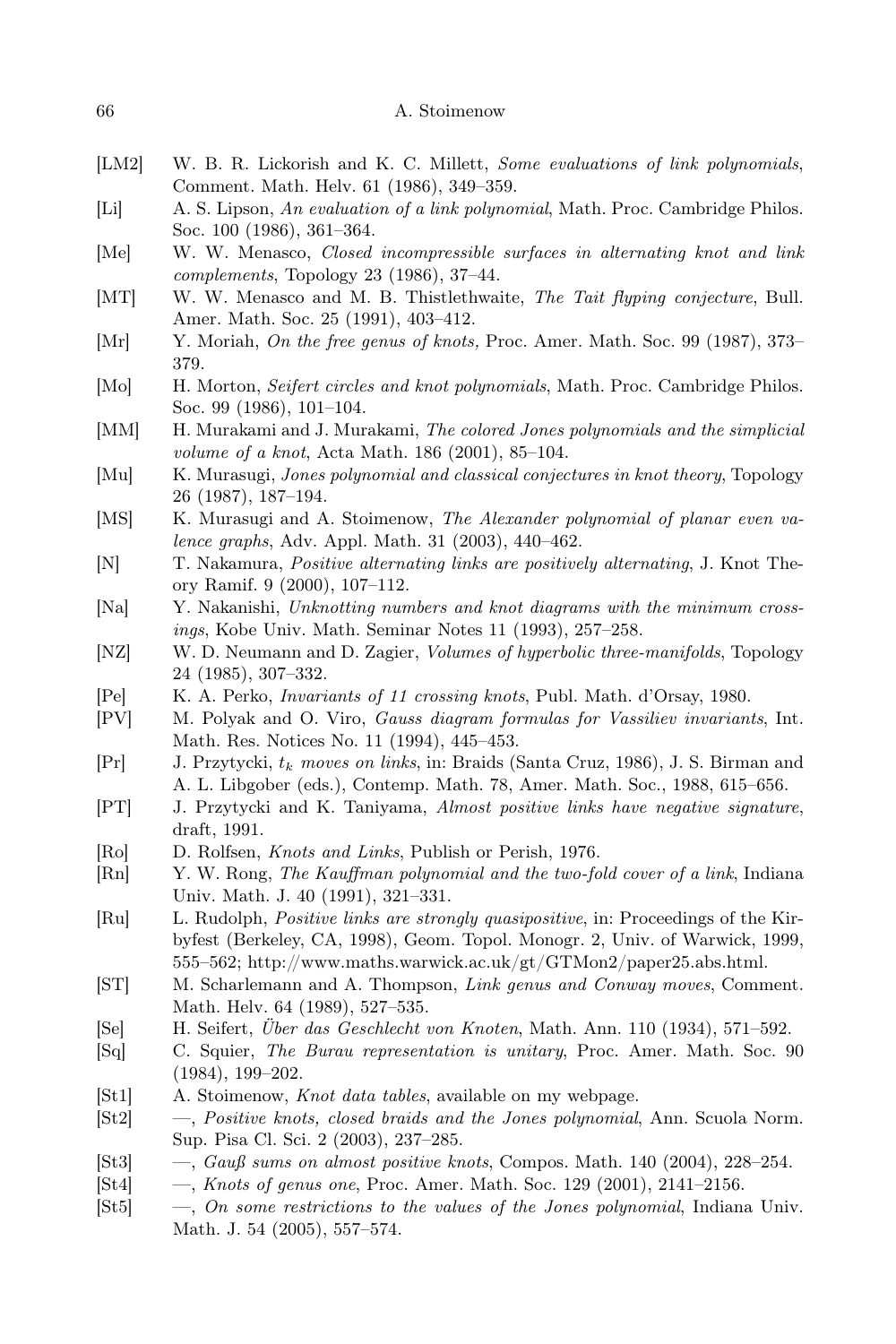[LM2] W. B. R. Lickorish and K. C. Millett, *Some evaluations of link polynomials*, Comment. Math. Helv. 61 (1986), 349–359.

[Li] A. S. Lipson, *An evaluation of a link polynomial*, Math. Proc. Cambridge Philos. Soc. 100 (1986), 361–364.

[Me] W. W. Menasco, *Closed incompressible surfaces in alternating knot and link complements*, Topology 23 (1986), 37–44.

[MT] W. W. Menasco and M. B. Thistlethwaite, *The Tait flyping conjecture*, Bull. Amer. Math. Soc. 25 (1991), 403–412.

[Mr] Y. Moriah, *On the free genus of knots,* Proc. Amer. Math. Soc. 99 (1987), 373–379.

[Mo] H. Morton, *Seifert circles and knot polynomials*, Math. Proc. Cambridge Philos. Soc. 99 (1986), 101–104.

[MM] H. Murakami and J. Murakami, *The colored Jones polynomials and the simplicial volume of a knot*, Acta Math. 186 (2001), 85–104.

[Mu] K. Murasugi, *Jones polynomial and classical conjectures in knot theory*, Topology 26 (1987), 187–194.

[MS] K. Murasugi and A. Stoimenow, *The Alexander polynomial of planar even valence graphs*, Adv. Appl. Math. 31 (2003), 440–462.

[N] T. Nakamura, *Positive alternating links are positively alternating*, J. Knot Theory Ramif. 9 (2000), 107–112.

[Na] Y. Nakanishi, *Unknotting numbers and knot diagrams with the minimum crossings*, Kobe Univ. Math. Seminar Notes 11 (1993), 257–258.

[NZ] W. D. Neumann and D. Zagier, *Volumes of hyperbolic three-manifolds*, Topology 24 (1985), 307–332.

[Pe] K. A. Perko, *Invariants of 11 crossing knots*, Publ. Math. d'Orsay, 1980.

[PV] M. Polyak and O. Viro, *Gauss diagram formulas for Vassiliev invariants*, Int. Math. Res. Notices No. 11 (1994), 445–453.

[Pr] J. Przytycki, *$t_k$ moves on links*, in: Braids (Santa Cruz, 1986), J. S. Birman and A. L. Libgober (eds.), Contemp. Math. 78, Amer. Math. Soc., 1988, 615–656.

[PT] J. Przytycki and K. Taniyama, *Almost positive links have negative signature*, draft, 1991.

[Ro] D. Rolfsen, *Knots and Links*, Publish or Perish, 1976.

[Rn] Y. W. Rong, *The Kauffman polynomial and the two-fold cover of a link*, Indiana Univ. Math. J. 40 (1991), 321–331.

[Ru] L. Rudolph, *Positive links are strongly quasipositive*, in: Proceedings of the Kirbyfest (Berkeley, CA, 1998), Geom. Topol. Monogr. 2, Univ. of Warwick, 1999, 555–562; http://www.maths.warwick.ac.uk/gt/GTMon2/paper25.abs.html.

[ST] M. Scharlemann and A. Thompson, *Link genus and Conway moves*, Comment. Math. Helv. 64 (1989), 527–535.

[Se] H. Seifert, *Über das Geschlecht von Knoten*, Math. Ann. 110 (1934), 571–592.

[Sq] C. Squier, *The Burau representation is unitary*, Proc. Amer. Math. Soc. 90 (1984), 199–202.

[St1] A. Stoimenow, *Knot data tables*, available on my webpage.

[St2] —, *Positive knots, closed braids and the Jones polynomial*, Ann. Scuola Norm. Sup. Pisa Cl. Sci. 2 (2003), 237–285.

[St3] —, *Gauß sums on almost positive knots*, Compos. Math. 140 (2004), 228–254.

[St4] —, *Knots of genus one*, Proc. Amer. Math. Soc. 129 (2001), 2141–2156.

[St5] —, *On some restrictions to the values of the Jones polynomial*, Indiana Univ. Math. J. 54 (2005), 557–574.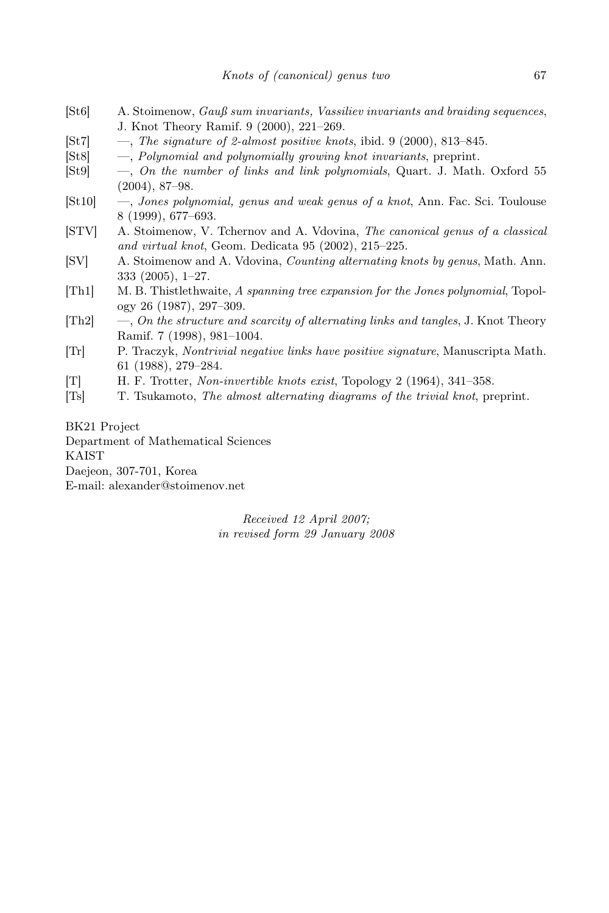[St6] A. Stoimenow, *Gauß sum invariants, Vassiliev invariants and braiding sequences*, J. Knot Theory Ramif. 9 (2000), 221–269.

[St7] —, *The signature of 2-almost positive knots*, ibid. 9 (2000), 813–845.

[St8] —, *Polynomial and polynomially growing knot invariants*, preprint.

[St9] —, *On the number of links and link polynomials*, Quart. J. Math. Oxford 55 (2004), 87–98.

[St10] —, *Jones polynomial, genus and weak genus of a knot*, Ann. Fac. Sci. Toulouse 8 (1999), 677–693.

[STV] A. Stoimenow, V. Tchernov and A. Vdovina, *The canonical genus of a classical and virtual knot*, Geom. Dedicata 95 (2002), 215–225.

[SV] A. Stoimenow and A. Vdovina, *Counting alternating knots by genus*, Math. Ann. 333 (2005), 1–27.

[Th1] M. B. Thistlethwaite, *A spanning tree expansion for the Jones polynomial*, Topology 26 (1987), 297–309.

[Th2] —, *On the structure and scarcity of alternating links and tangles*, J. Knot Theory Ramif. 7 (1998), 981–1004.

[Tr] P. Traczyk, *Nontrivial negative links have positive signature*, Manuscripta Math. 61 (1988), 279–284.

[T] H. F. Trotter, *Non-invertible knots exist*, Topology 2 (1964), 341–358.

[Ts] T. Tsukamoto, *The almost alternating diagrams of the trivial knot*, preprint.

BK21 Project
Department of Mathematical Sciences
KAIST
Daejeon, 307-701, Korea
E-mail: alexander@stoimenov.net

*Received 12 April 2007;*
*in revised form 29 January 2008*